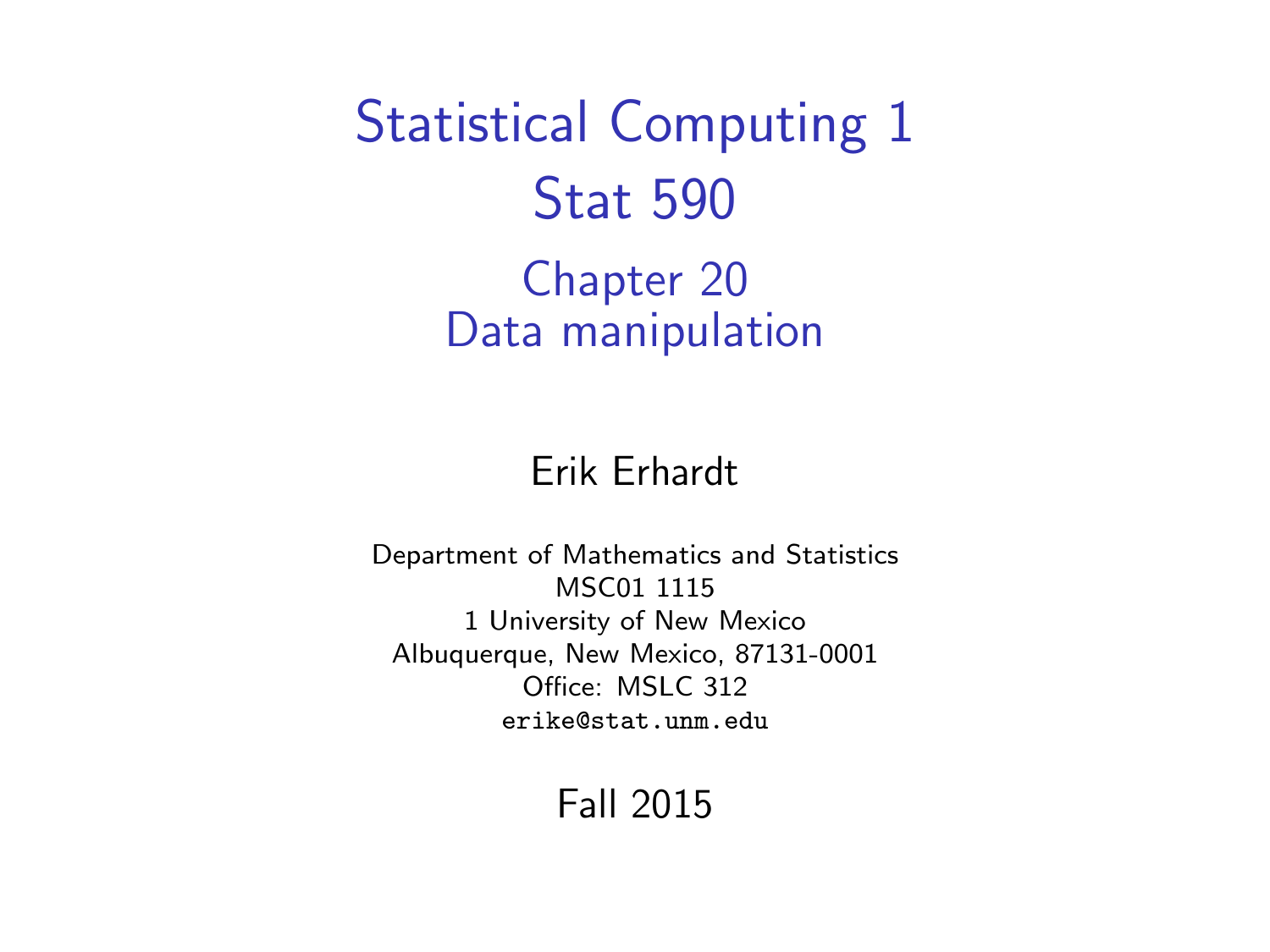# Statistical Computing 1
# Stat 590

## Chapter 20
## Data manipulation

Erik Erhardt

Department of Mathematics and Statistics
MSC01 1115
1 University of New Mexico
Albuquerque, New Mexico, 87131-0001
Office: MSLC 312
`erike@stat.unm.edu`

Fall 2015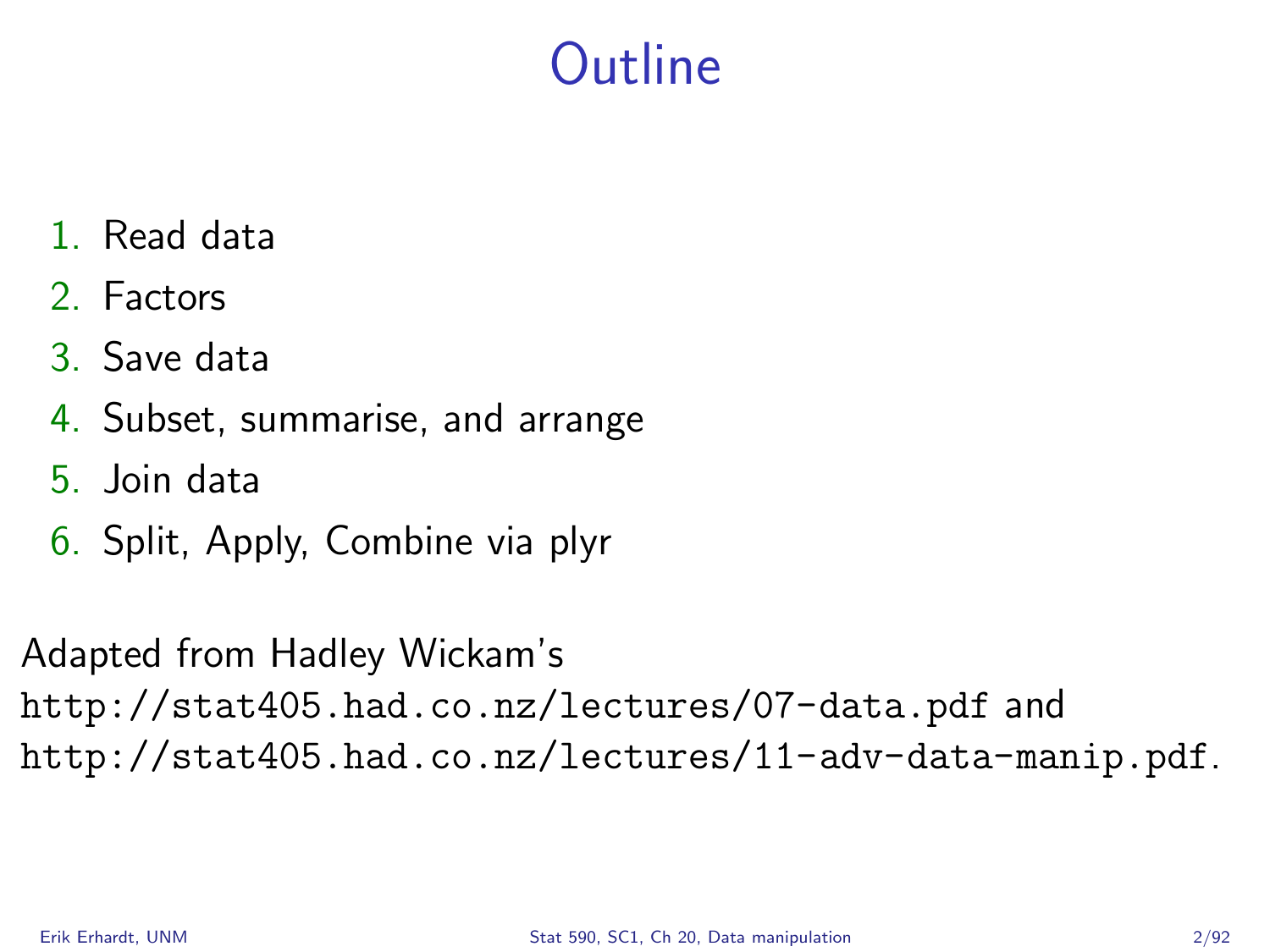# Outline

1. Read data
2. Factors
3. Save data
4. Subset, summarise, and arrange
5. Join data
6. Split, Apply, Combine via plyr

Adapted from Hadley Wickam's `http://stat405.had.co.nz/lectures/07-data.pdf` and `http://stat405.had.co.nz/lectures/11-adv-data-manip.pdf`.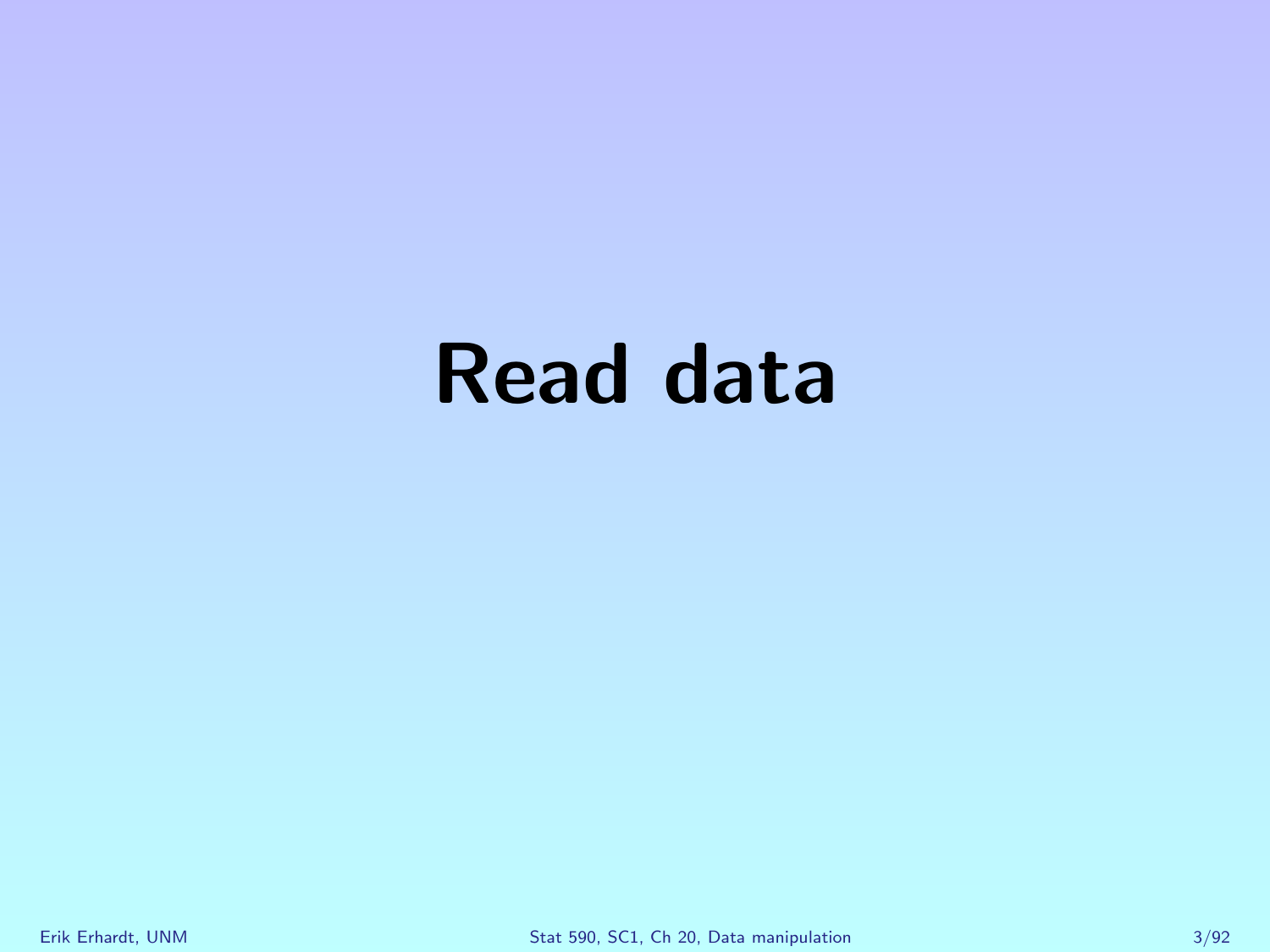# Read data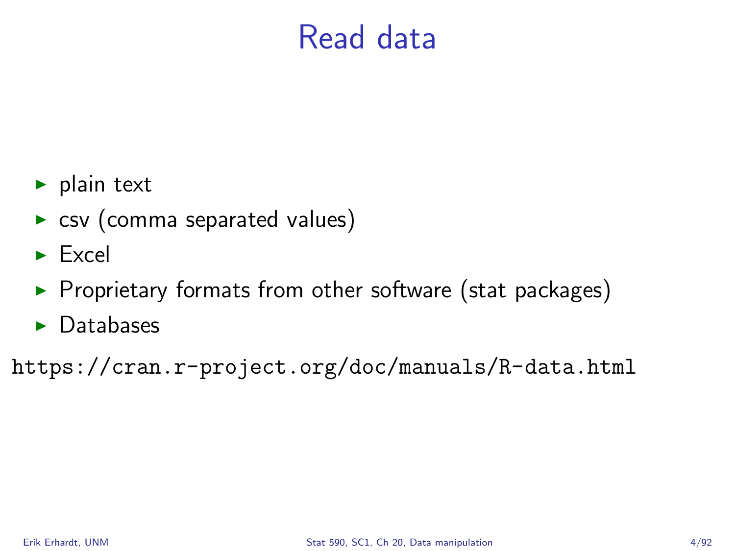# Read data

- plain text
- csv (comma separated values)
- Excel
- Proprietary formats from other software (stat packages)
- Databases

`https://cran.r-project.org/doc/manuals/R-data.html`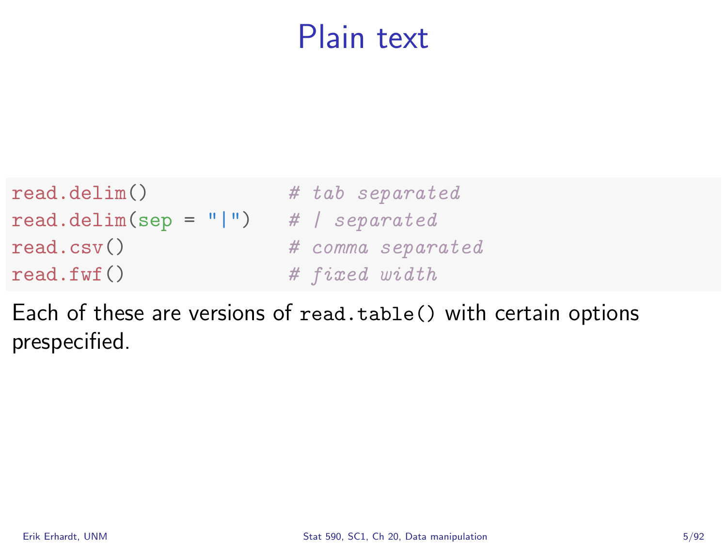# Plain text

```
read.delim()                # tab separated
read.delim(sep = "|")       # | separated
read.csv()                  # comma separated
read.fwf()                  # fixed width
```

Each of these are versions of `read.table()` with certain options prespecified.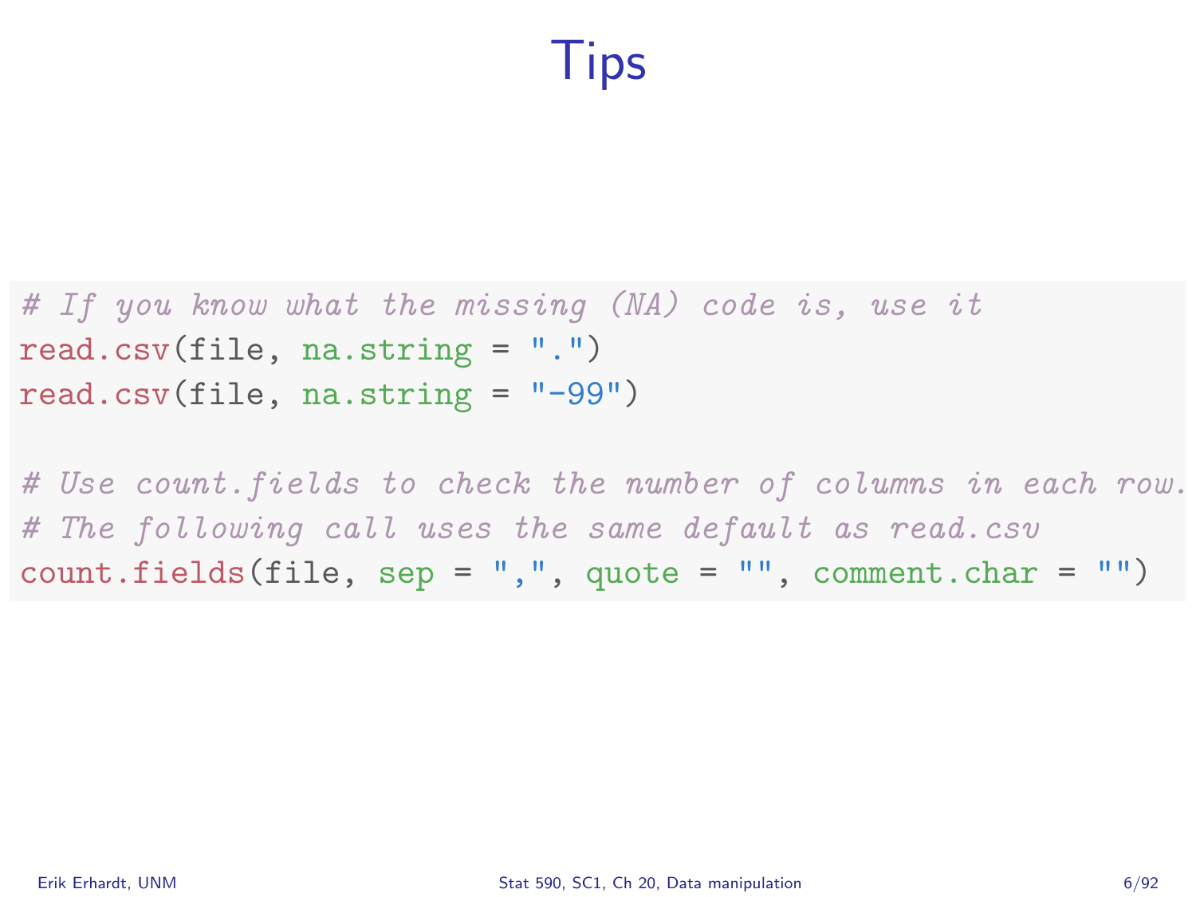# Tips

```
# If you know what the missing (NA) code is, use it
read.csv(file, na.string = ".")
read.csv(file, na.string = "-99")

# Use count.fields to check the number of columns in each row.
# The following call uses the same default as read.csv
count.fields(file, sep = ",", quote = "", comment.char = "")
```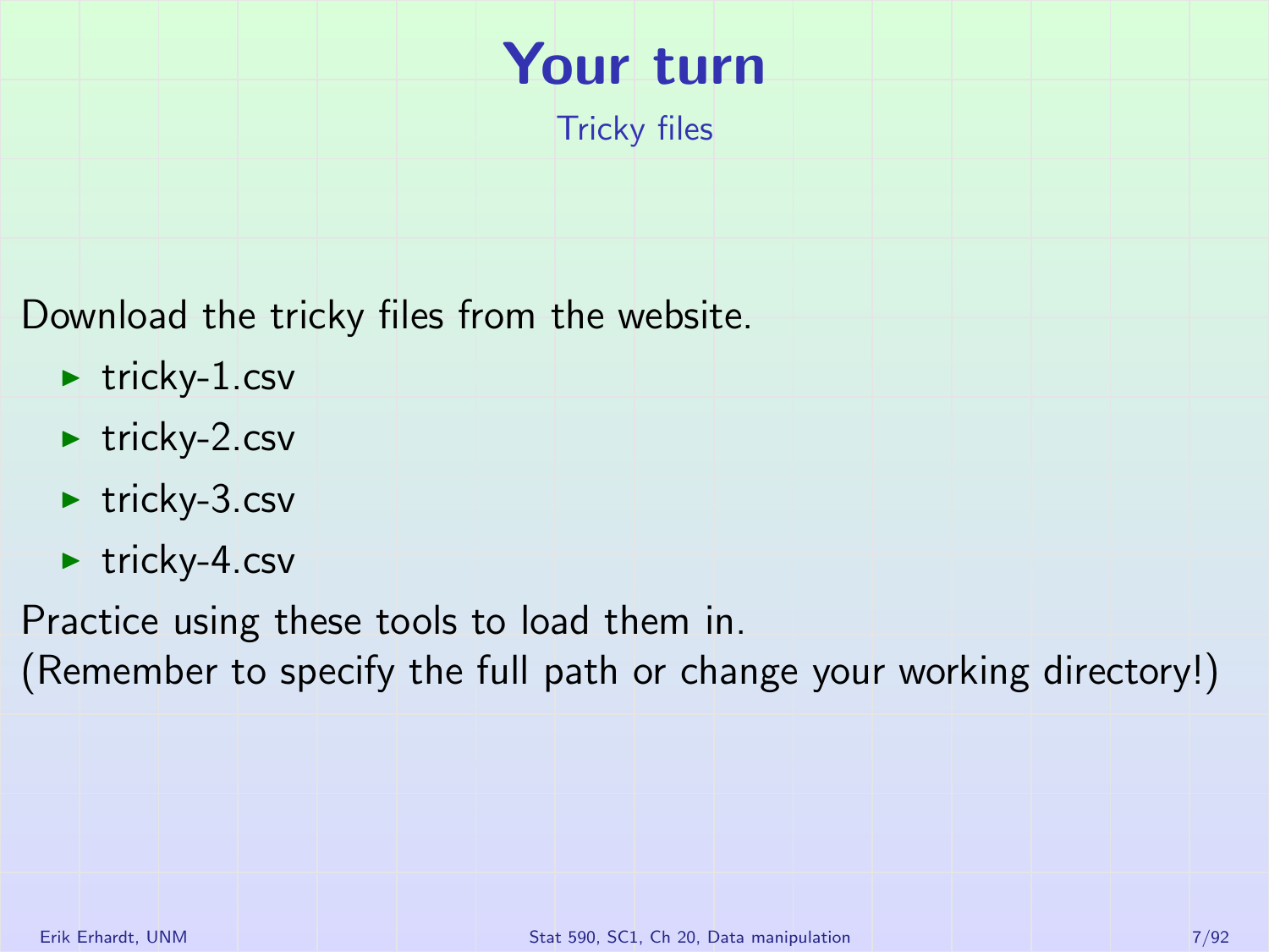# Your turn

## Tricky files

Download the tricky files from the website.

- tricky-1.csv
- tricky-2.csv
- tricky-3.csv
- tricky-4.csv

Practice using these tools to load them in.
(Remember to specify the full path or change your working directory!)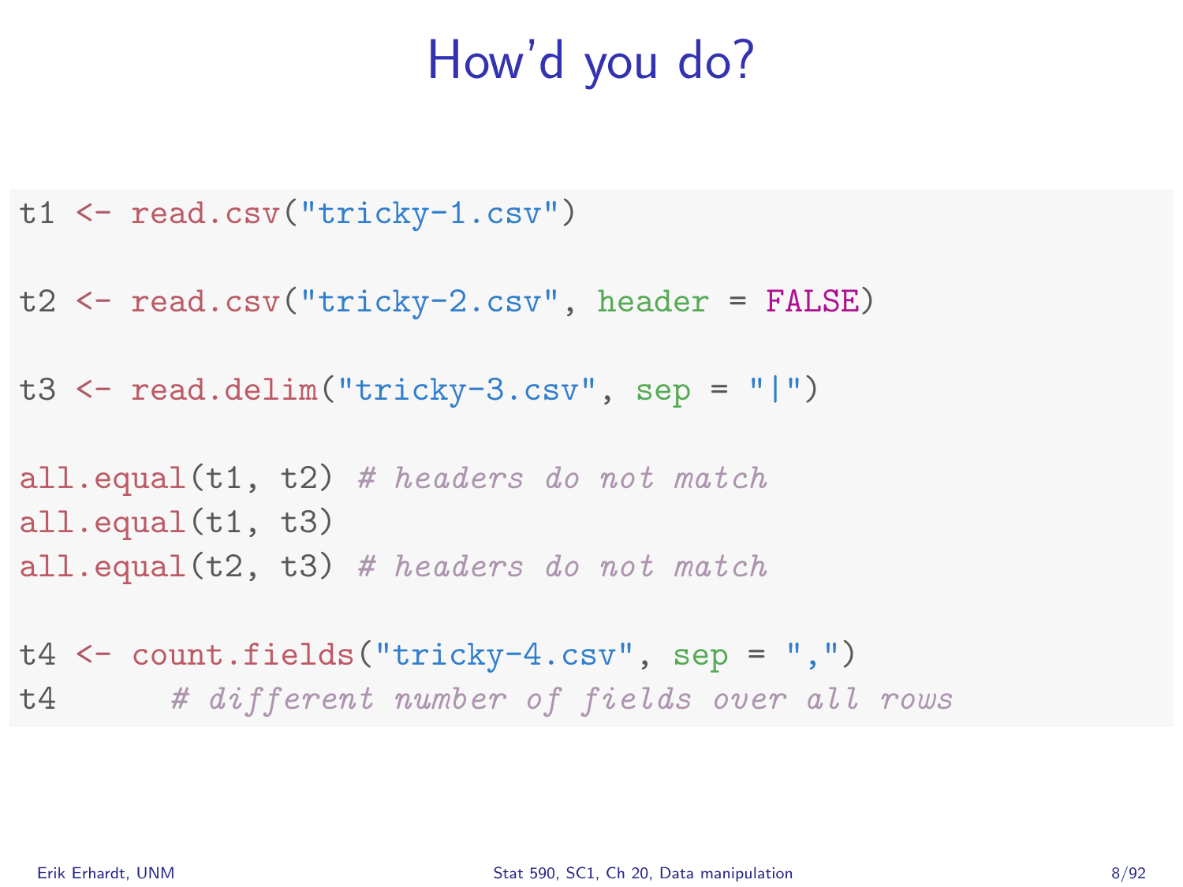# How'd you do?

```
t1 <- read.csv("tricky-1.csv")

t2 <- read.csv("tricky-2.csv", header = FALSE)

t3 <- read.delim("tricky-3.csv", sep = "|")

all.equal(t1, t2) # headers do not match
all.equal(t1, t3)
all.equal(t2, t3) # headers do not match

t4 <- count.fields("tricky-4.csv", sep = ",")
t4      # different number of fields over all rows
```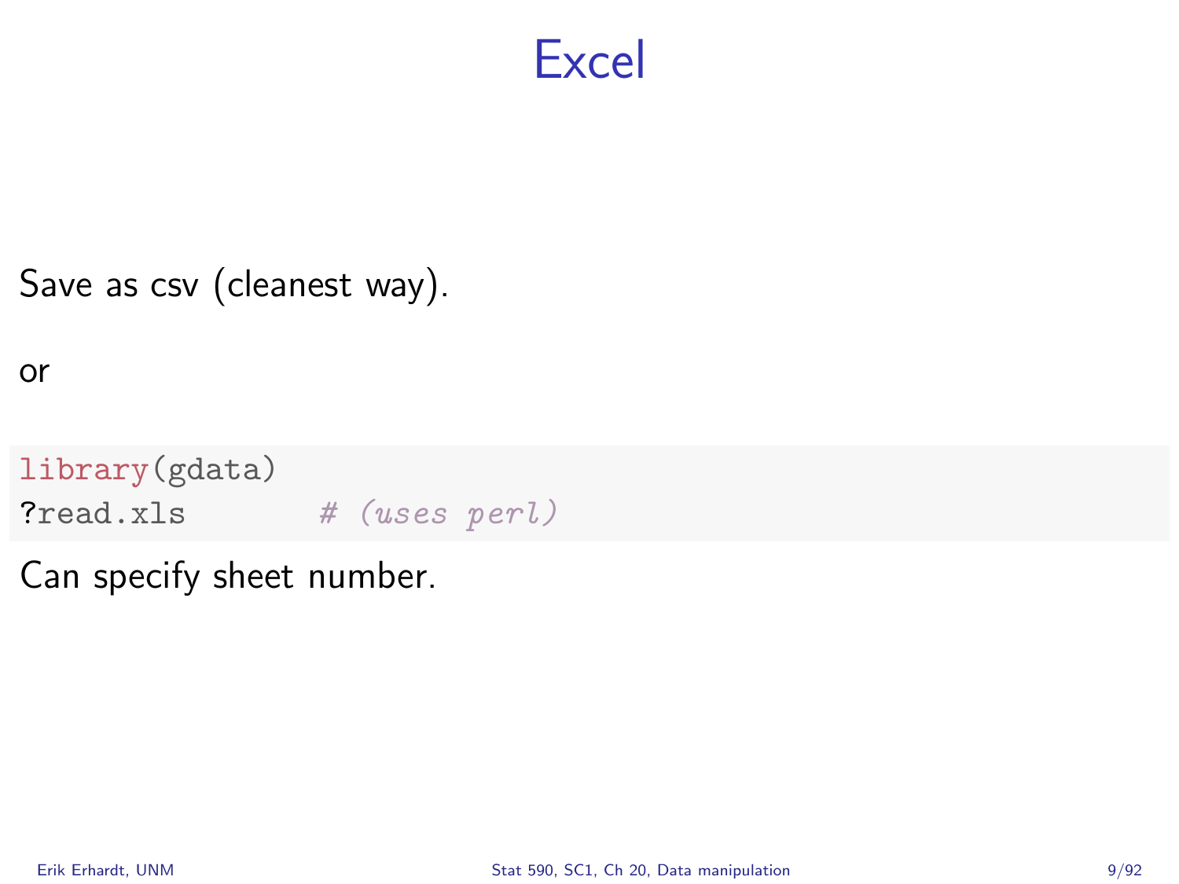# Excel

Save as csv (cleanest way).

or

```
library(gdata)
?read.xls        # (uses perl)
```

Can specify sheet number.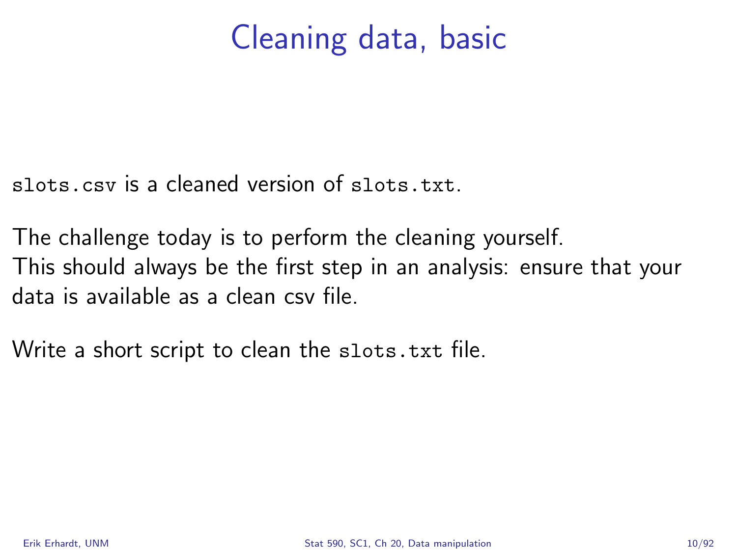# Cleaning data, basic

`slots.csv` is a cleaned version of `slots.txt`.

The challenge today is to perform the cleaning yourself.
This should always be the first step in an analysis: ensure that your data is available as a clean csv file.

Write a short script to clean the `slots.txt` file.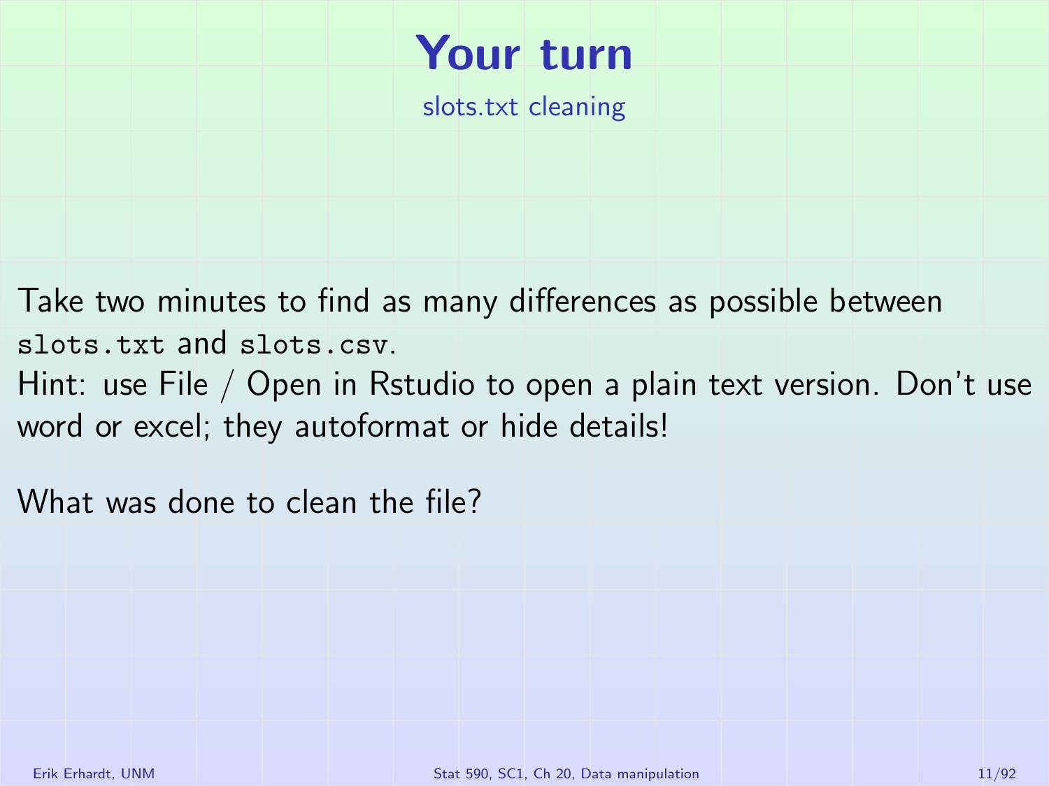# Your turn

## slots.txt cleaning

Take two minutes to find as many differences as possible between `slots.txt` and `slots.csv`.
Hint: use File / Open in Rstudio to open a plain text version. Don't use word or excel; they autoformat or hide details!

What was done to clean the file?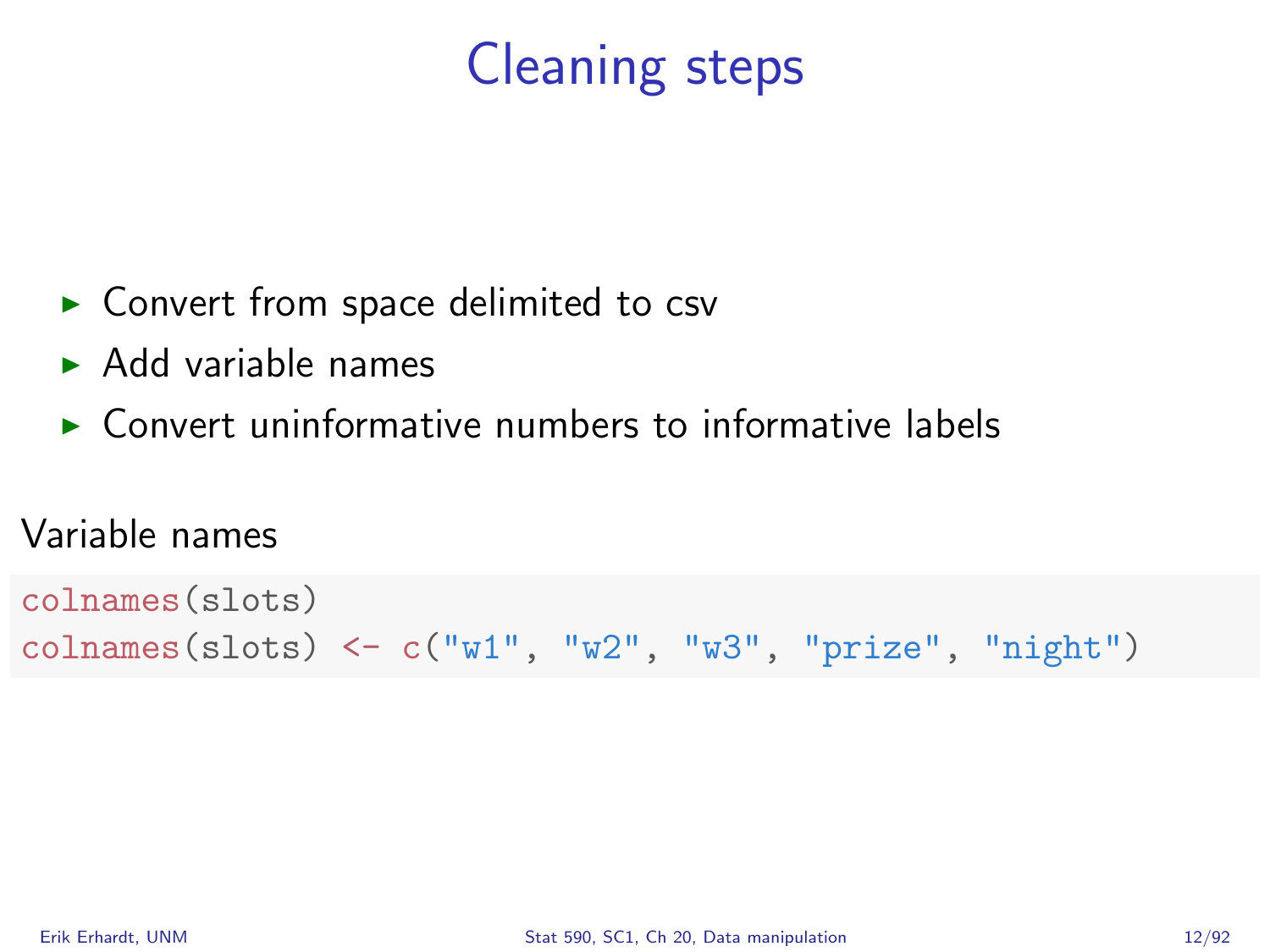# Cleaning steps

- Convert from space delimited to csv
- Add variable names
- Convert uninformative numbers to informative labels

Variable names

```
colnames(slots)
colnames(slots) <- c("w1", "w2", "w3", "prize", "night")
```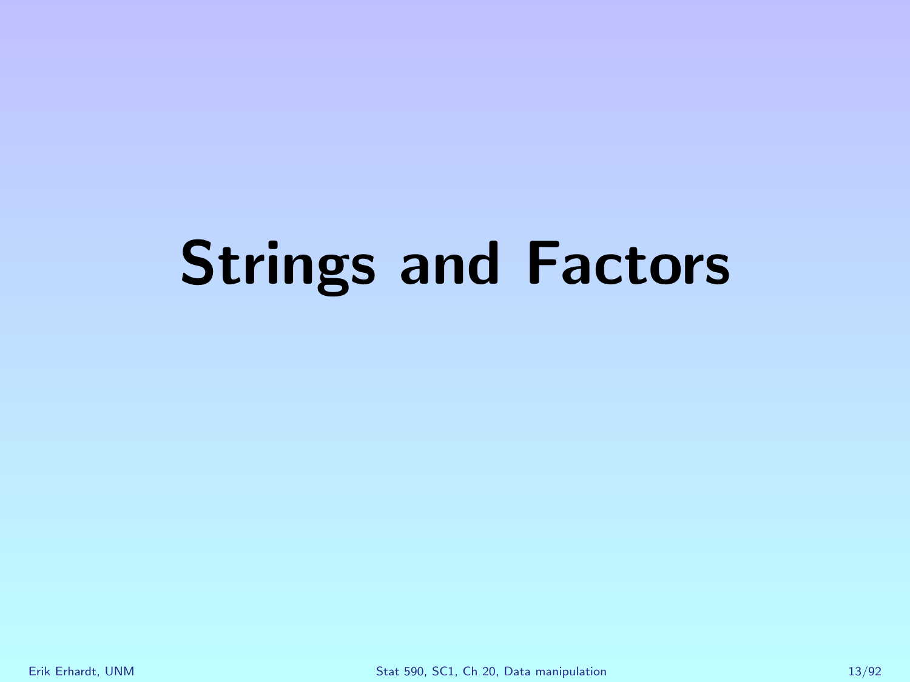# Strings and Factors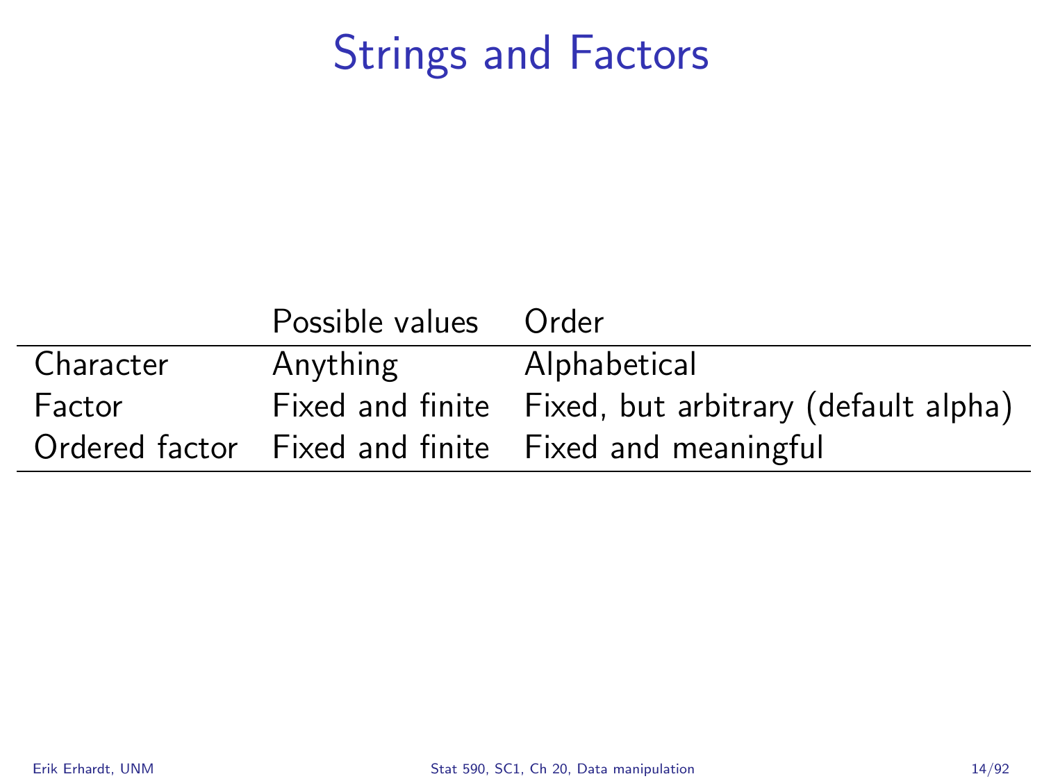# Strings and Factors

| | Possible values | Order |
|---|---|---|
| Character | Anything | Alphabetical |
| Factor | Fixed and finite | Fixed, but arbitrary (default alpha) |
| Ordered factor | Fixed and finite | Fixed and meaningful |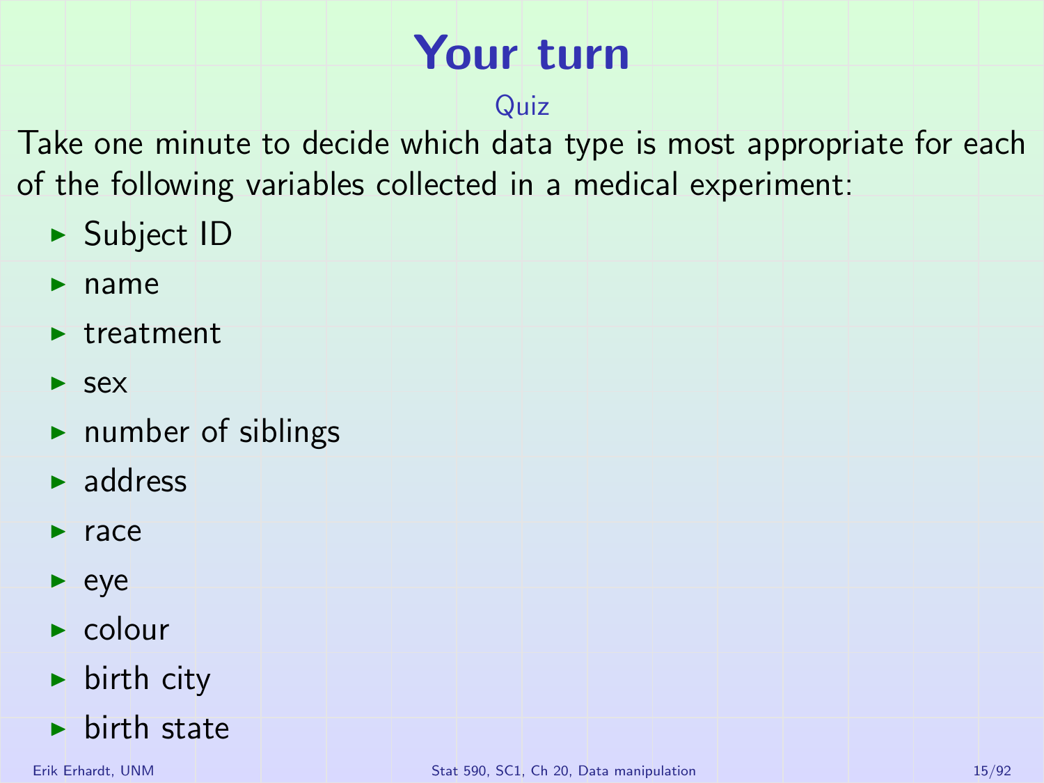# Your turn

### Quiz

Take one minute to decide which data type is most appropriate for each of the following variables collected in a medical experiment:

- Subject ID
- name
- treatment
- sex
- number of siblings
- address
- race
- eye
- colour
- birth city
- birth state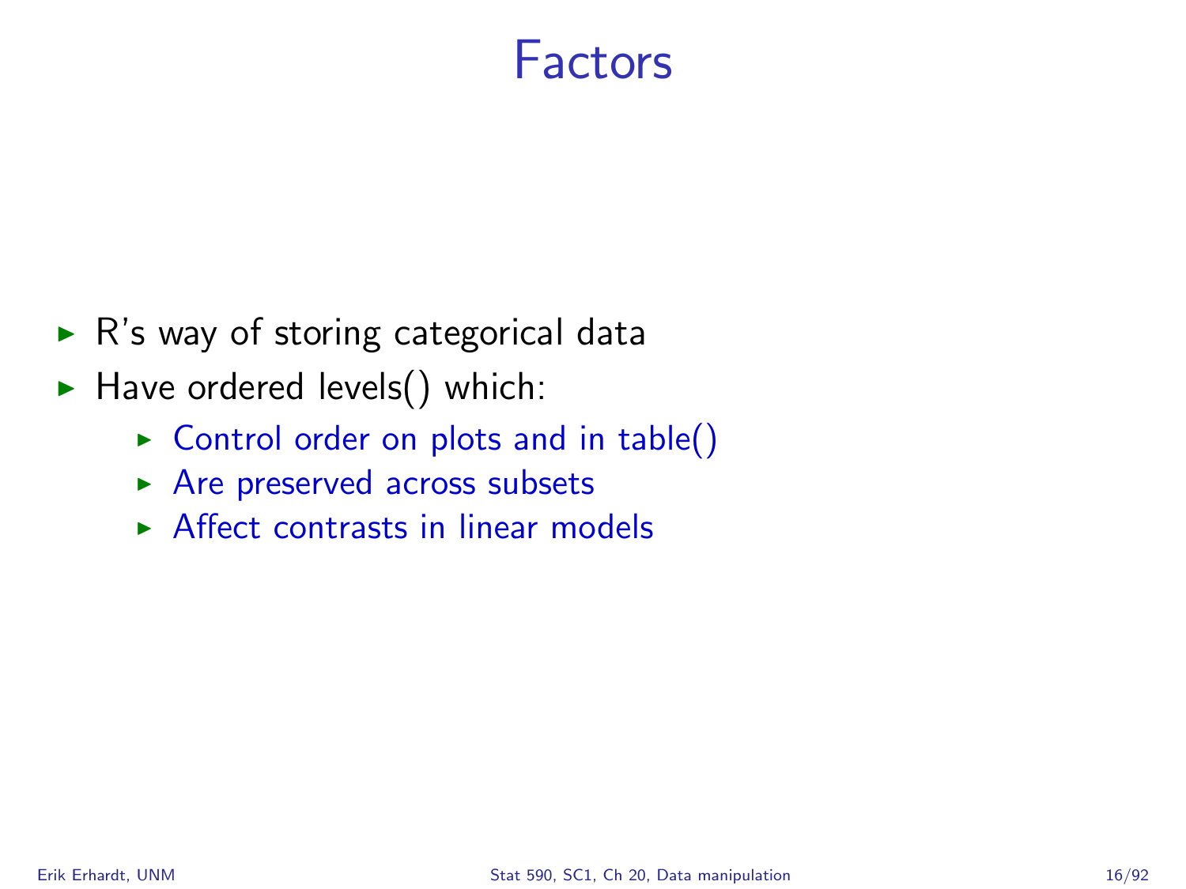# Factors

- R's way of storing categorical data
- Have ordered levels() which:
  - Control order on plots and in table()
  - Are preserved across subsets
  - Affect contrasts in linear models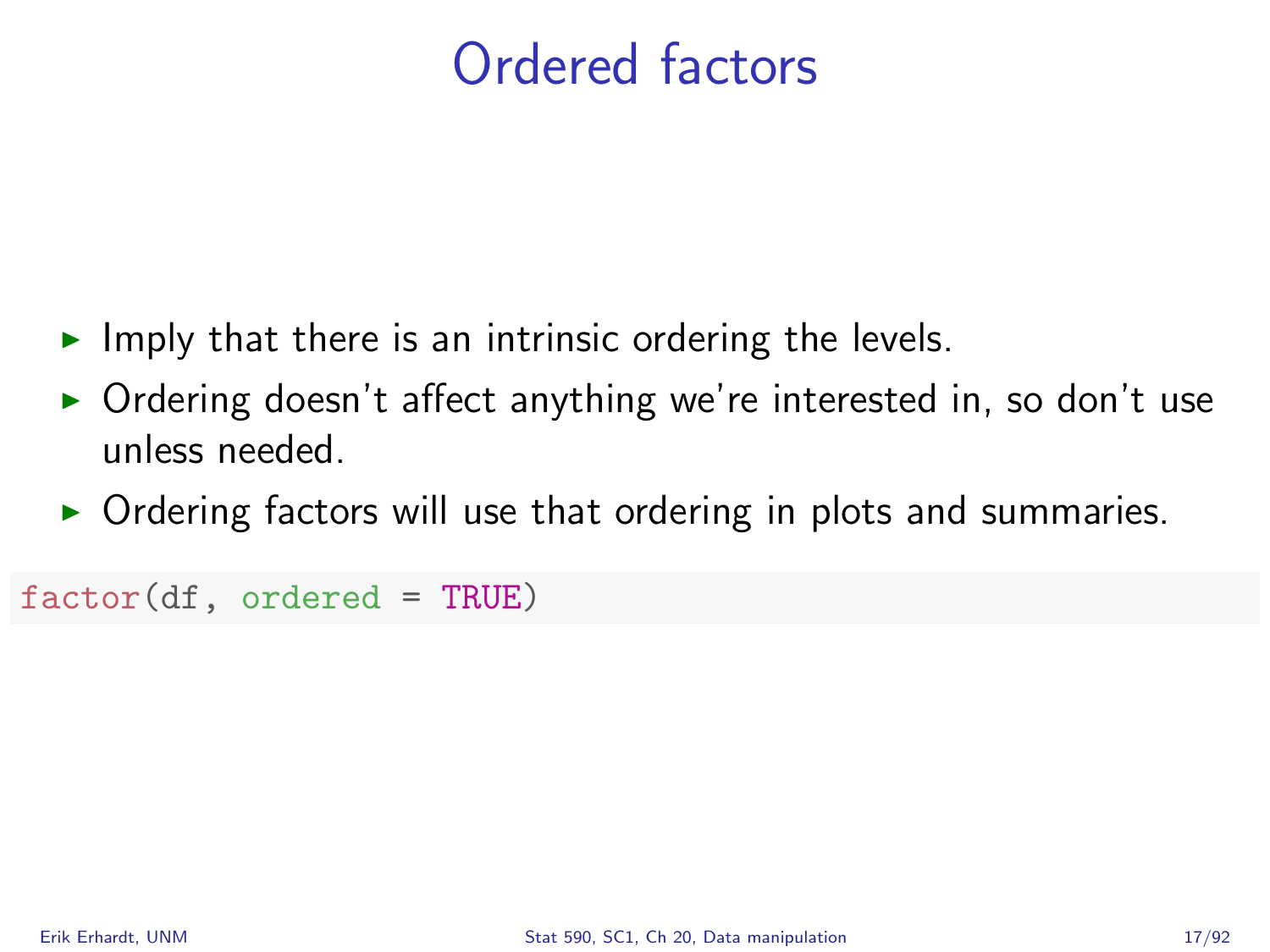# Ordered factors

- Imply that there is an intrinsic ordering the levels.
- Ordering doesn't affect anything we're interested in, so don't use unless needed.
- Ordering factors will use that ordering in plots and summaries.

```
factor(df, ordered = TRUE)
```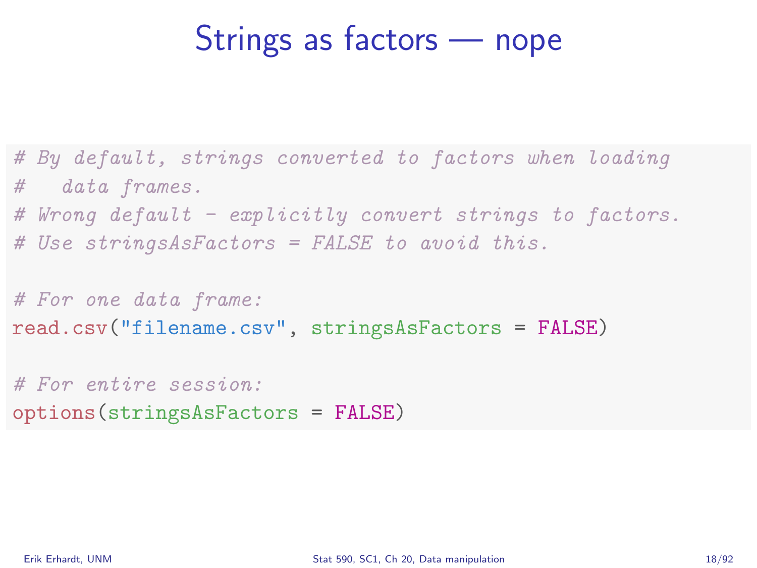# Strings as factors — nope

```
# By default, strings converted to factors when loading
#   data frames.
# Wrong default - explicitly convert strings to factors.
# Use stringsAsFactors = FALSE to avoid this.

# For one data frame:
read.csv("filename.csv", stringsAsFactors = FALSE)

# For entire session:
options(stringsAsFactors = FALSE)
```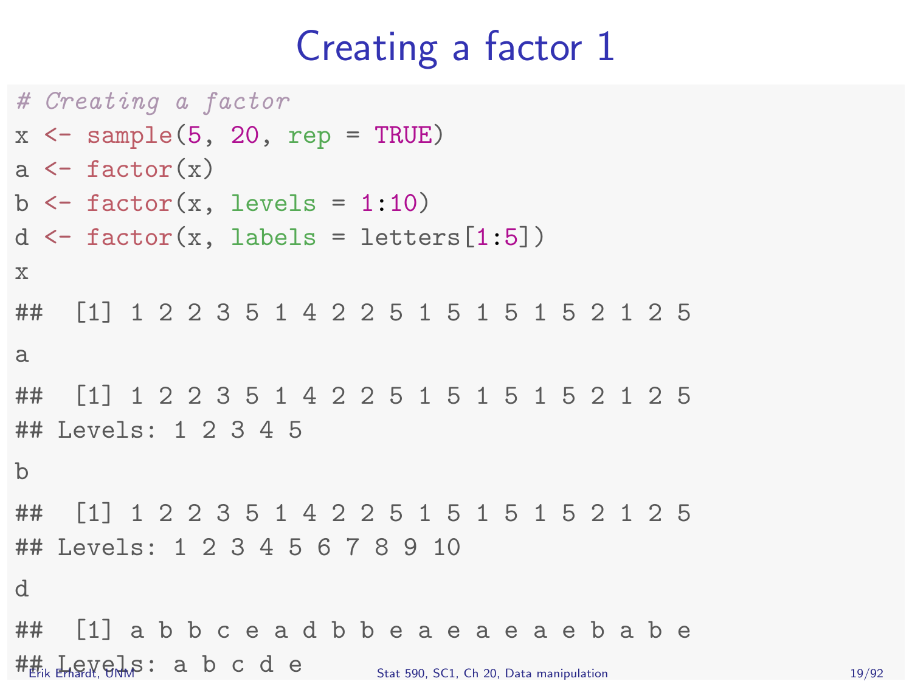# Creating a factor 1

```
# Creating a factor
x <- sample(5, 20, rep = TRUE)
a <- factor(x)
b <- factor(x, levels = 1:10)
d <- factor(x, labels = letters[1:5])
x

##  [1] 1 2 2 3 5 1 4 2 2 5 1 5 1 5 1 5 2 1 2 5

a

##  [1] 1 2 2 3 5 1 4 2 2 5 1 5 1 5 1 5 2 1 2 5
## Levels: 1 2 3 4 5

b

##  [1] 1 2 2 3 5 1 4 2 2 5 1 5 1 5 1 5 2 1 2 5
## Levels: 1 2 3 4 5 6 7 8 9 10

d

##  [1] a b b c e a d b b e a e a e a e b a b e
## Levels: a b c d e
```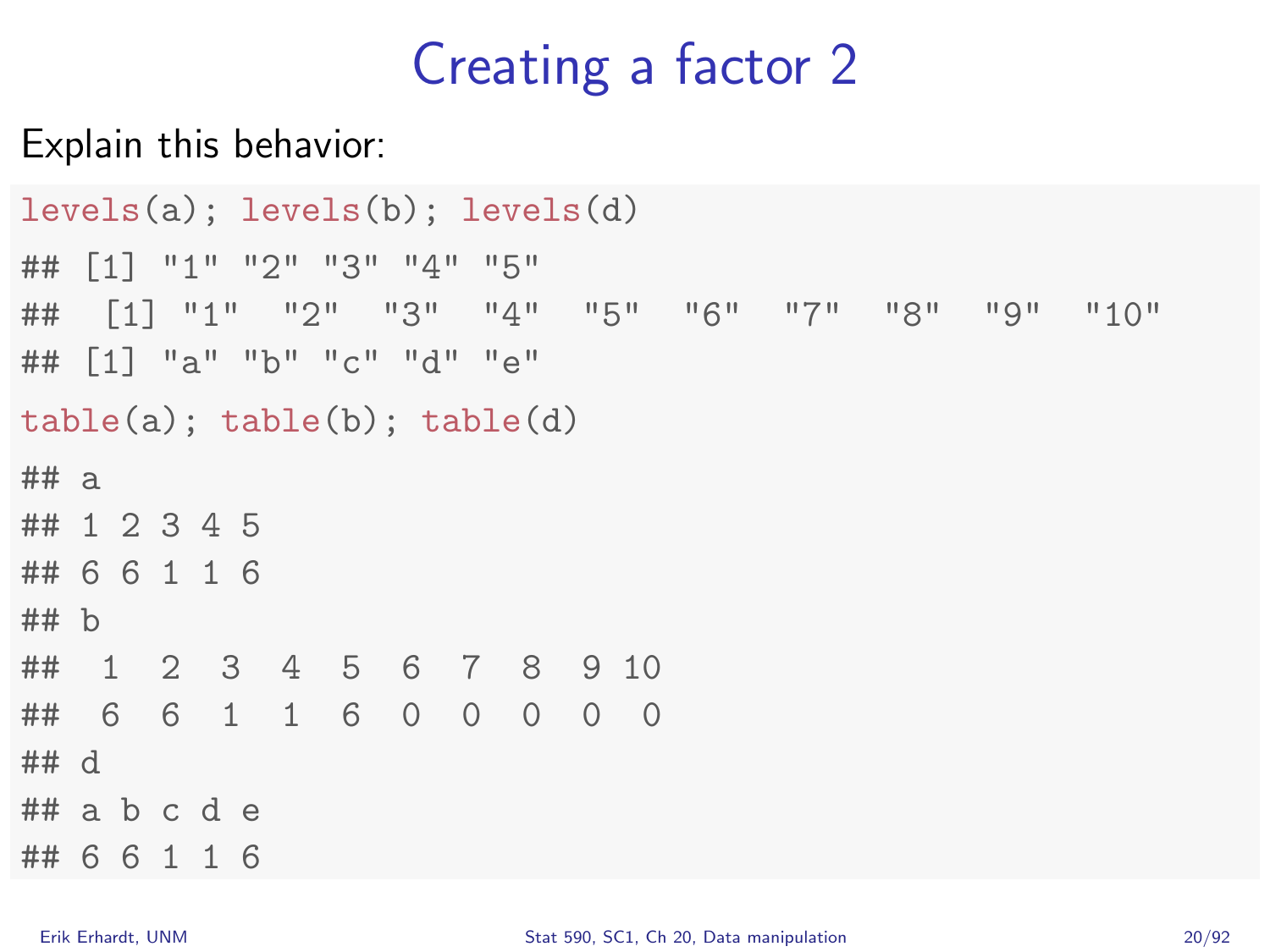# Creating a factor 2

Explain this behavior:

```
levels(a); levels(b); levels(d)
## [1] "1" "2" "3" "4" "5"
##  [1] "1"  "2"  "3"  "4"  "5"  "6"  "7"  "8"  "9"  "10"
## [1] "a" "b" "c" "d" "e"
table(a); table(b); table(d)
## a
## 1 2 3 4 5
## 6 6 1 1 6
## b
##  1  2  3  4  5  6  7  8  9 10
##  6  6  1  1  6  0  0  0  0  0
## d
## a b c d e
## 6 6 1 1 6
```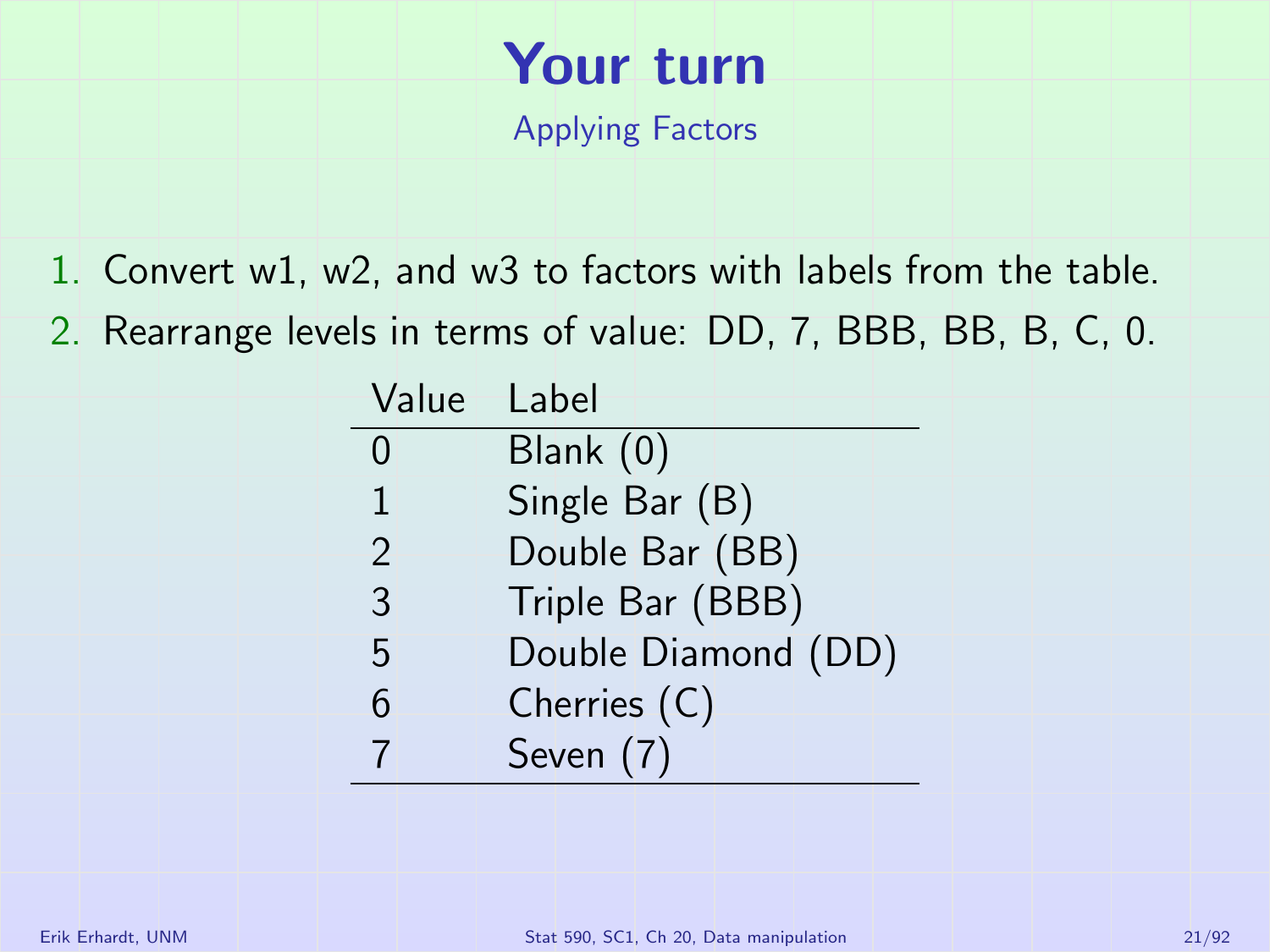# Your turn

## Applying Factors

1. Convert w1, w2, and w3 to factors with labels from the table.
2. Rearrange levels in terms of value: DD, 7, BBB, BB, B, C, 0.

| Value | Label |
|---|---|
| 0 | Blank (0) |
| 1 | Single Bar (B) |
| 2 | Double Bar (BB) |
| 3 | Triple Bar (BBB) |
| 5 | Double Diamond (DD) |
| 6 | Cherries (C) |
| 7 | Seven (7) |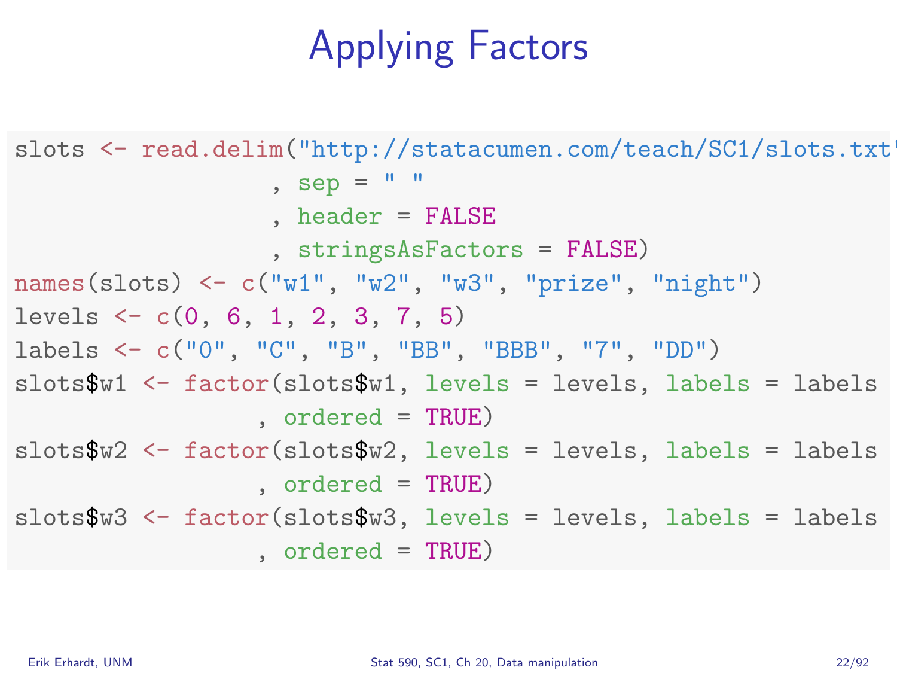# Applying Factors

```
slots <- read.delim("http://statacumen.com/teach/SC1/slots.txt"
                  , sep = " "
                  , header = FALSE
                  , stringsAsFactors = FALSE)
names(slots) <- c("w1", "w2", "w3", "prize", "night")
levels <- c(0, 6, 1, 2, 3, 7, 5)
labels <- c("0", "C", "B", "BB", "BBB", "7", "DD")
slots$w1 <- factor(slots$w1, levels = levels, labels = labels
                 , ordered = TRUE)
slots$w2 <- factor(slots$w2, levels = levels, labels = labels
                 , ordered = TRUE)
slots$w3 <- factor(slots$w3, levels = levels, labels = labels
                 , ordered = TRUE)
```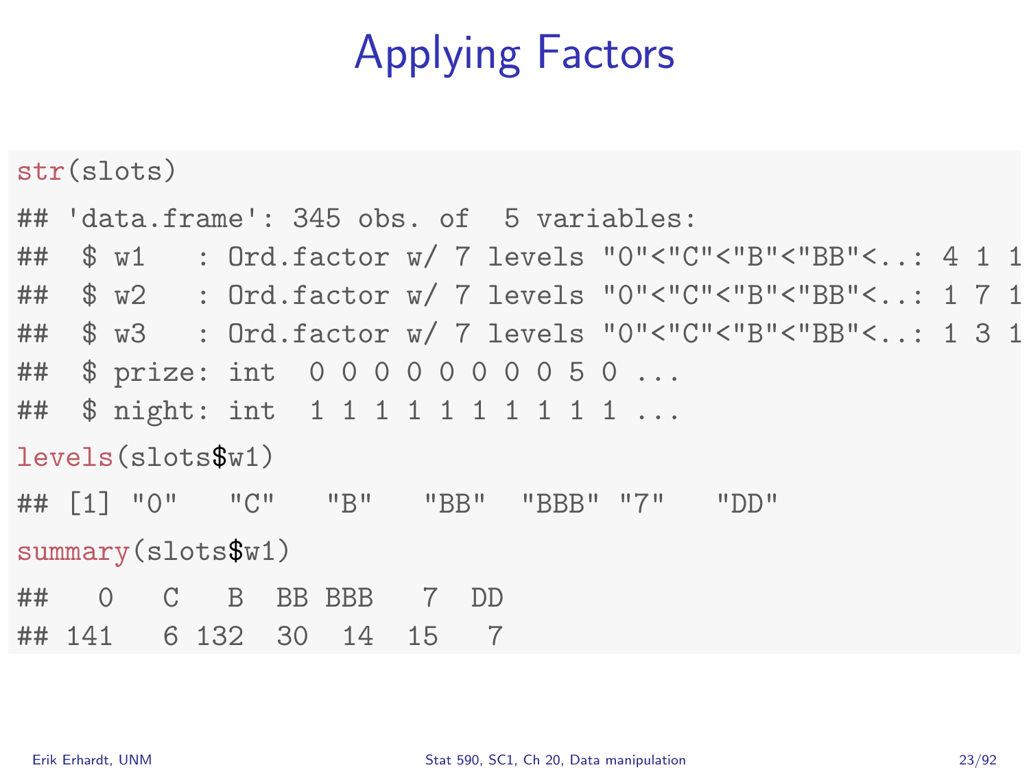# Applying Factors

```
str(slots)

## 'data.frame': 345 obs. of  5 variables:
##  $ w1   : Ord.factor w/ 7 levels "0"<"C"<"B"<"BB"<..: 4 1 1
##  $ w2   : Ord.factor w/ 7 levels "0"<"C"<"B"<"BB"<..: 1 7 1
##  $ w3   : Ord.factor w/ 7 levels "0"<"C"<"B"<"BB"<..: 1 3 1
##  $ prize: int  0 0 0 0 0 0 0 0 5 0 ...
##  $ night: int  1 1 1 1 1 1 1 1 1 1 ...

levels(slots$w1)

## [1] "0"   "C"   "B"   "BB"  "BBB" "7"   "DD"

summary(slots$w1)

##   0   C   B  BB BBB   7  DD
## 141   6 132  30  14  15   7
```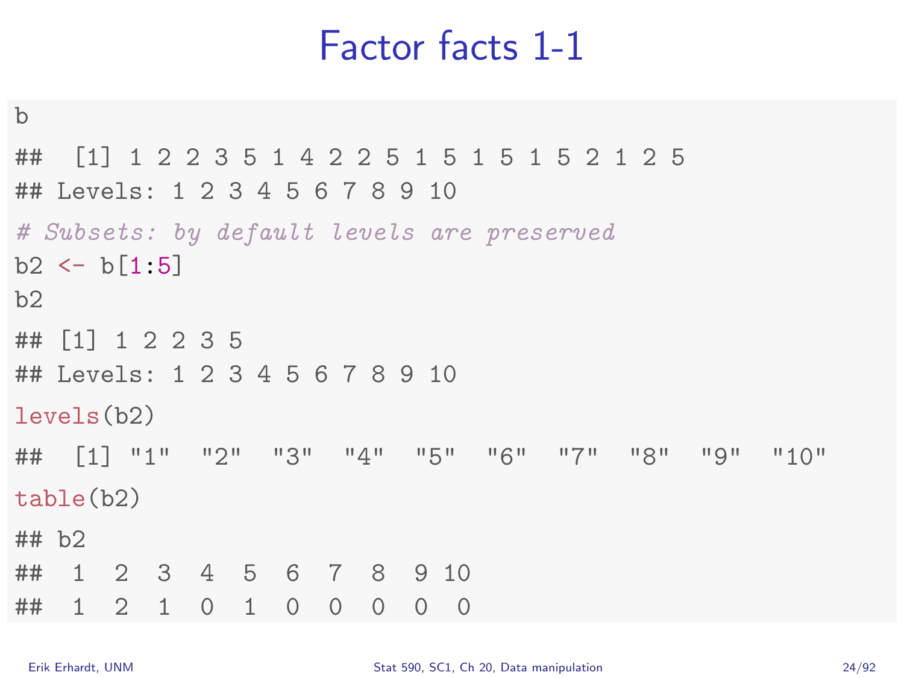# Factor facts 1-1

```
b

##  [1] 1 2 2 3 5 1 4 2 2 5 1 5 1 5 1 5 2 1 2 5
## Levels: 1 2 3 4 5 6 7 8 9 10

# Subsets: by default levels are preserved
b2 <- b[1:5]
b2

## [1] 1 2 2 3 5
## Levels: 1 2 3 4 5 6 7 8 9 10

levels(b2)

##  [1] "1"  "2"  "3"  "4"  "5"  "6"  "7"  "8"  "9"  "10"

table(b2)

## b2
##  1  2  3  4  5  6  7  8  9 10
##  1  2  1  0  1  0  0  0  0  0
```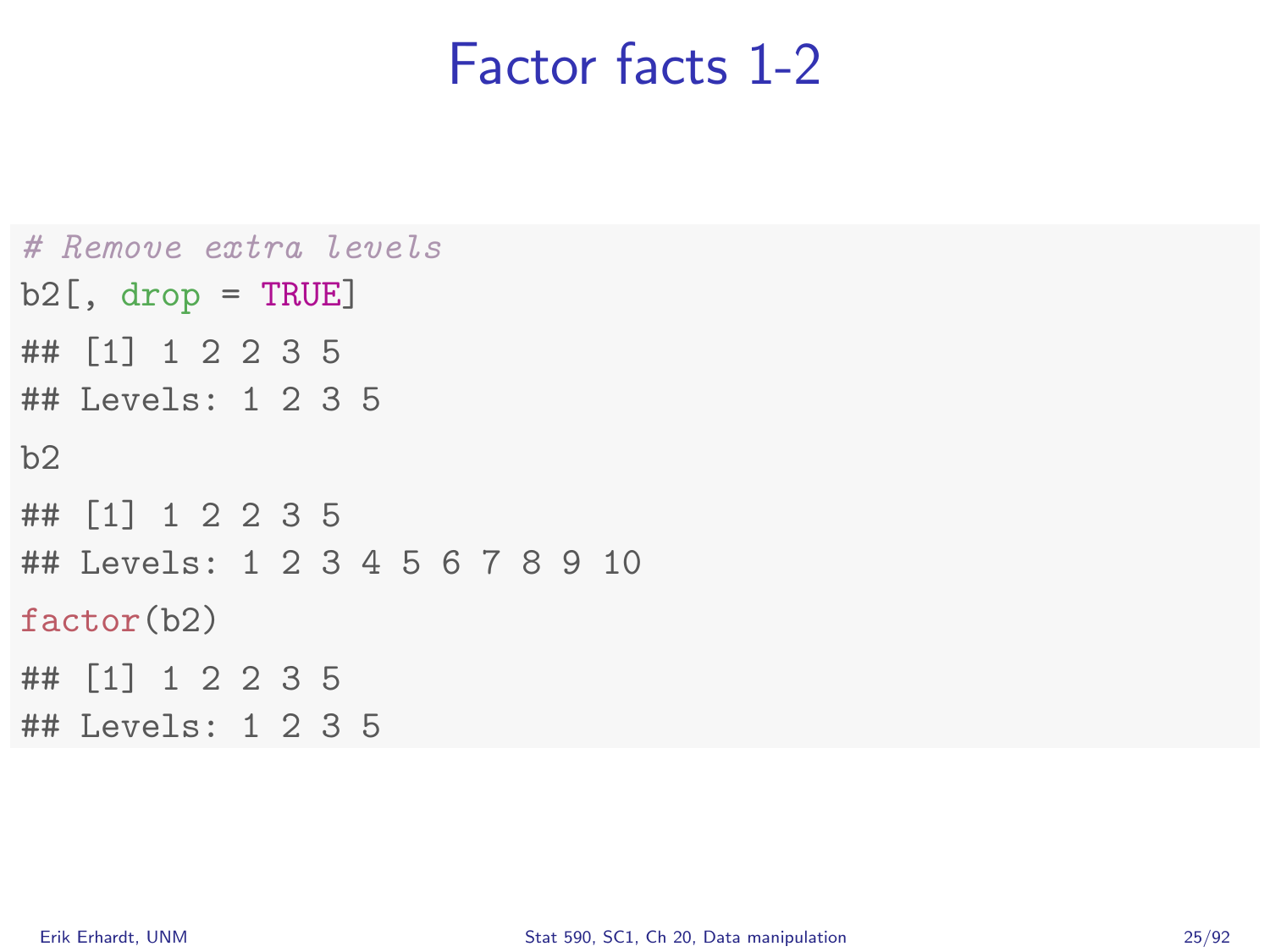# Factor facts 1-2

```
# Remove extra levels
b2[, drop = TRUE]
## [1] 1 2 2 3 5
## Levels: 1 2 3 5
b2
## [1] 1 2 2 3 5
## Levels: 1 2 3 4 5 6 7 8 9 10
factor(b2)
## [1] 1 2 2 3 5
## Levels: 1 2 3 5
```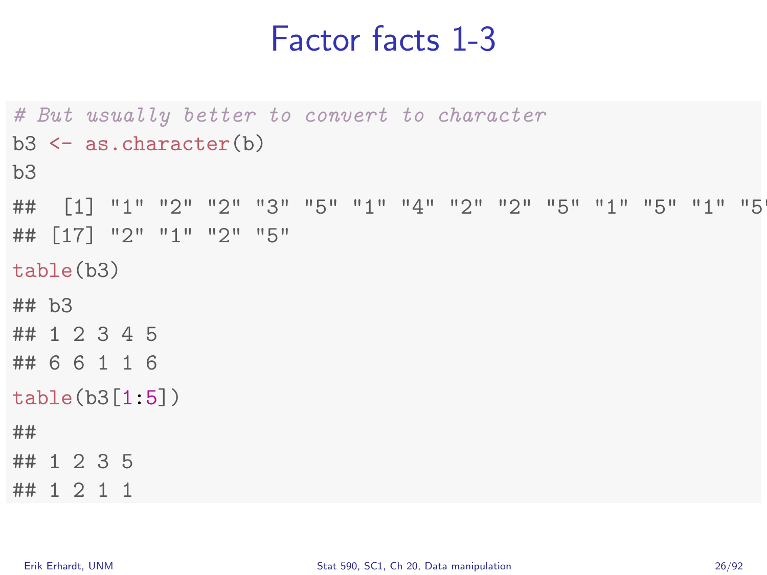# Factor facts 1-3

```
# But usually better to convert to character
b3 <- as.character(b)
b3

##  [1] "1" "2" "2" "3" "5" "1" "4" "2" "2" "5" "1" "5" "1" "5"
## [17] "2" "1" "2" "5"

table(b3)

## b3
## 1 2 3 4 5
## 6 6 1 1 6

table(b3[1:5])

##
## 1 2 3 5
## 1 2 1 1
```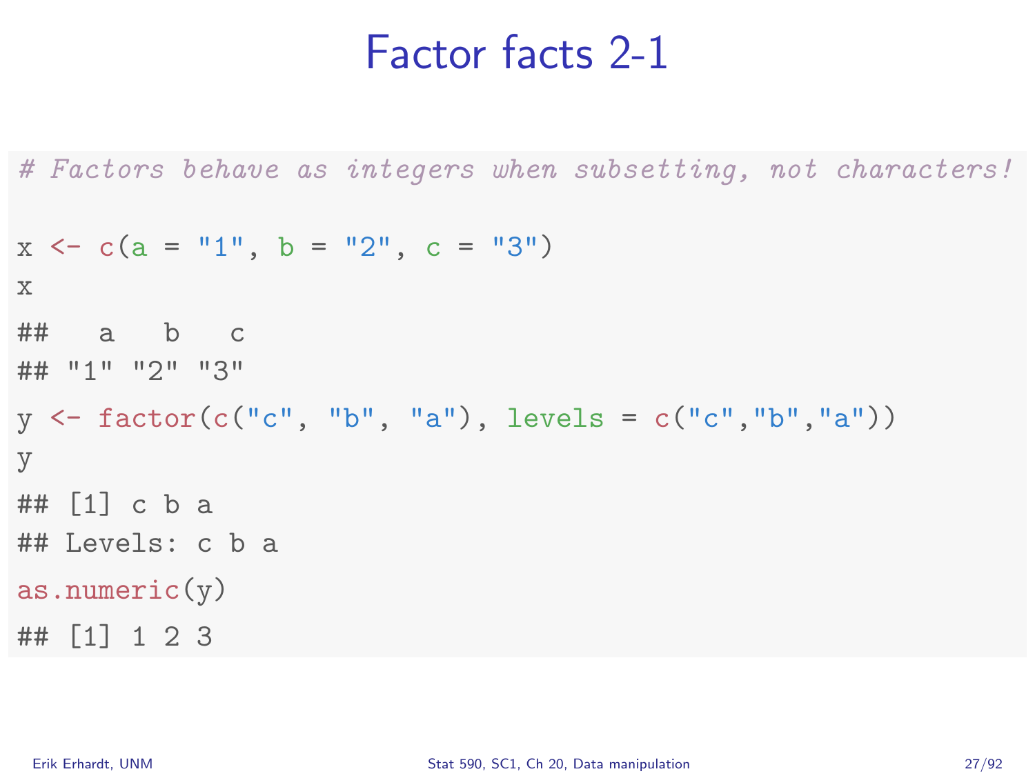# Factor facts 2-1

```
# Factors behave as integers when subsetting, not characters!

x <- c(a = "1", b = "2", c = "3")
x
##   a   b   c
## "1" "2" "3"
y <- factor(c("c", "b", "a"), levels = c("c","b","a"))
y
## [1] c b a
## Levels: c b a
as.numeric(y)
## [1] 1 2 3
```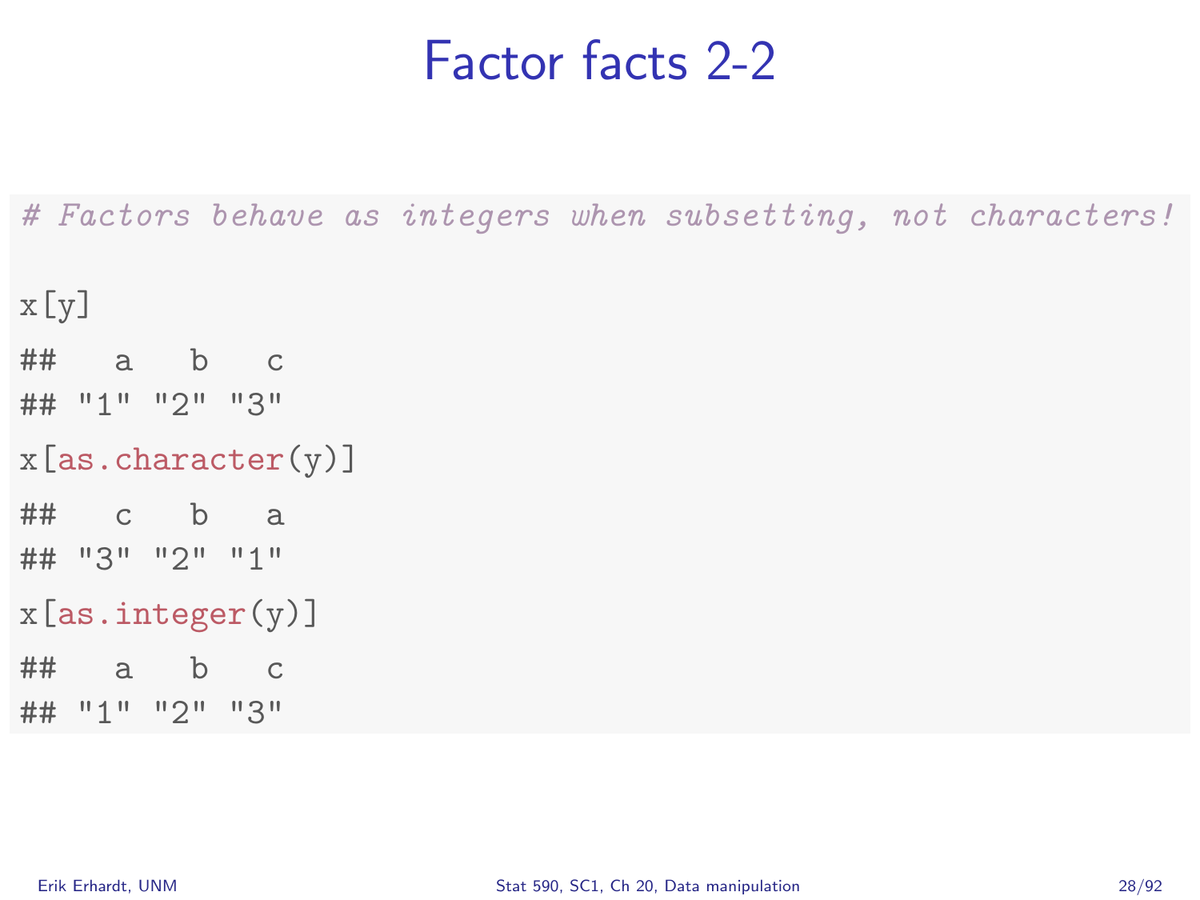# Factor facts 2-2

```
# Factors behave as integers when subsetting, not characters!

x[y]
##   a   b   c
## "1" "2" "3"
x[as.character(y)]
##   c   b   a
## "3" "2" "1"
x[as.integer(y)]
##   a   b   c
## "1" "2" "3"
```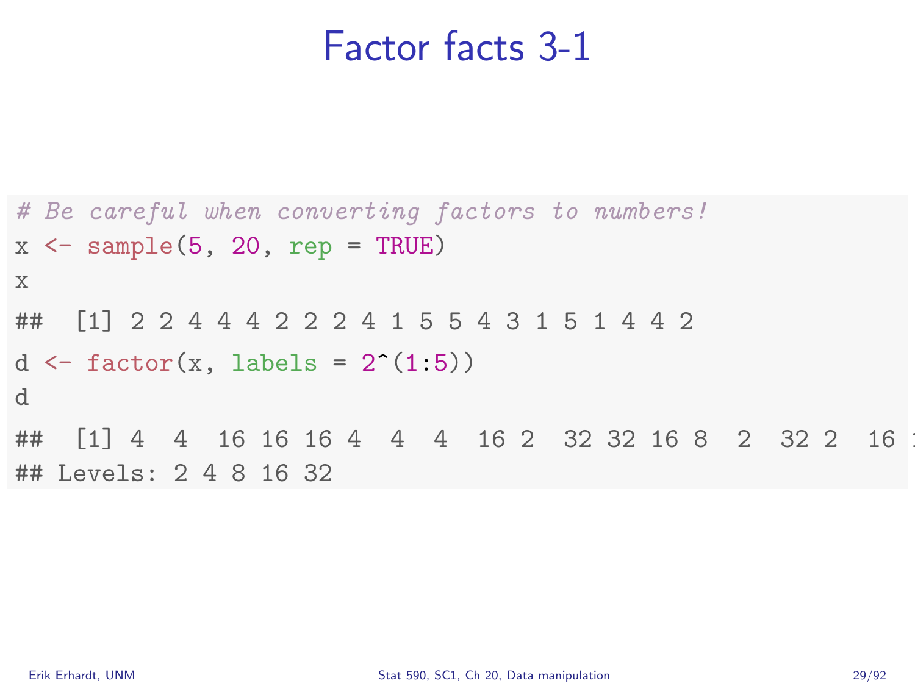# Factor facts 3-1

```
# Be careful when converting factors to numbers!
x <- sample(5, 20, rep = TRUE)
x
##  [1] 2 2 4 4 4 2 2 2 4 1 5 5 4 3 1 5 1 4 4 2
d <- factor(x, labels = 2^(1:5))
d
##  [1] 4  4  16 16 16 4  4  4  16 2  32 32 16 8  2  32 2  16 1
## Levels: 2 4 8 16 32
```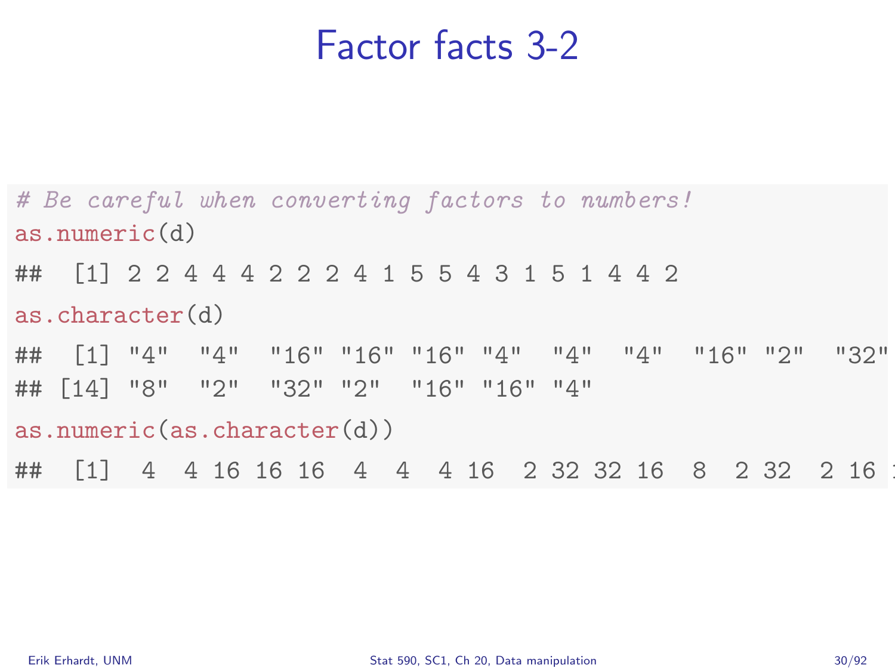# Factor facts 3-2

```r
# Be careful when converting factors to numbers!
as.numeric(d)
##  [1] 2 2 4 4 4 2 2 2 4 1 5 5 4 3 1 5 1 4 4 2
as.character(d)
##  [1] "4"  "4"  "16" "16" "16" "4"  "4"  "4"  "16" "2"  "32"
## [14] "8"  "2"  "32" "2"  "16" "16" "4"
as.numeric(as.character(d))
##  [1]  4  4 16 16 16  4  4  4 16  2 32 32 16  8  2 32  2 16 1
```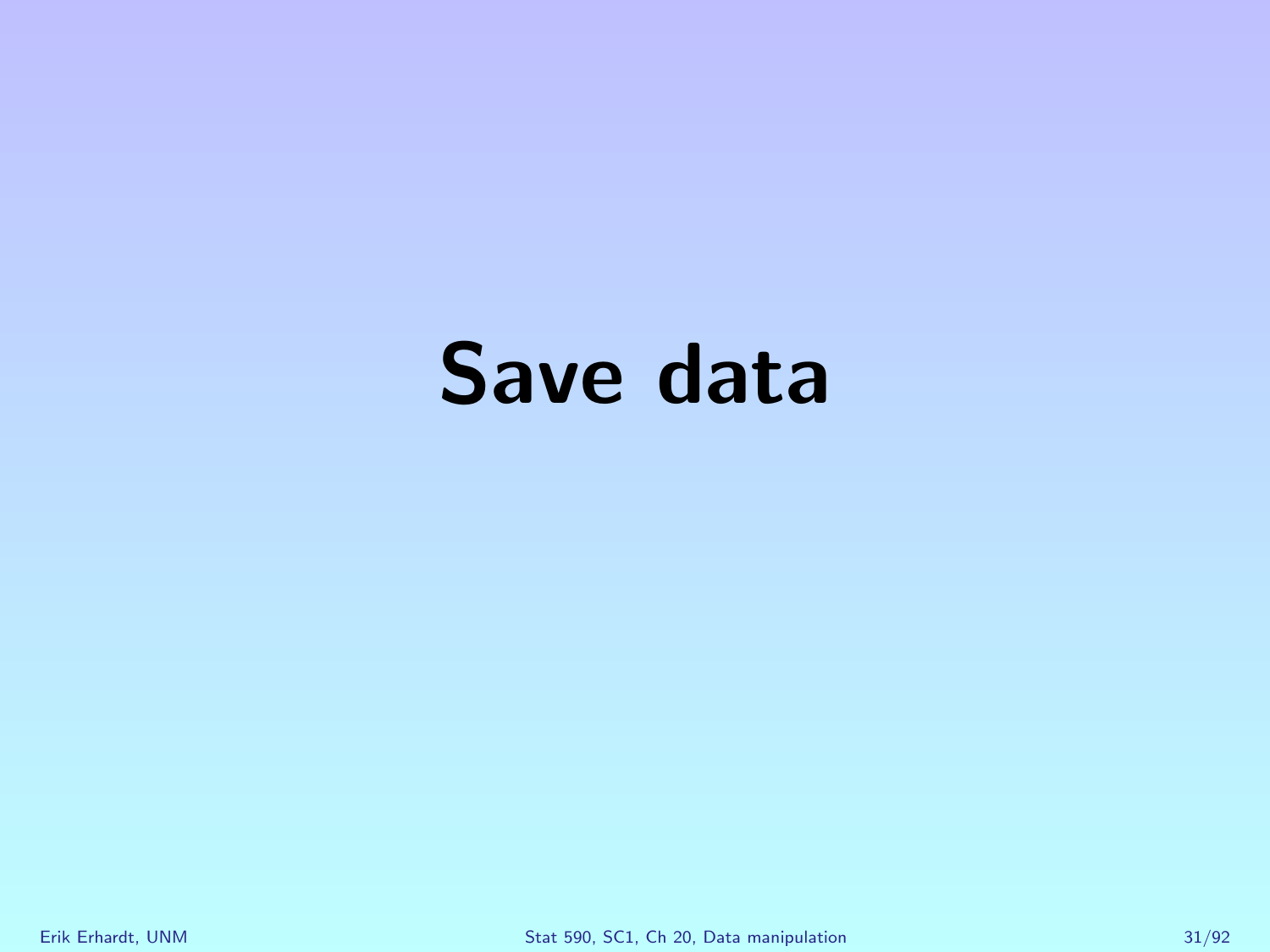# Save data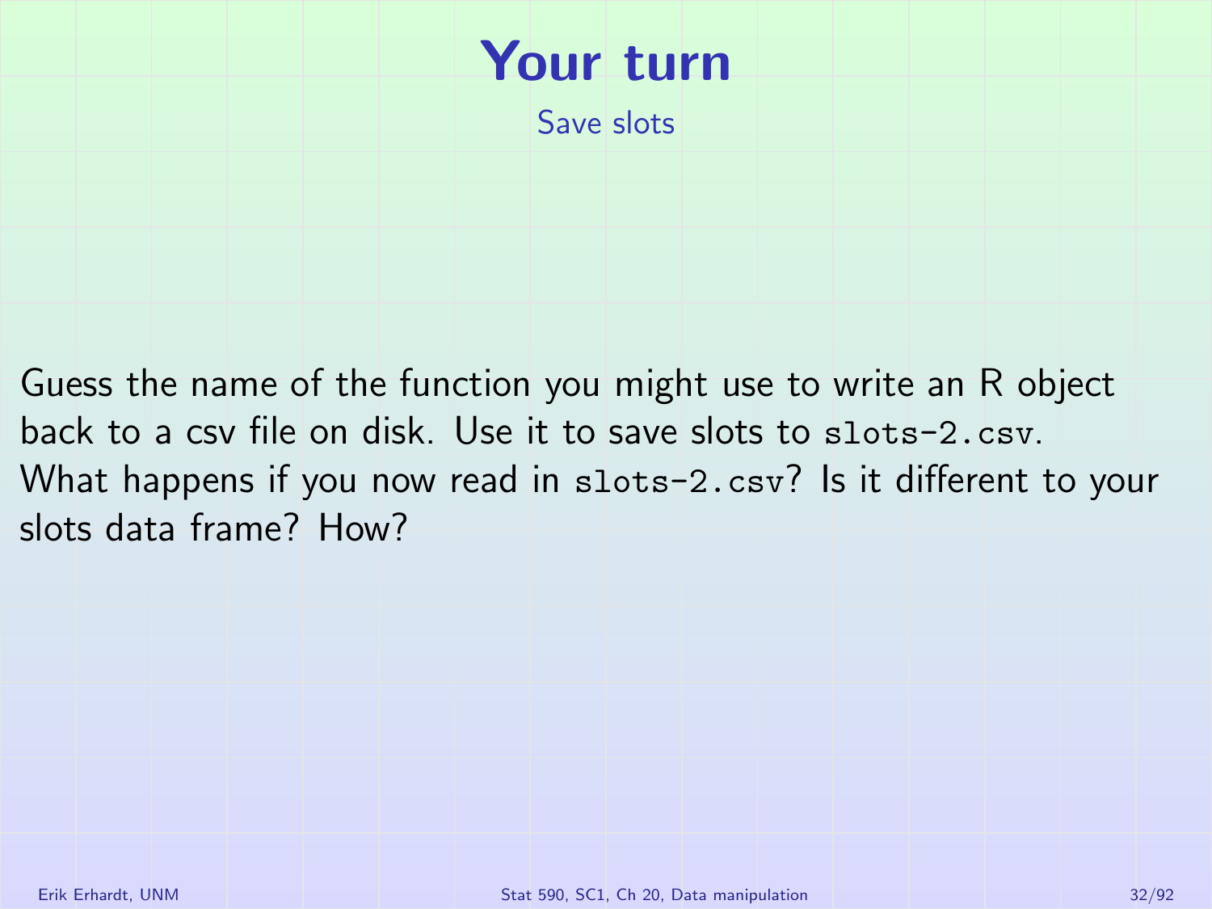# Your turn

## Save slots

Guess the name of the function you might use to write an R object back to a csv file on disk. Use it to save slots to `slots-2.csv`. What happens if you now read in `slots-2.csv`? Is it different to your slots data frame? How?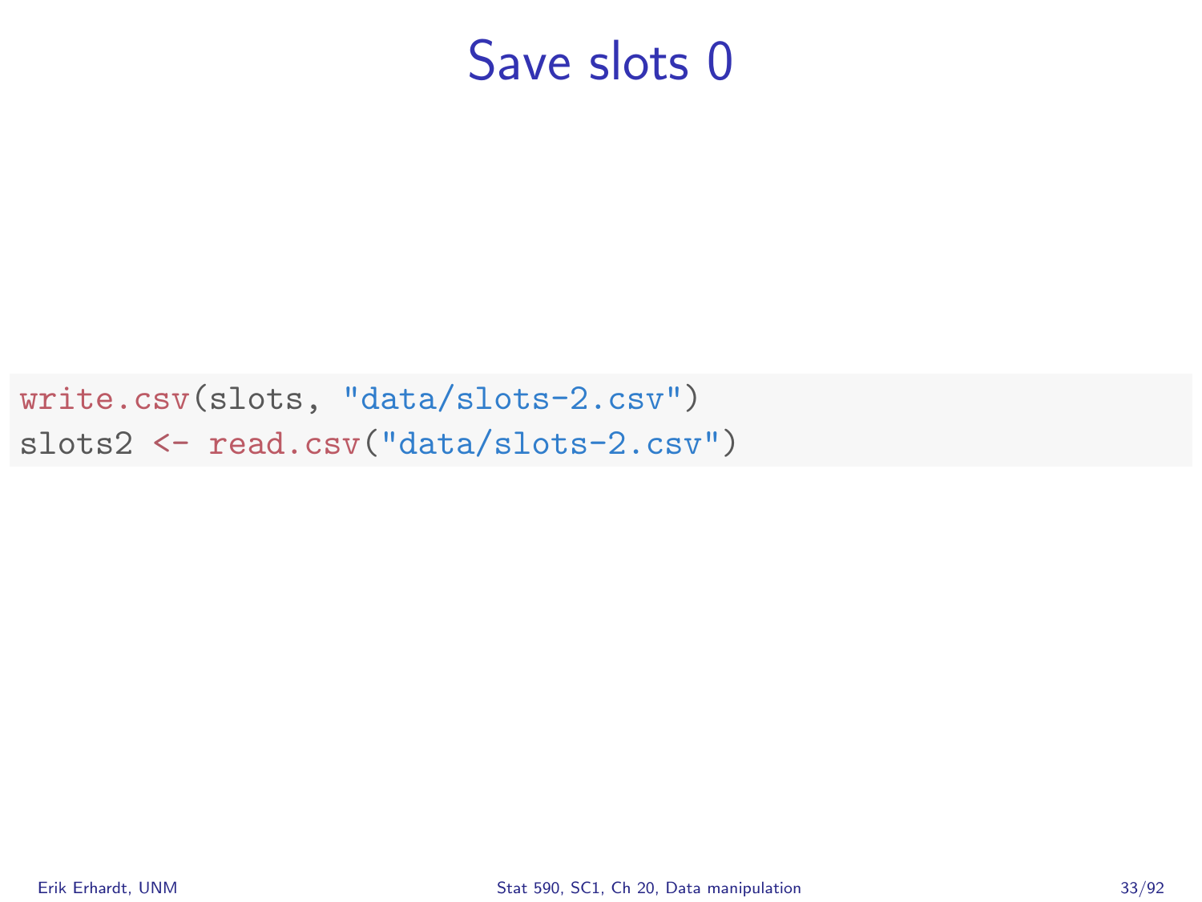# Save slots 0

```
write.csv(slots, "data/slots-2.csv")
slots2 <- read.csv("data/slots-2.csv")
```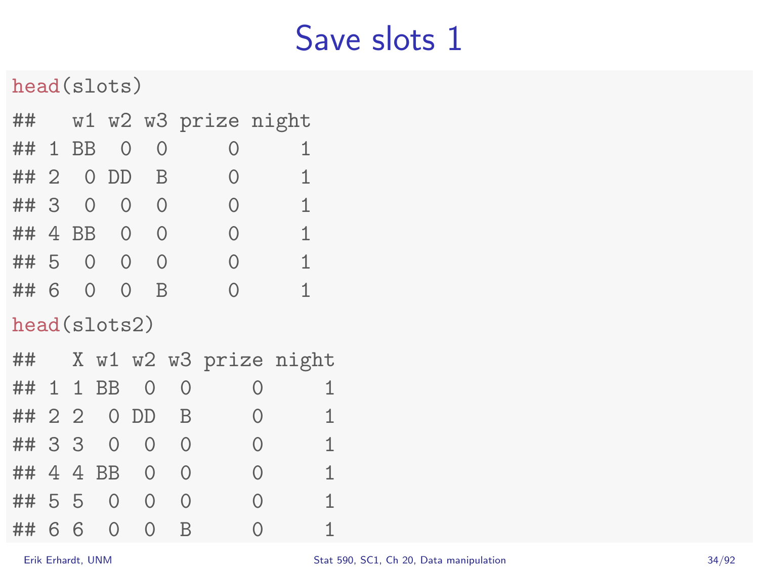# Save slots 1

```
head(slots)

##   w1 w2 w3 prize night
## 1 BB  0  0     0     1
## 2  0 DD  B     0     1
## 3  0  0  0     0     1
## 4 BB  0  0     0     1
## 5  0  0  0     0     1
## 6  0  0  B     0     1

head(slots2)

##   X w1 w2 w3 prize night
## 1 1 BB  0  0     0     1
## 2 2  0 DD  B     0     1
## 3 3  0  0  0     0     1
## 4 4 BB  0  0     0     1
## 5 5  0  0  0     0     1
## 6 6  0  0  B     0     1
```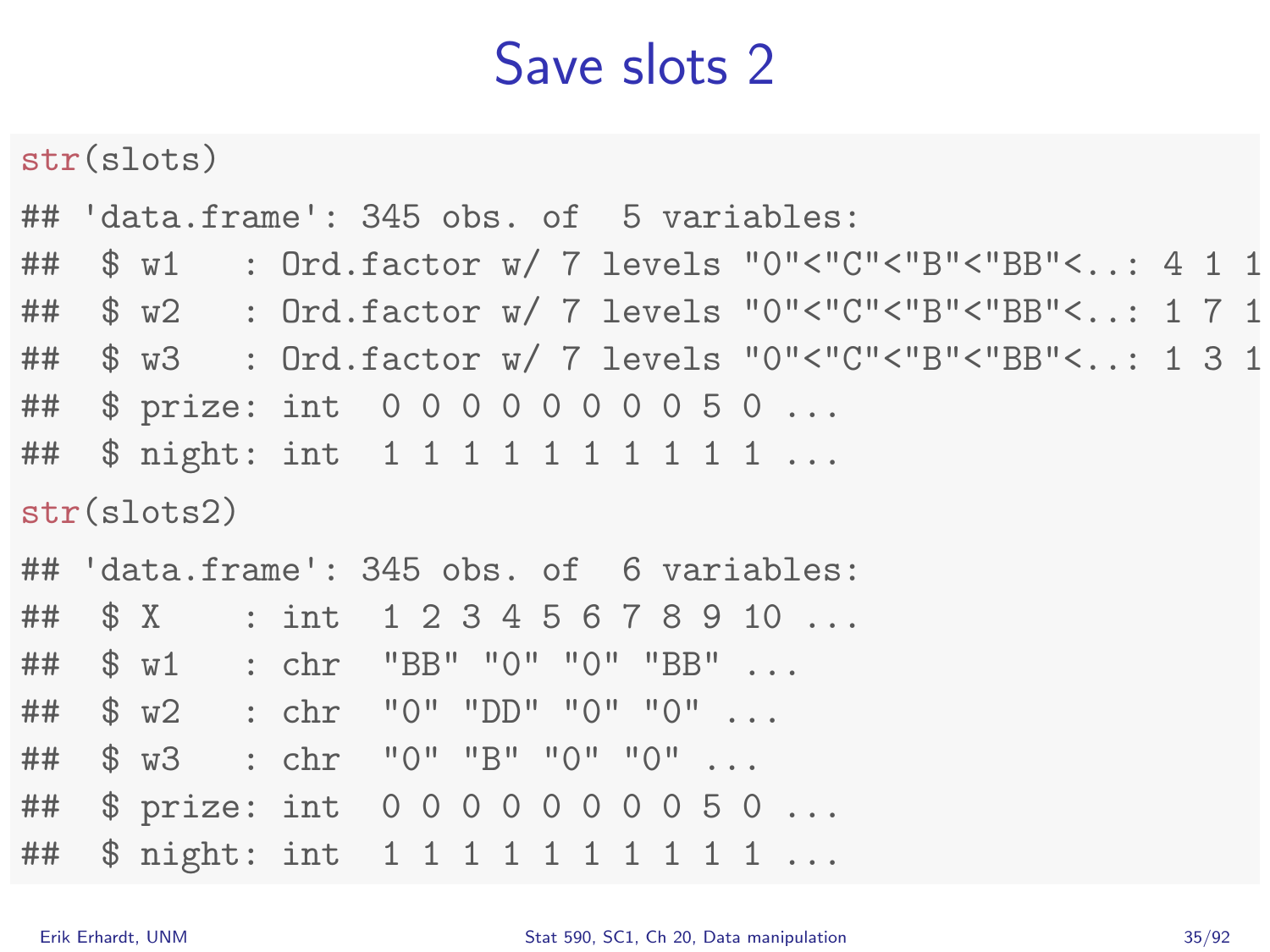# Save slots 2

```
str(slots)
## 'data.frame': 345 obs. of  5 variables:
##  $ w1   : Ord.factor w/ 7 levels "0"<"C"<"B"<"BB"<..: 4 1 1
##  $ w2   : Ord.factor w/ 7 levels "0"<"C"<"B"<"BB"<..: 1 7 1
##  $ w3   : Ord.factor w/ 7 levels "0"<"C"<"B"<"BB"<..: 1 3 1
##  $ prize: int  0 0 0 0 0 0 0 0 5 0 ...
##  $ night: int  1 1 1 1 1 1 1 1 1 1 ...
str(slots2)
## 'data.frame': 345 obs. of  6 variables:
##  $ X    : int  1 2 3 4 5 6 7 8 9 10 ...
##  $ w1   : chr  "BB" "0" "0" "BB" ...
##  $ w2   : chr  "0" "DD" "0" "0" ...
##  $ w3   : chr  "0" "B" "0" "0" ...
##  $ prize: int  0 0 0 0 0 0 0 0 5 0 ...
##  $ night: int  1 1 1 1 1 1 1 1 1 1 ...
```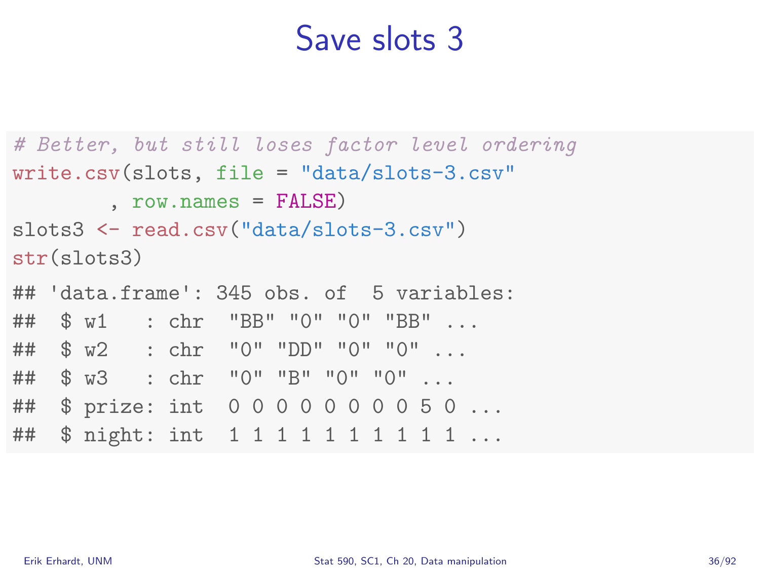# Save slots 3

```
# Better, but still loses factor level ordering
write.csv(slots, file = "data/slots-3.csv"
        , row.names = FALSE)
slots3 <- read.csv("data/slots-3.csv")
str(slots3)
## 'data.frame': 345 obs. of  5 variables:
##  $ w1   : chr  "BB" "0" "0" "BB" ...
##  $ w2   : chr  "0" "DD" "0" "0" ...
##  $ w3   : chr  "0" "B" "0" "0" ...
##  $ prize: int  0 0 0 0 0 0 0 0 5 0 ...
##  $ night: int  1 1 1 1 1 1 1 1 1 1 ...
```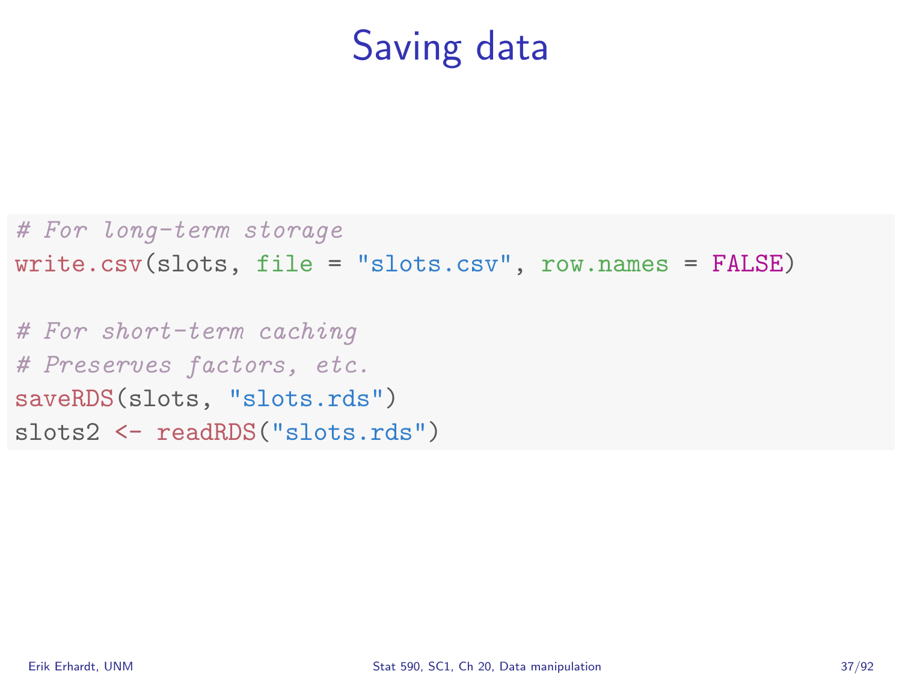# Saving data

```
# For long-term storage
write.csv(slots, file = "slots.csv", row.names = FALSE)

# For short-term caching
# Preserves factors, etc.
saveRDS(slots, "slots.rds")
slots2 <- readRDS("slots.rds")
```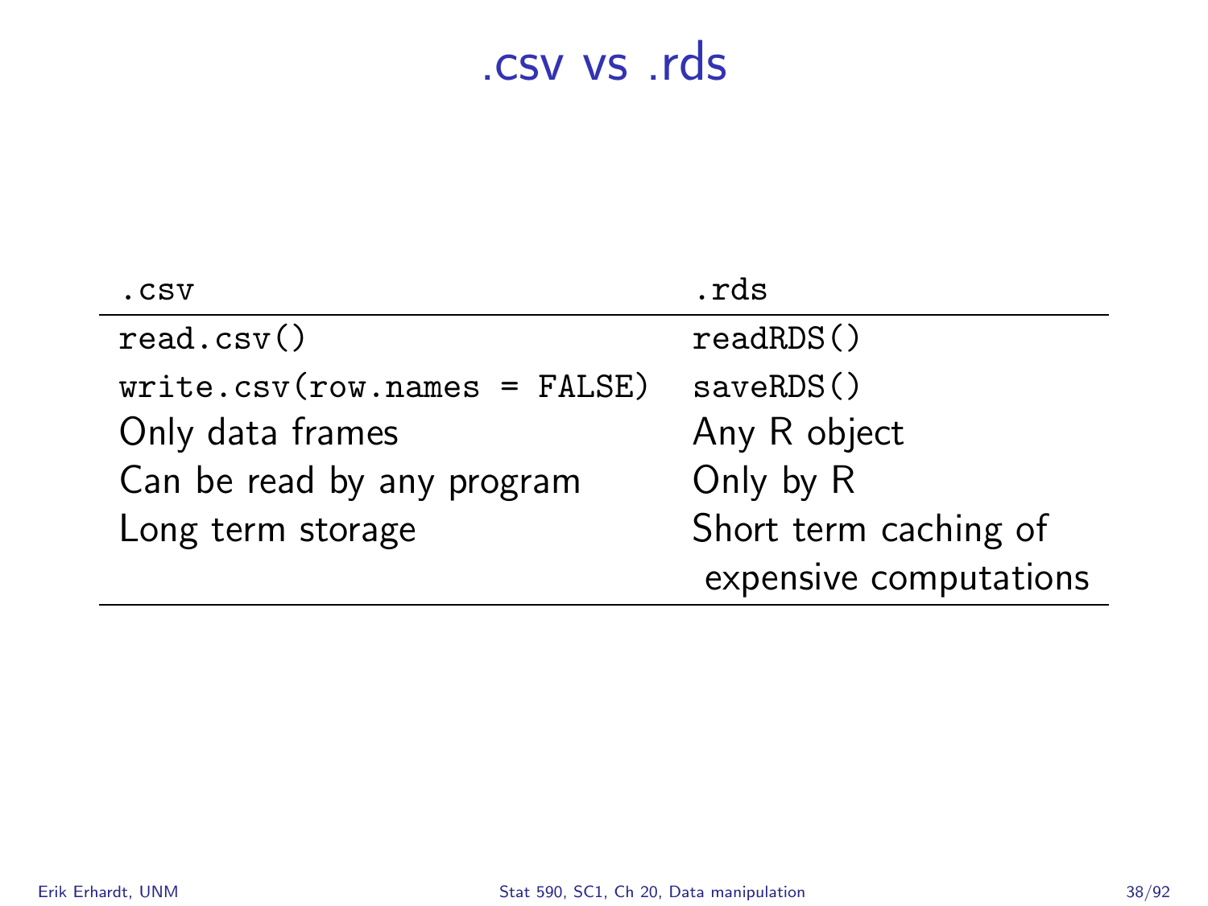# .csv vs .rds

| `.csv` | `.rds` |
|---|---|
| `read.csv()` | `readRDS()` |
| `write.csv(row.names = FALSE)` | `saveRDS()` |
| Only data frames | Any R object |
| Can be read by any program | Only by R |
| Long term storage | Short term caching of expensive computations |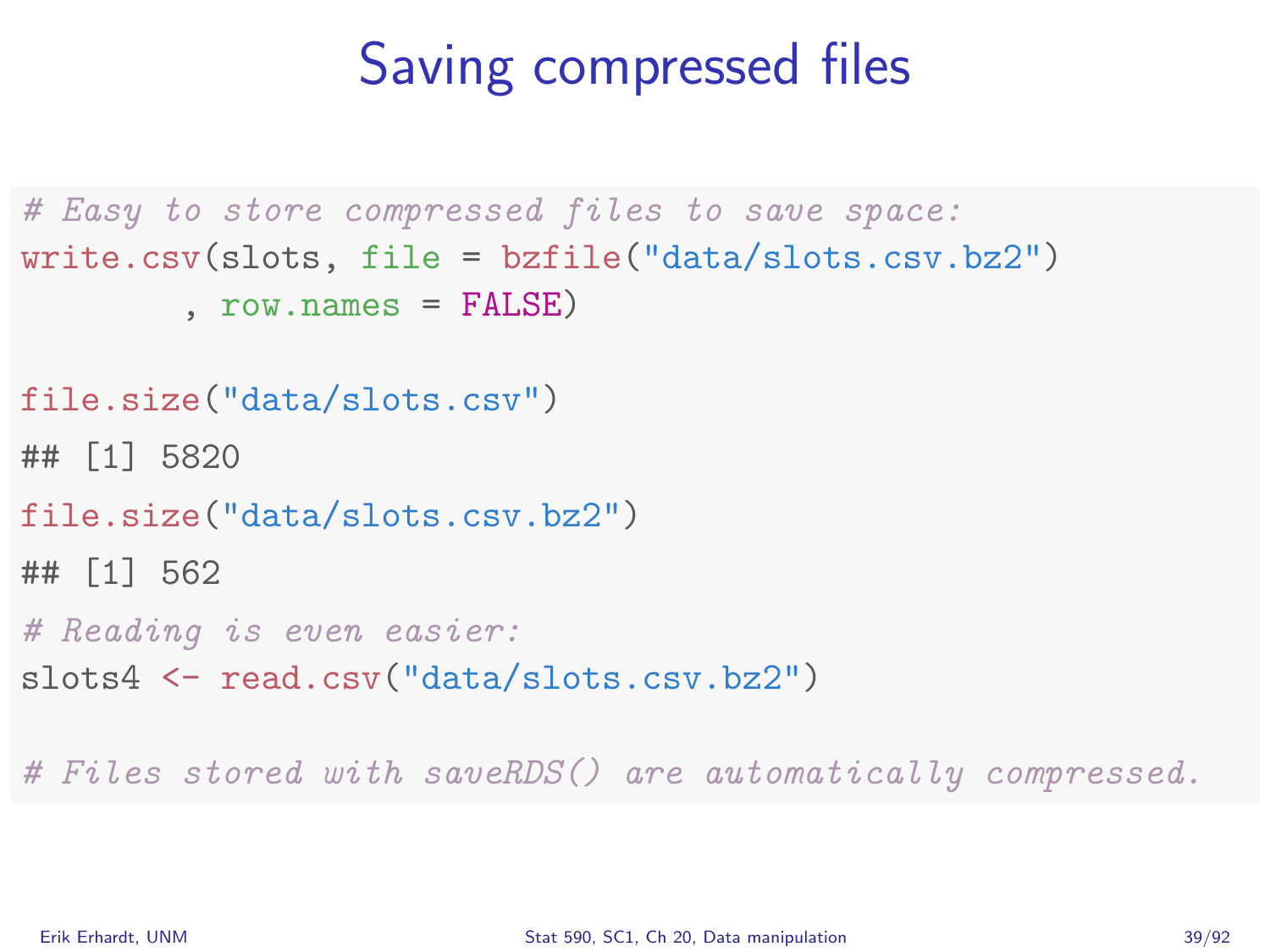# Saving compressed files

```
# Easy to store compressed files to save space:
write.csv(slots, file = bzfile("data/slots.csv.bz2")
        , row.names = FALSE)

file.size("data/slots.csv")
## [1] 5820
file.size("data/slots.csv.bz2")
## [1] 562
# Reading is even easier:
slots4 <- read.csv("data/slots.csv.bz2")

# Files stored with saveRDS() are automatically compressed.
```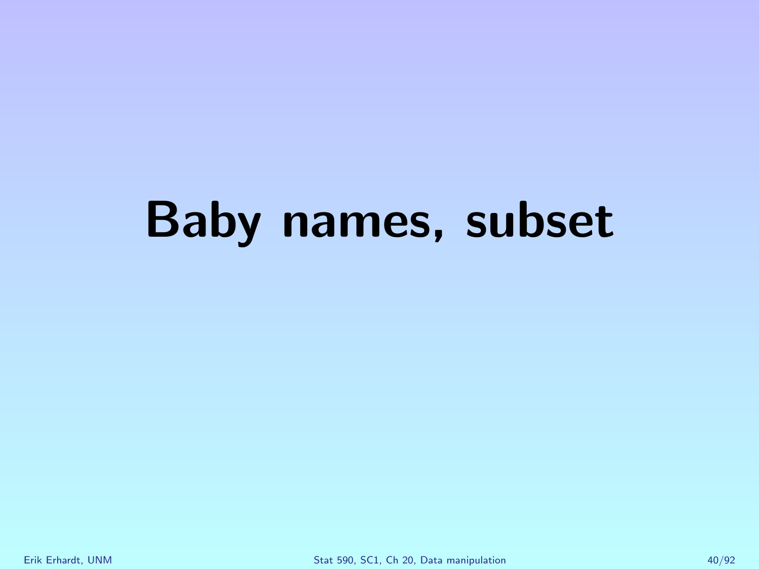# Baby names, subset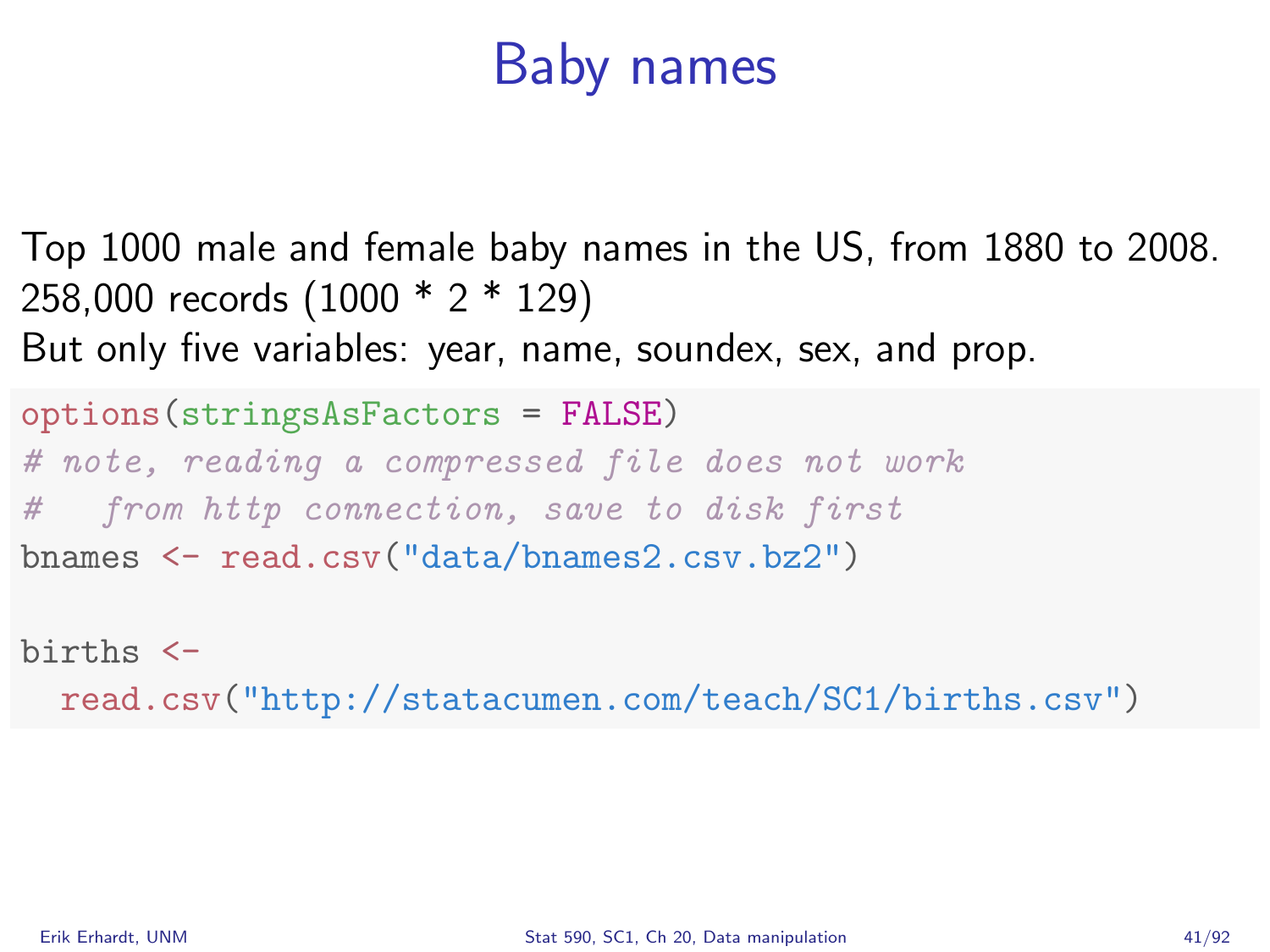# Baby names

Top 1000 male and female baby names in the US, from 1880 to 2008.
258,000 records (1000 * 2 * 129)
But only five variables: year, name, soundex, sex, and prop.

```
options(stringsAsFactors = FALSE)
# note, reading a compressed file does not work
#   from http connection, save to disk first
bnames <- read.csv("data/bnames2.csv.bz2")

births <-
  read.csv("http://statacumen.com/teach/SC1/births.csv")
```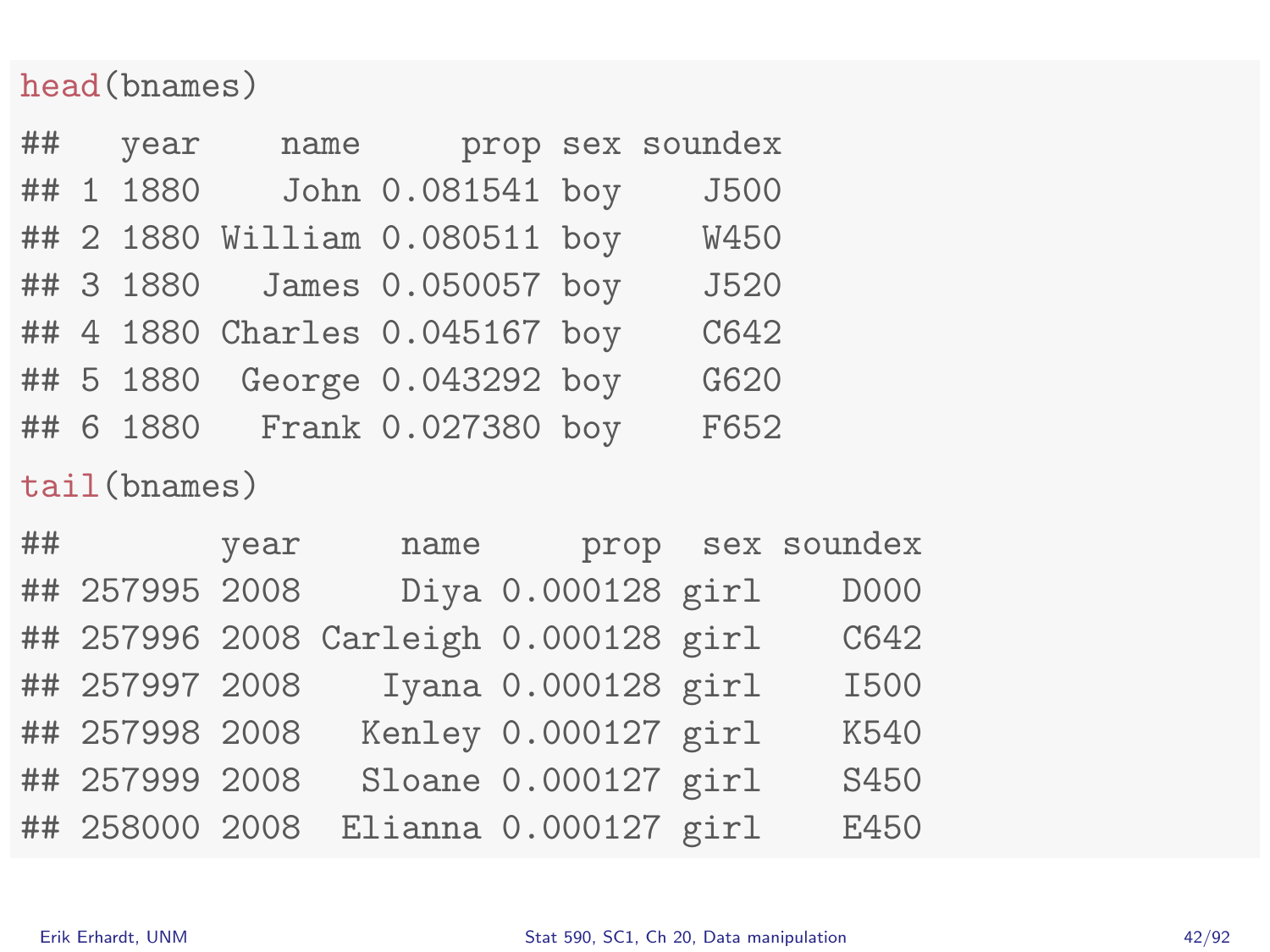```
head(bnames)
##   year    name     prop sex soundex
## 1 1880    John 0.081541 boy    J500
## 2 1880 William 0.080511 boy    W450
## 3 1880   James 0.050057 boy    J520
## 4 1880 Charles 0.045167 boy    C642
## 5 1880  George 0.043292 boy    G620
## 6 1880   Frank 0.027380 boy    F652
tail(bnames)
##        year     name     prop  sex soundex
## 257995 2008     Diya 0.000128 girl    D000
## 257996 2008 Carleigh 0.000128 girl    C642
## 257997 2008    Iyana 0.000128 girl    I500
## 257998 2008   Kenley 0.000127 girl    K540
## 257999 2008   Sloane 0.000127 girl    S450
## 258000 2008  Elianna 0.000127 girl    E450
```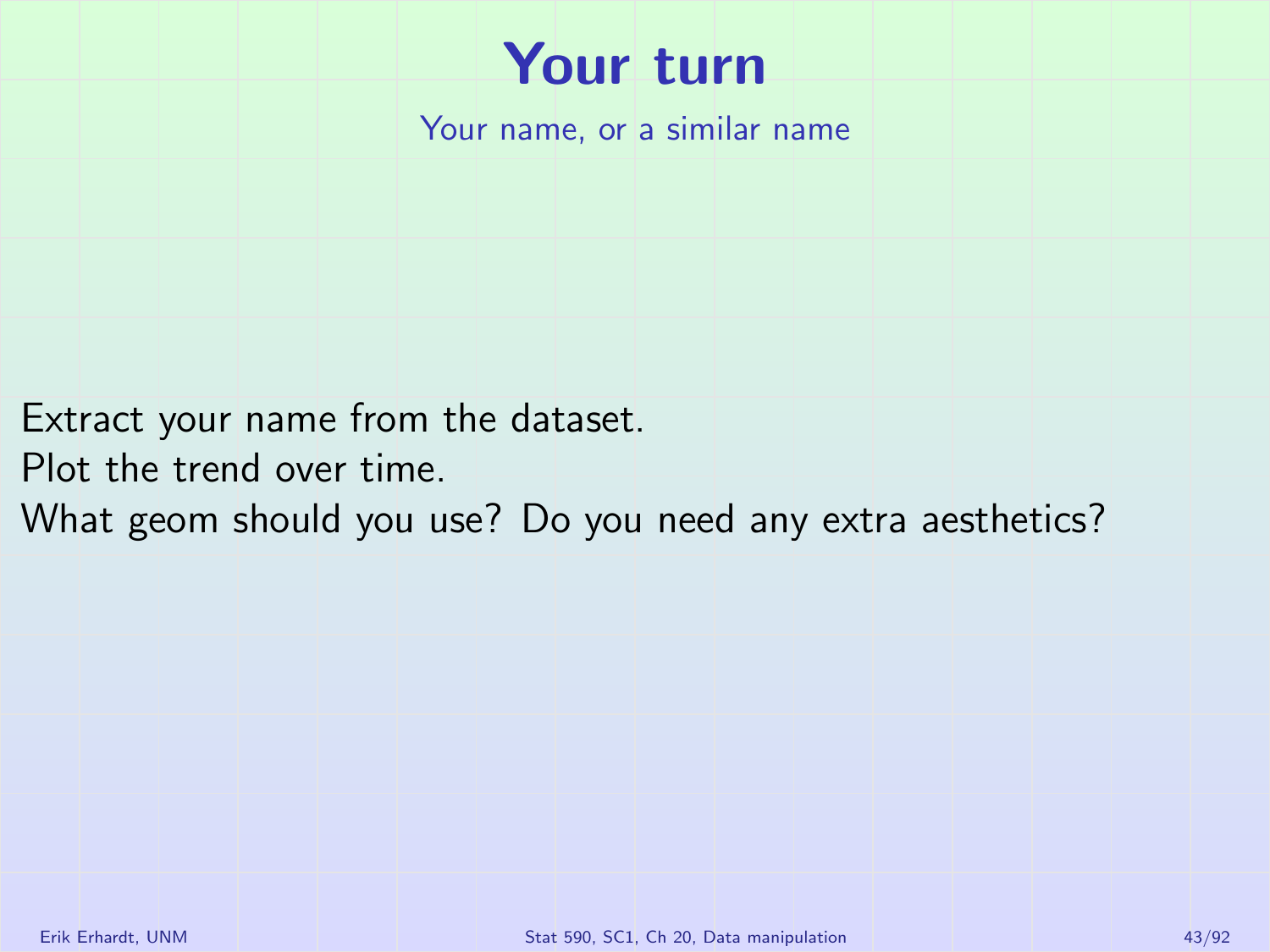# Your turn

Your name, or a similar name

Extract your name from the dataset.

Plot the trend over time.

What geom should you use? Do you need any extra aesthetics?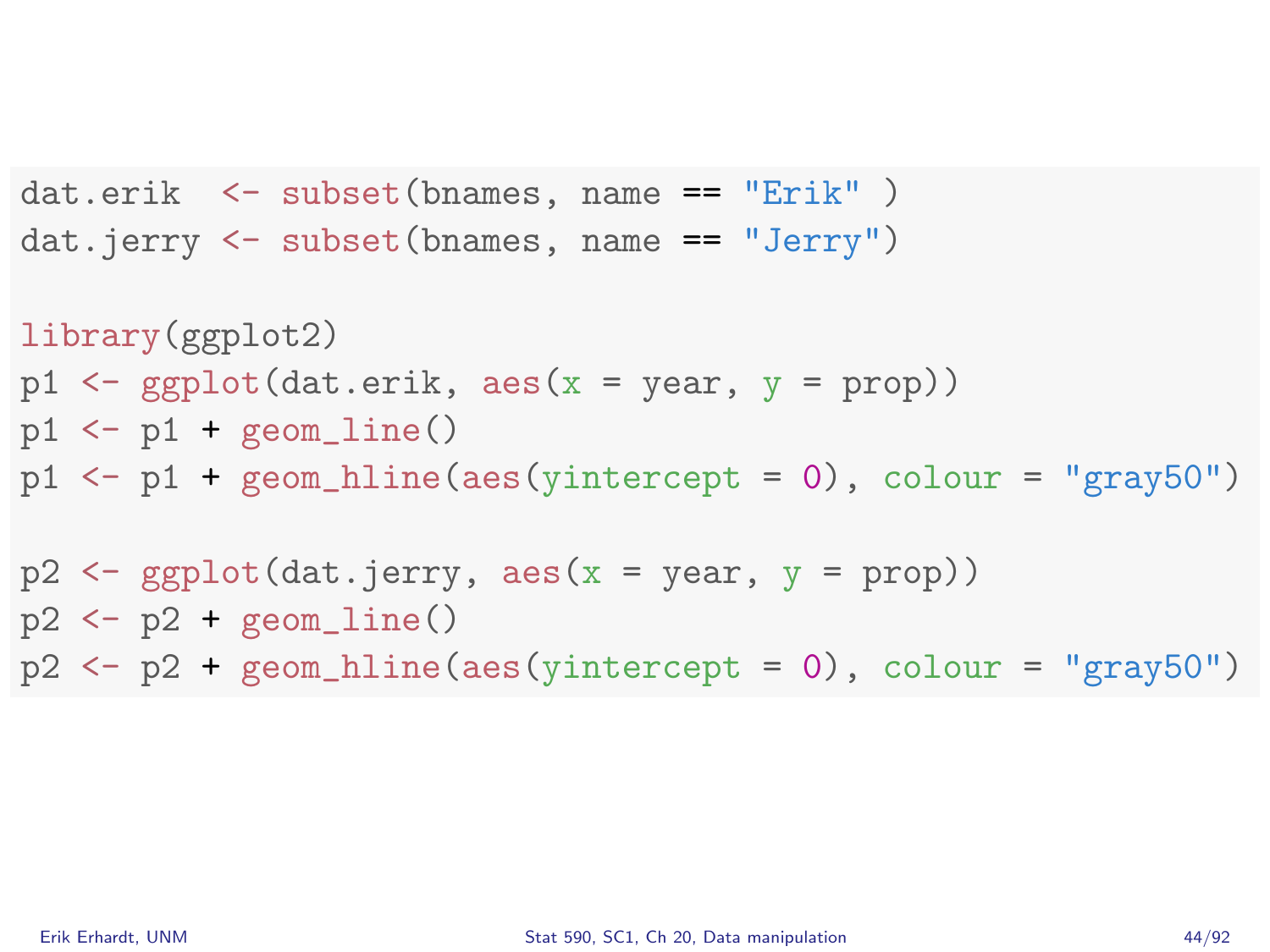```r
dat.erik  <- subset(bnames, name == "Erik" )
dat.jerry <- subset(bnames, name == "Jerry")

library(ggplot2)
p1 <- ggplot(dat.erik, aes(x = year, y = prop))
p1 <- p1 + geom_line()
p1 <- p1 + geom_hline(aes(yintercept = 0), colour = "gray50")

p2 <- ggplot(dat.jerry, aes(x = year, y = prop))
p2 <- p2 + geom_line()
p2 <- p2 + geom_hline(aes(yintercept = 0), colour = "gray50")
```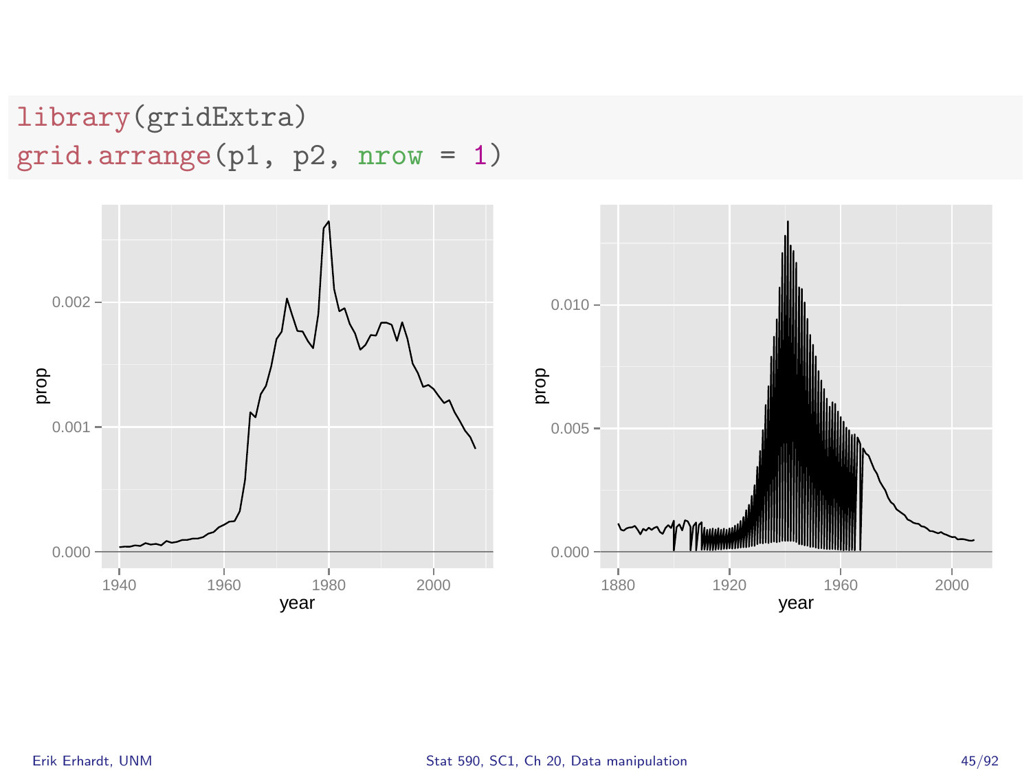```r
library(gridExtra)
grid.arrange(p1, p2, nrow = 1)
```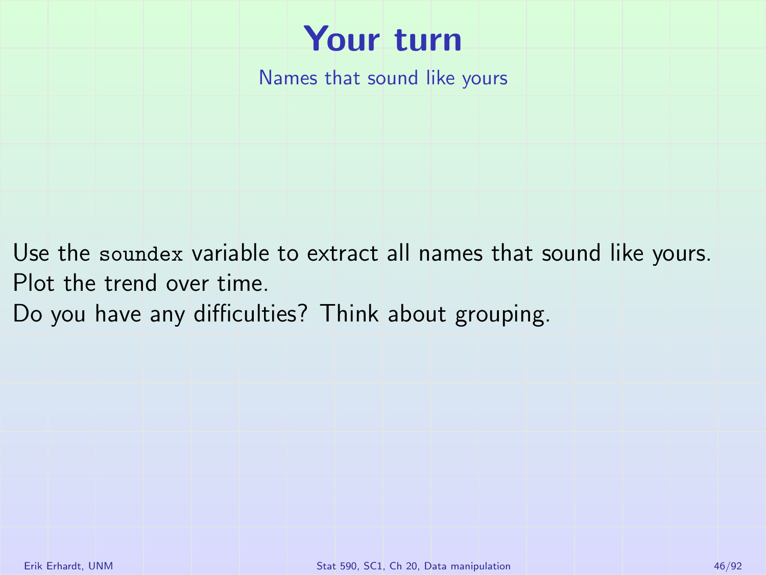# Your turn

## Names that sound like yours

Use the `soundex` variable to extract all names that sound like yours.
Plot the trend over time.
Do you have any difficulties? Think about grouping.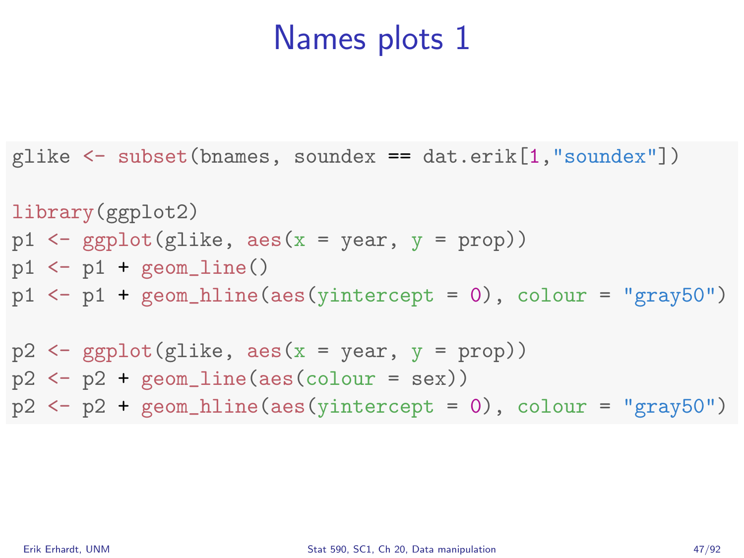# Names plots 1

```r
glike <- subset(bnames, soundex == dat.erik[1,"soundex"])

library(ggplot2)
p1 <- ggplot(glike, aes(x = year, y = prop))
p1 <- p1 + geom_line()
p1 <- p1 + geom_hline(aes(yintercept = 0), colour = "gray50")

p2 <- ggplot(glike, aes(x = year, y = prop))
p2 <- p2 + geom_line(aes(colour = sex))
p2 <- p2 + geom_hline(aes(yintercept = 0), colour = "gray50")
```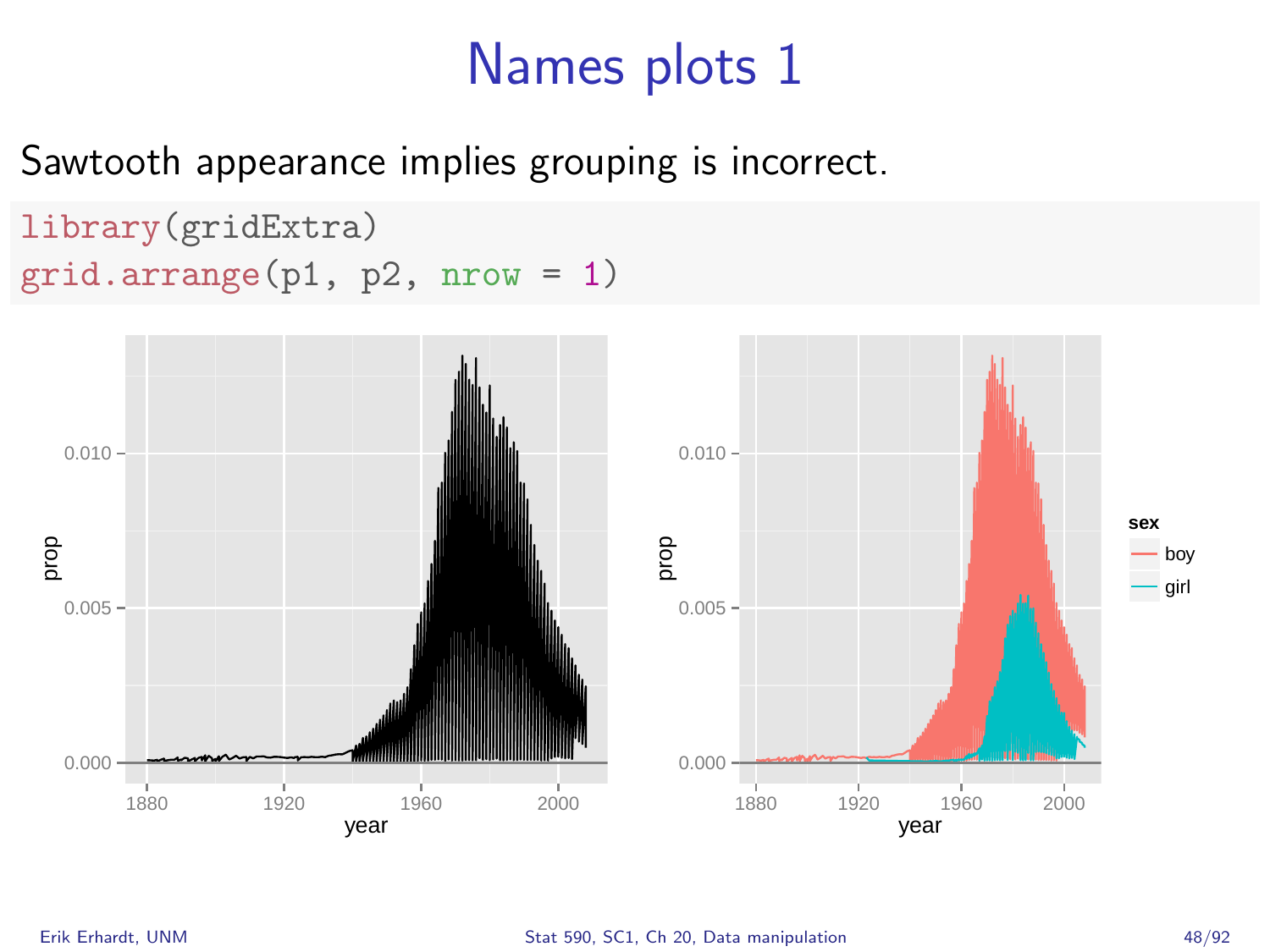# Names plots 1

Sawtooth appearance implies grouping is incorrect.

```
library(gridExtra)
grid.arrange(p1, p2, nrow = 1)
```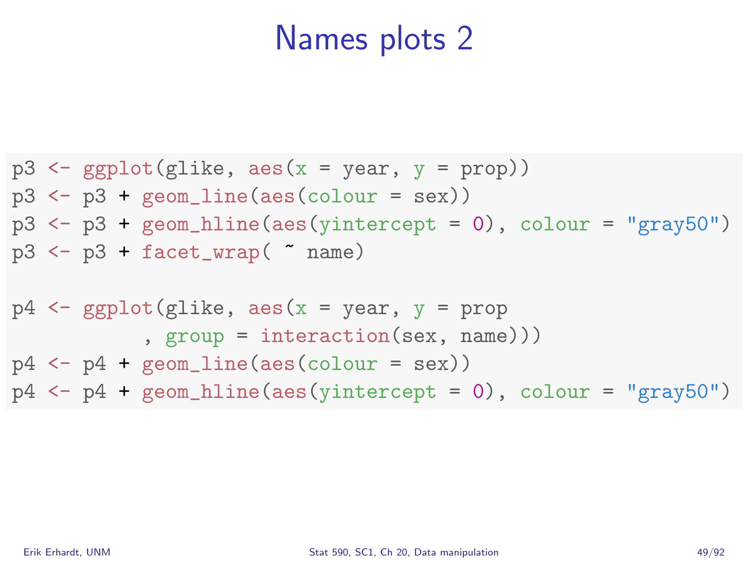# Names plots 2

```
p3 <- ggplot(glike, aes(x = year, y = prop))
p3 <- p3 + geom_line(aes(colour = sex))
p3 <- p3 + geom_hline(aes(yintercept = 0), colour = "gray50")
p3 <- p3 + facet_wrap( ~ name)

p4 <- ggplot(glike, aes(x = year, y = prop
            , group = interaction(sex, name)))
p4 <- p4 + geom_line(aes(colour = sex))
p4 <- p4 + geom_hline(aes(yintercept = 0), colour = "gray50")
```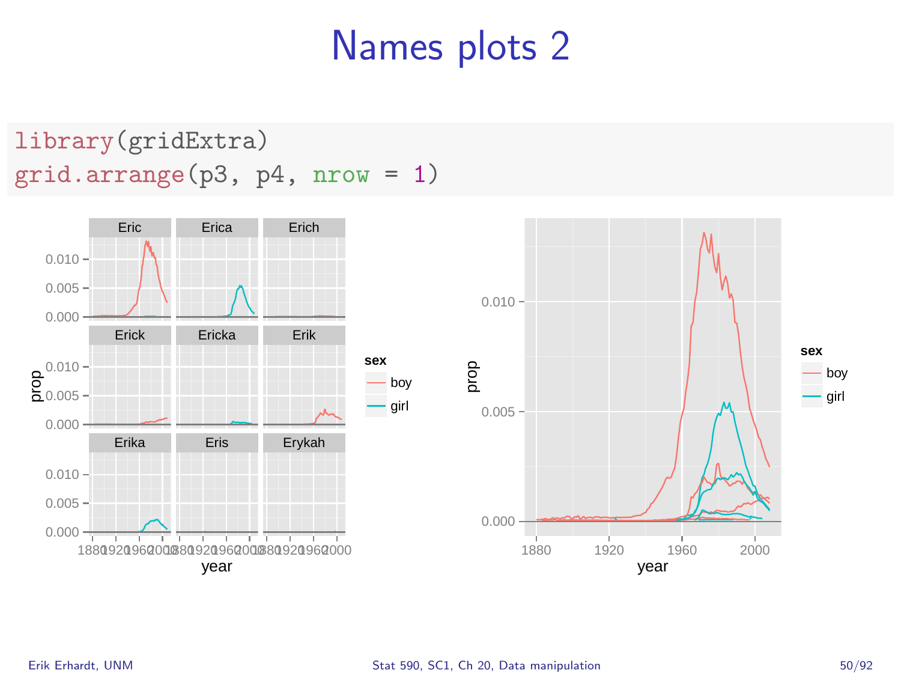# Names plots 2

```
library(gridExtra)
grid.arrange(p3, p4, nrow = 1)
```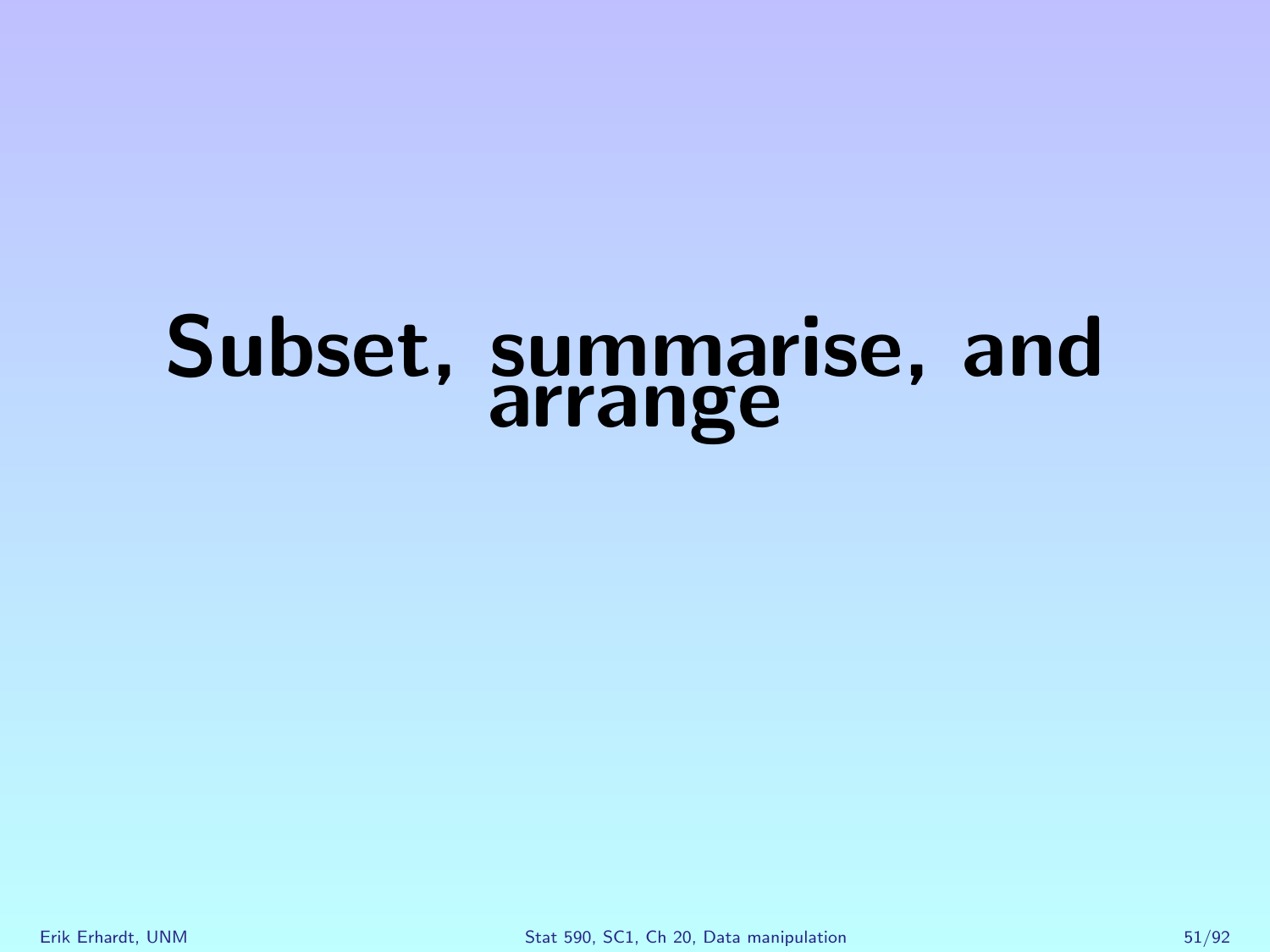# Subset, summarise, and arrange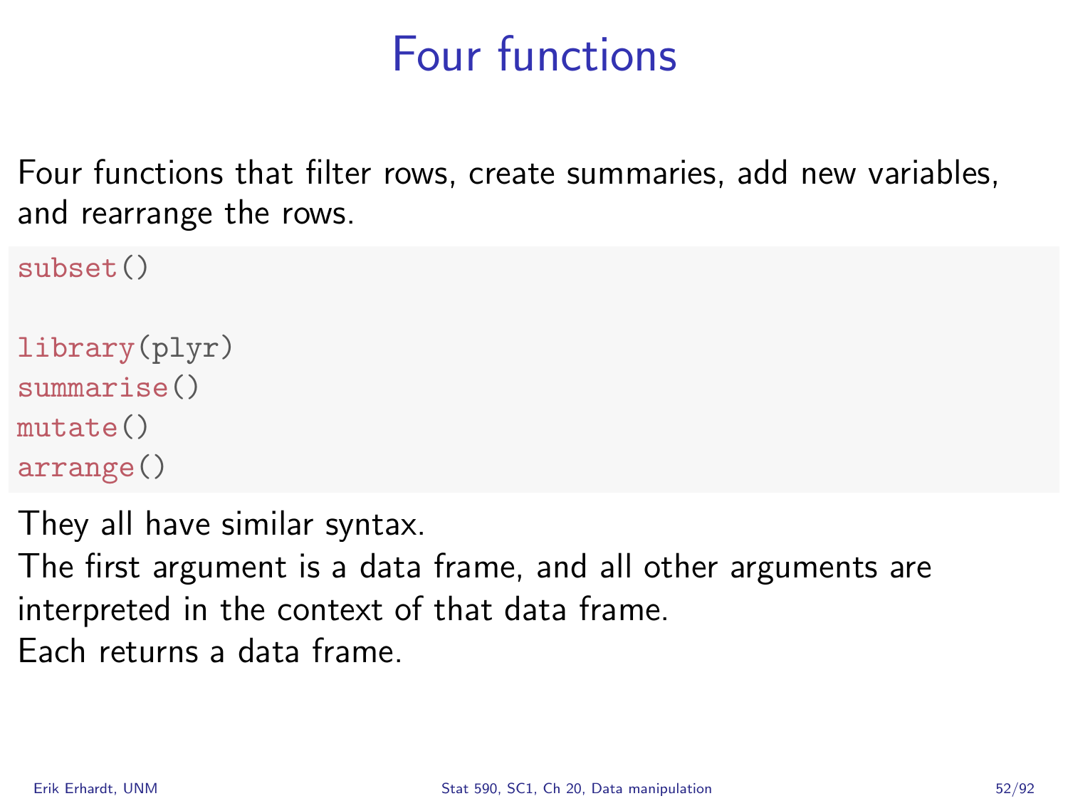# Four functions

Four functions that filter rows, create summaries, add new variables, and rearrange the rows.

```
subset()

library(plyr)
summarise()
mutate()
arrange()
```

They all have similar syntax.
The first argument is a data frame, and all other arguments are interpreted in the context of that data frame.
Each returns a data frame.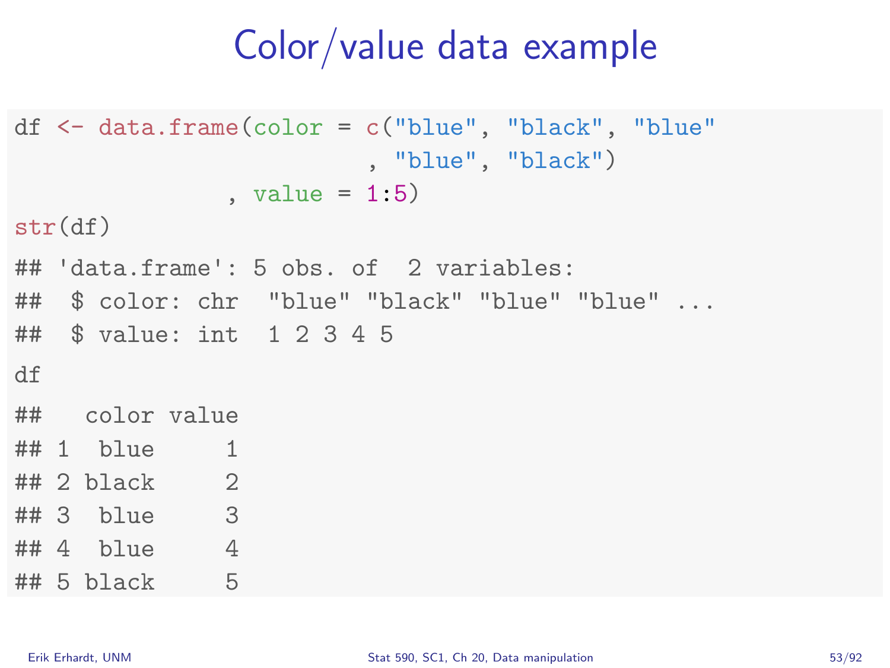# Color/value data example

```
df <- data.frame(color = c("blue", "black", "blue"
                         , "blue", "black")
                , value = 1:5)
str(df)
```

```
## 'data.frame': 5 obs. of  2 variables:
##  $ color: chr  "blue" "black" "blue" "blue" ...
##  $ value: int  1 2 3 4 5
```

```
df
```

```
##   color value
## 1  blue     1
## 2 black     2
## 3  blue     3
## 4  blue     4
## 5 black     5
```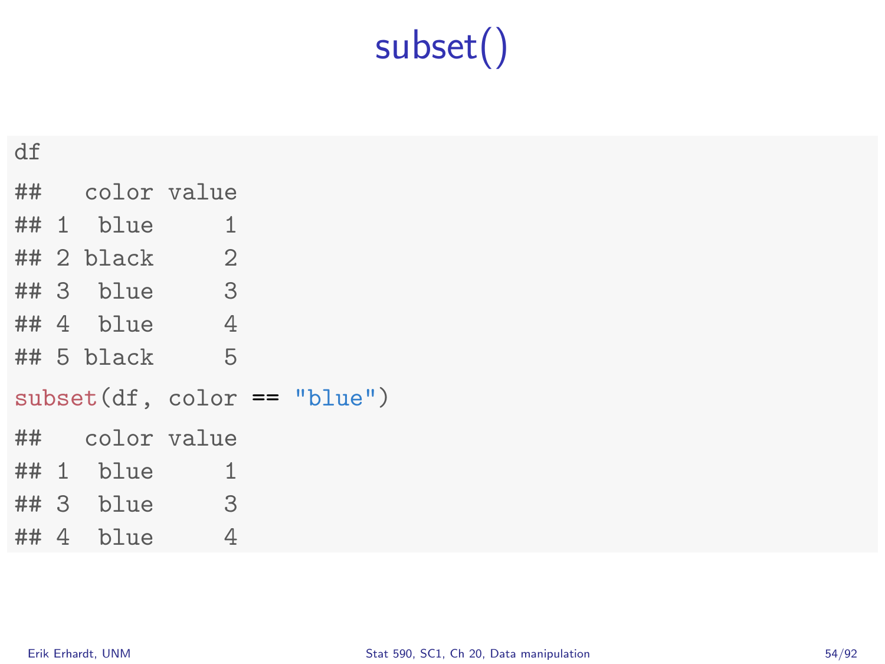# subset()

```
df

##   color value
## 1  blue     1
## 2 black     2
## 3  blue     3
## 4  blue     4
## 5 black     5

subset(df, color == "blue")

##   color value
## 1  blue     1
## 3  blue     3
## 4  blue     4
```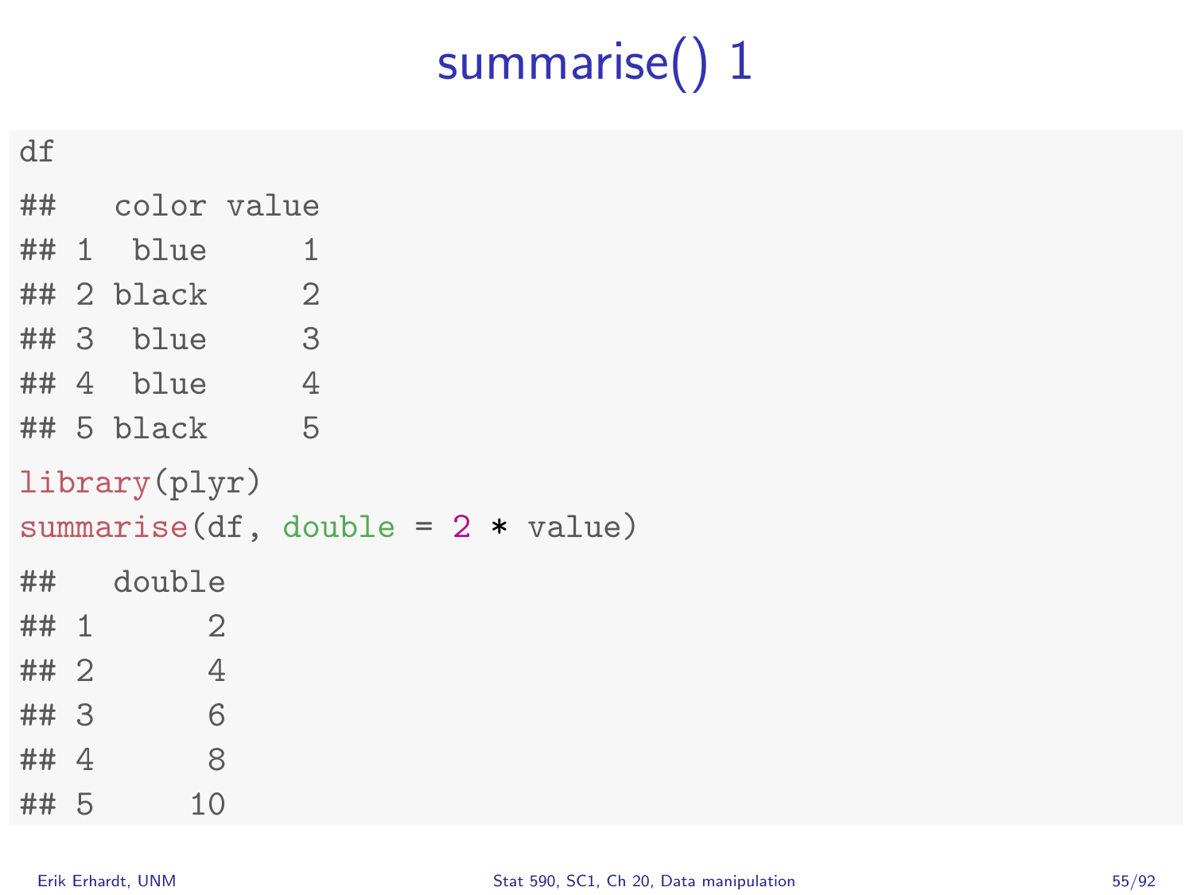# summarise() 1

```
df

##   color value
## 1  blue     1
## 2 black     2
## 3  blue     3
## 4  blue     4
## 5 black     5

library(plyr)
summarise(df, double = 2 * value)

##   double
## 1      2
## 2      4
## 3      6
## 4      8
## 5     10
```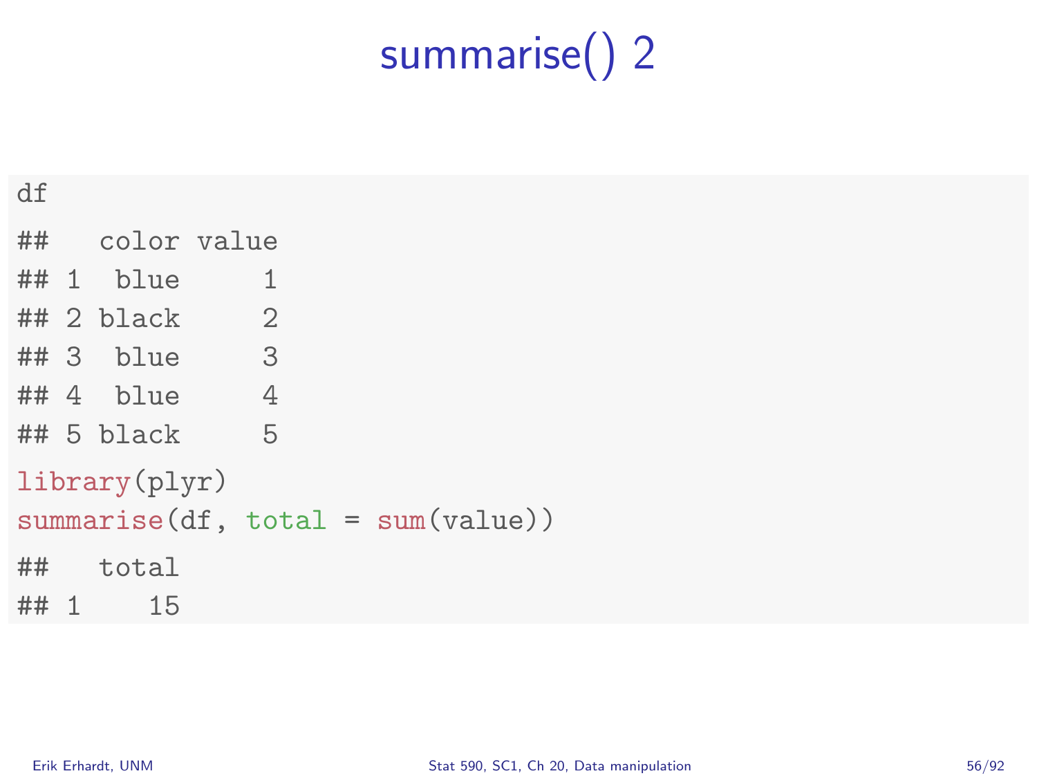# summarise() 2

```r
df

##   color value
## 1  blue     1
## 2 black     2
## 3  blue     3
## 4  blue     4
## 5 black     5

library(plyr)
summarise(df, total = sum(value))

##   total
## 1    15
```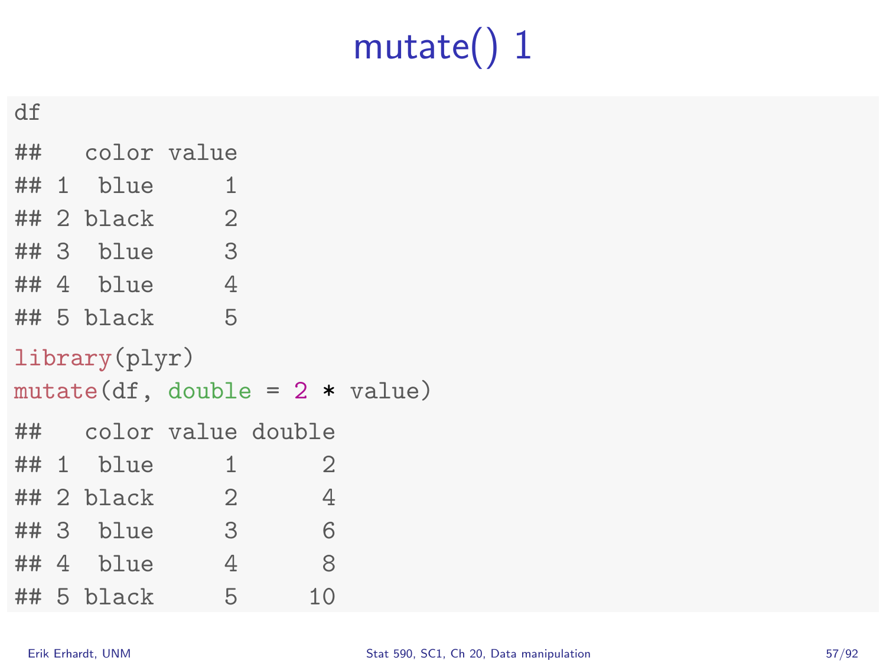# mutate() 1

```
df

##   color value
## 1  blue     1
## 2 black     2
## 3  blue     3
## 4  blue     4
## 5 black     5

library(plyr)
mutate(df, double = 2 * value)

##   color value double
## 1  blue     1      2
## 2 black     2      4
## 3  blue     3      6
## 4  blue     4      8
## 5 black     5     10
```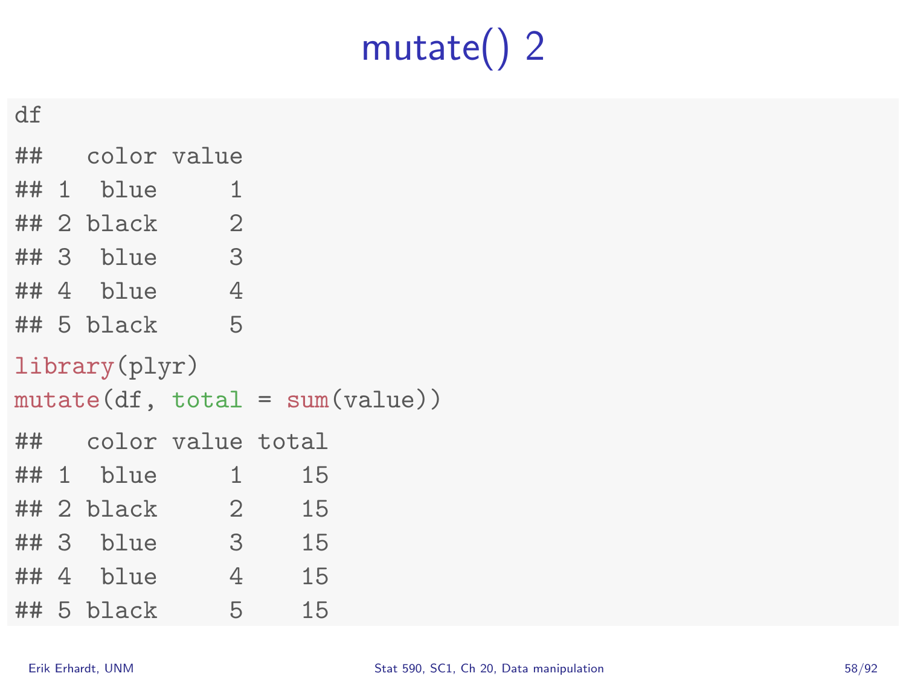# mutate() 2

```
df

##   color value
## 1  blue     1
## 2 black     2
## 3  blue     3
## 4  blue     4
## 5 black     5

library(plyr)
mutate(df, total = sum(value))

##   color value total
## 1  blue     1    15
## 2 black     2    15
## 3  blue     3    15
## 4  blue     4    15
## 5 black     5    15
```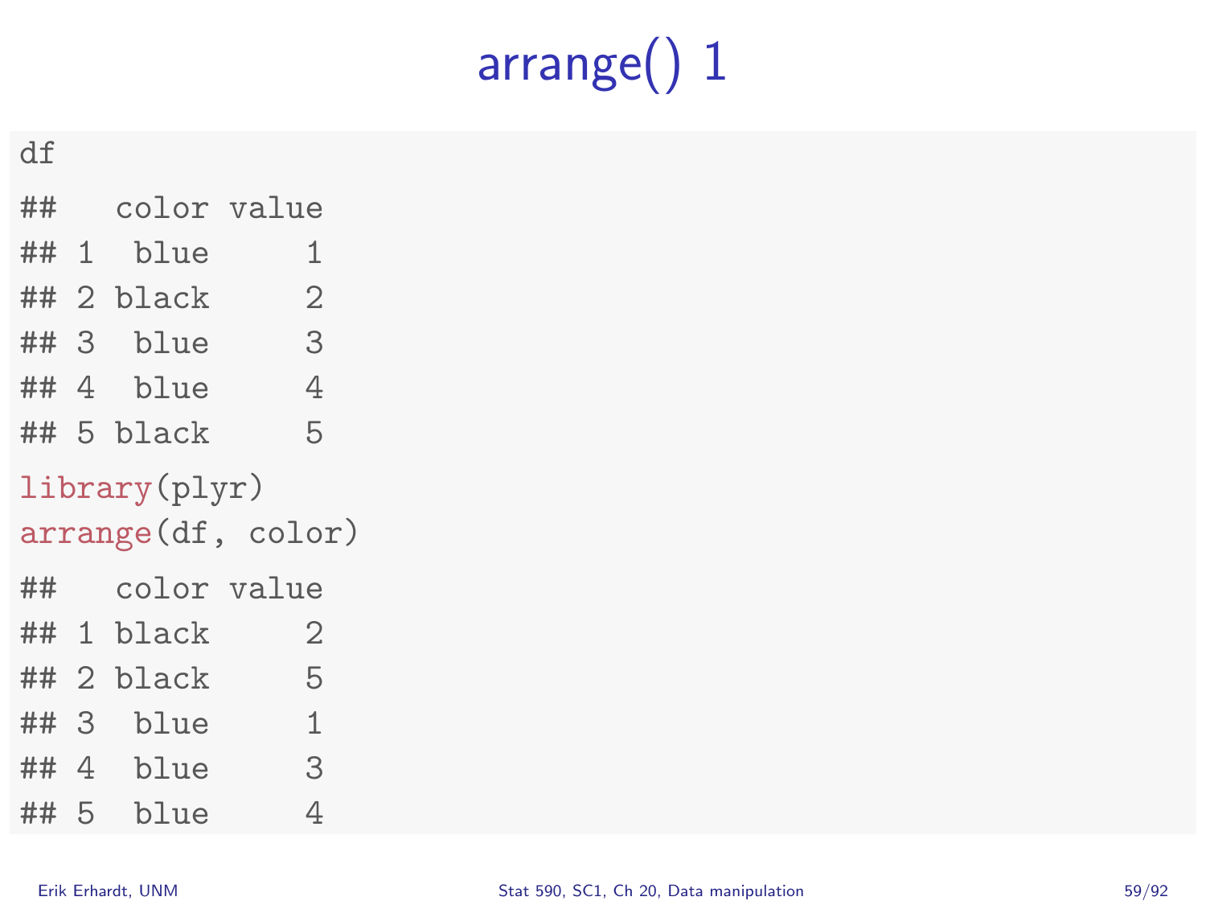# arrange() 1

```
df
## color value
## 1  blue     1
## 2 black     2
## 3  blue     3
## 4  blue     4
## 5 black     5
library(plyr)
arrange(df, color)
##   color value
## 1 black     2
## 2 black     5
## 3  blue     1
## 4  blue     3
## 5  blue     4
```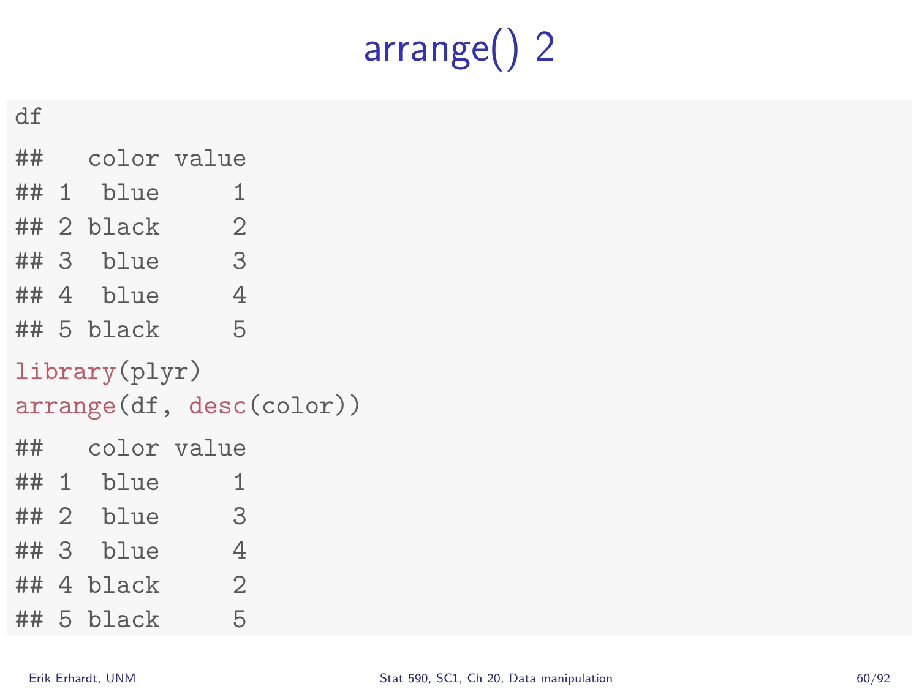# arrange() 2

```
df
## color value
## 1  blue     1
## 2 black     2
## 3  blue     3
## 4  blue     4
## 5 black     5
library(plyr)
arrange(df, desc(color))
## color value
## 1  blue     1
## 2  blue     3
## 3  blue     4
## 4 black     2
## 5 black     5
```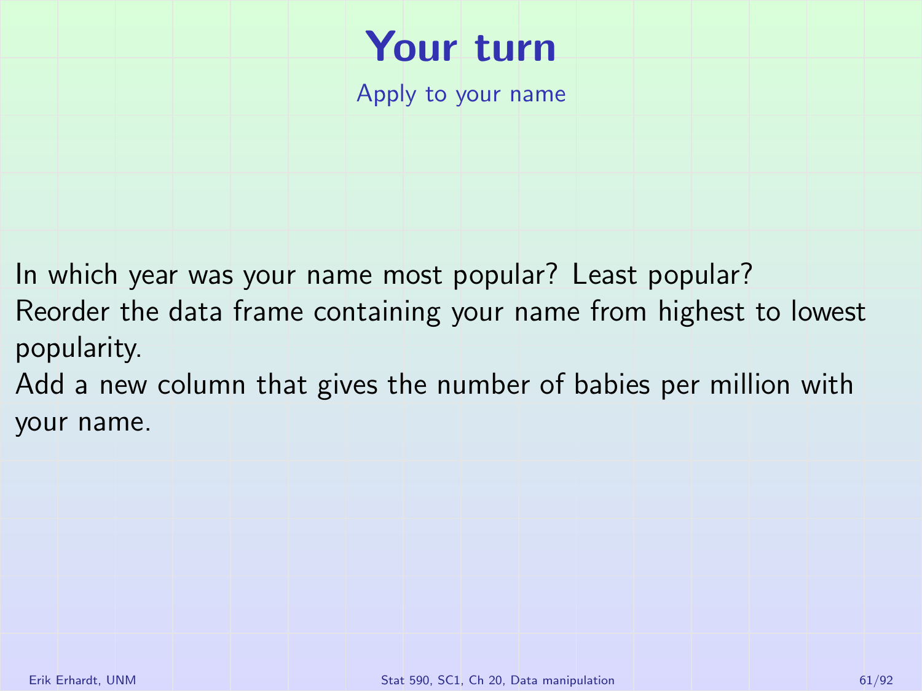# Your turn

## Apply to your name

In which year was your name most popular? Least popular?

Reorder the data frame containing your name from highest to lowest popularity.

Add a new column that gives the number of babies per million with your name.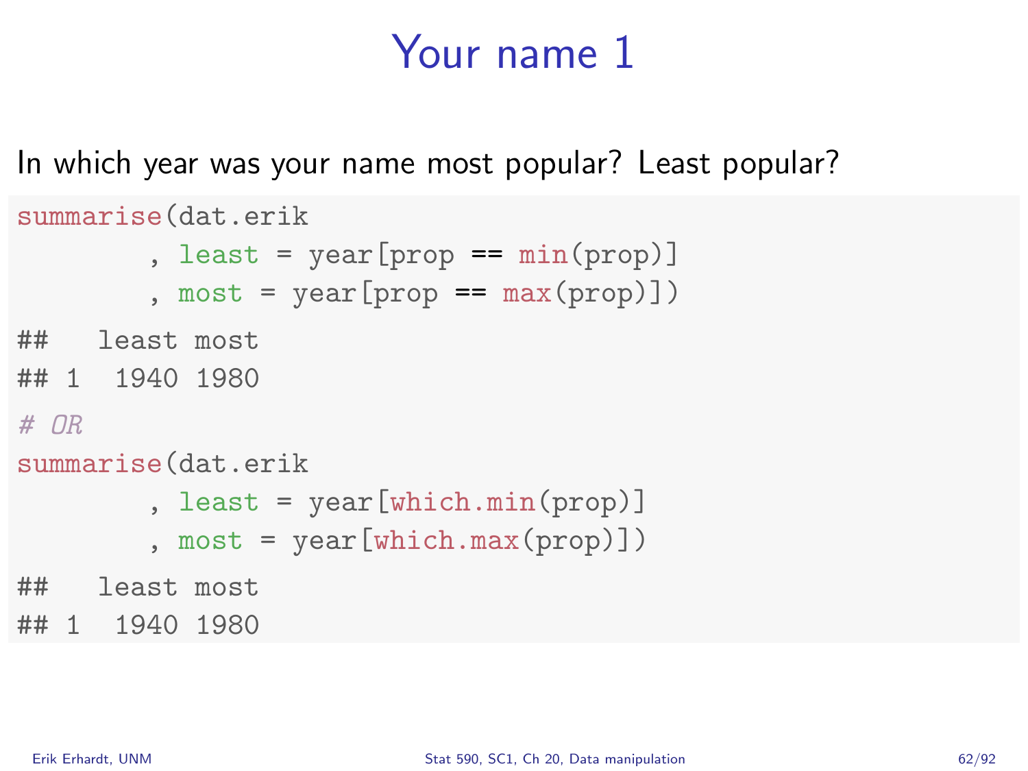# Your name 1

In which year was your name most popular? Least popular?

```
summarise(dat.erik
        , least = year[prop == min(prop)]
        , most = year[prop == max(prop)])
## least most
## 1  1940 1980
# OR
summarise(dat.erik
        , least = year[which.min(prop)]
        , most = year[which.max(prop)])
## least most
## 1  1940 1980
```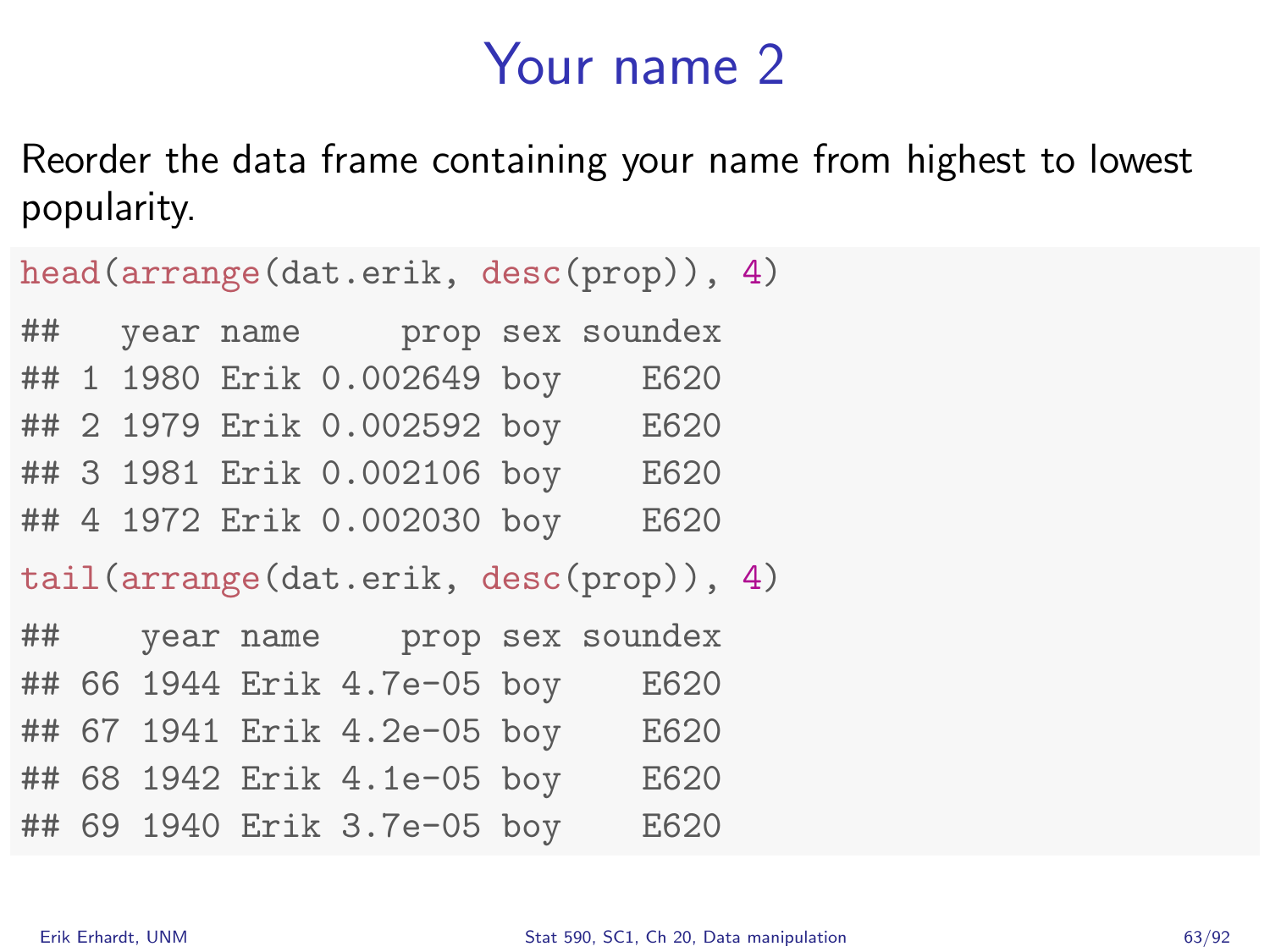# Your name 2

Reorder the data frame containing your name from highest to lowest popularity.

```
head(arrange(dat.erik, desc(prop)), 4)
```

```
##   year name     prop sex soundex
## 1 1980 Erik 0.002649 boy    E620
## 2 1979 Erik 0.002592 boy    E620
## 3 1981 Erik 0.002106 boy    E620
## 4 1972 Erik 0.002030 boy    E620
```

```
tail(arrange(dat.erik, desc(prop)), 4)
```

```
##    year name    prop sex soundex
## 66 1944 Erik 4.7e-05 boy    E620
## 67 1941 Erik 4.2e-05 boy    E620
## 68 1942 Erik 4.1e-05 boy    E620
## 69 1940 Erik 3.7e-05 boy    E620
```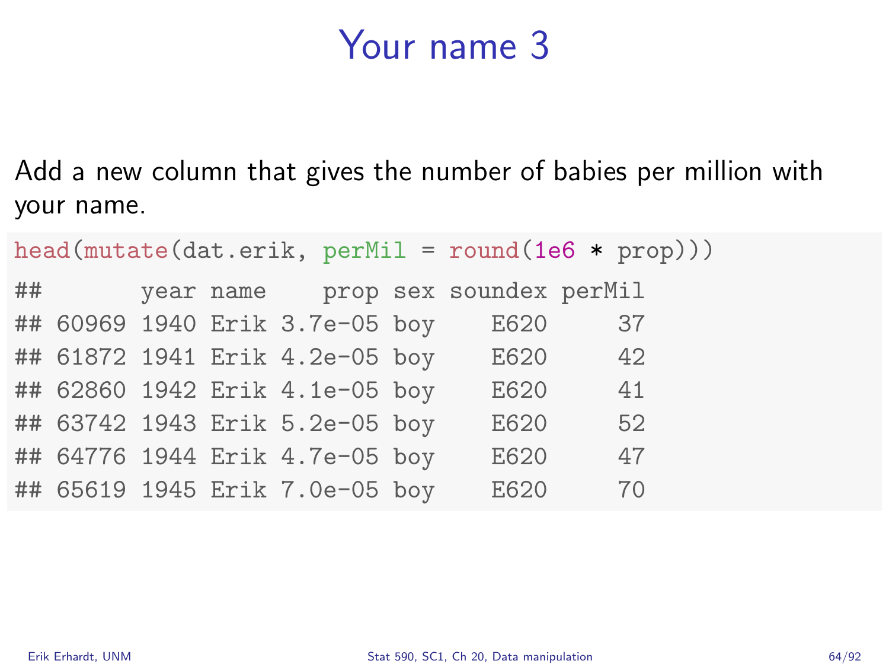# Your name 3

Add a new column that gives the number of babies per million with your name.

```
head(mutate(dat.erik, perMil = round(1e6 * prop)))
## 	     year name    prop sex soundex perMil
## 60969 1940 Erik 3.7e-05 boy    E620     37
## 61872 1941 Erik 4.2e-05 boy    E620     42
## 62860 1942 Erik 4.1e-05 boy    E620     41
## 63742 1943 Erik 5.2e-05 boy    E620     52
## 64776 1944 Erik 4.7e-05 boy    E620     47
## 65619 1945 Erik 7.0e-05 boy    E620     70
```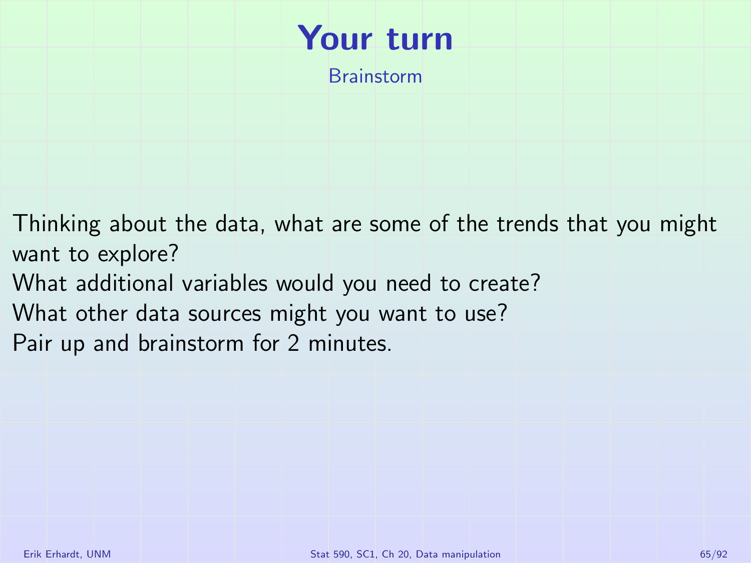# Your turn

## Brainstorm

Thinking about the data, what are some of the trends that you might want to explore?
What additional variables would you need to create?
What other data sources might you want to use?
Pair up and brainstorm for 2 minutes.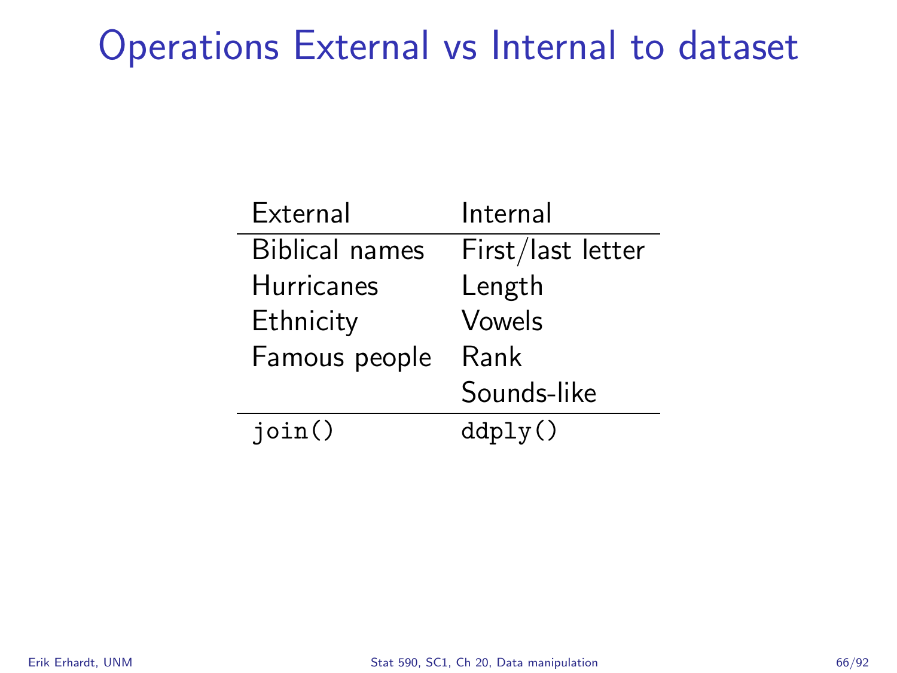# Operations External vs Internal to dataset

| External | Internal |
|---|---|
| Biblical names | First/last letter |
| Hurricanes | Length |
| Ethnicity | Vowels |
| Famous people | Rank |
| | Sounds-like |
| `join()` | `ddply()` |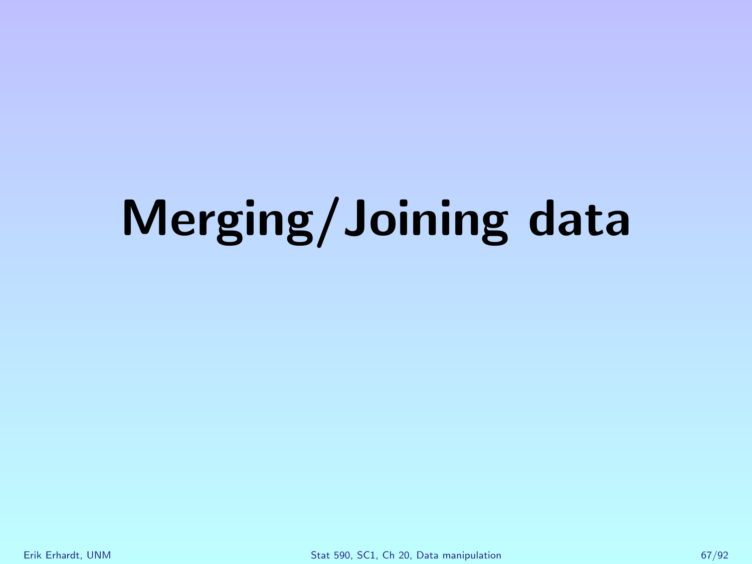# Merging/Joining data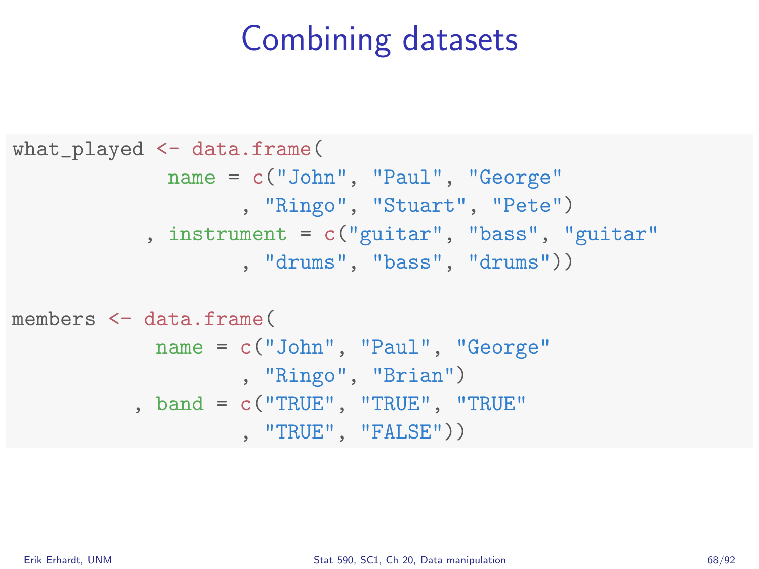# Combining datasets

```
what_played <- data.frame(
             name = c("John", "Paul", "George"
                    , "Ringo", "Stuart", "Pete")
           , instrument = c("guitar", "bass", "guitar"
                    , "drums", "bass", "drums"))

members <- data.frame(
            name = c("John", "Paul", "George"
                    , "Ringo", "Brian")
          , band = c("TRUE", "TRUE", "TRUE"
                    , "TRUE", "FALSE"))
```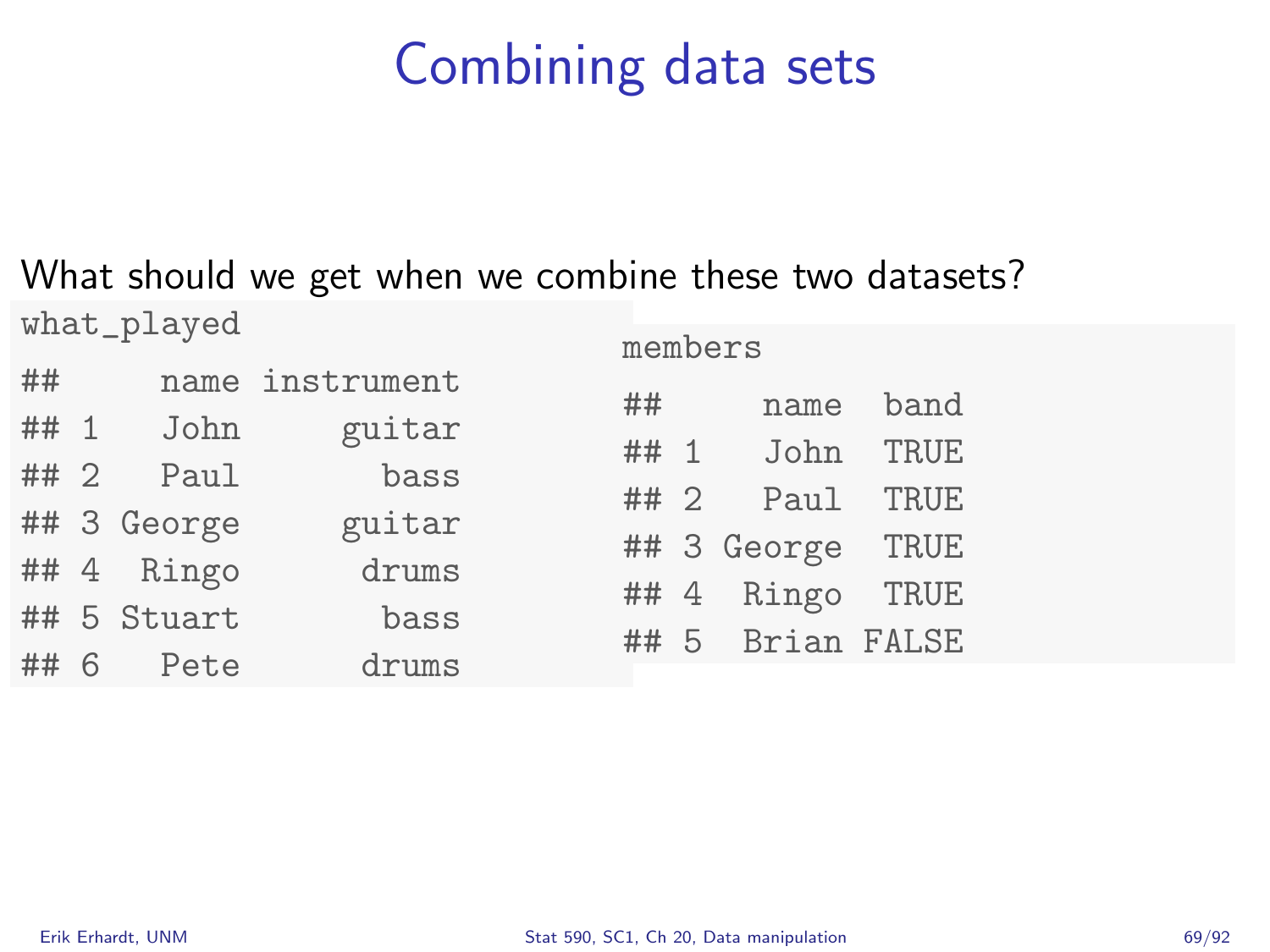# Combining data sets

What should we get when we combine these two datasets?

```
what_played
##     name instrument
## 1   John     guitar
## 2   Paul       bass
## 3 George     guitar
## 4  Ringo      drums
## 5 Stuart       bass
## 6   Pete      drums
```

```
members
##     name  band
## 1   John  TRUE
## 2   Paul  TRUE
## 3 George  TRUE
## 4  Ringo  TRUE
## 5  Brian FALSE
```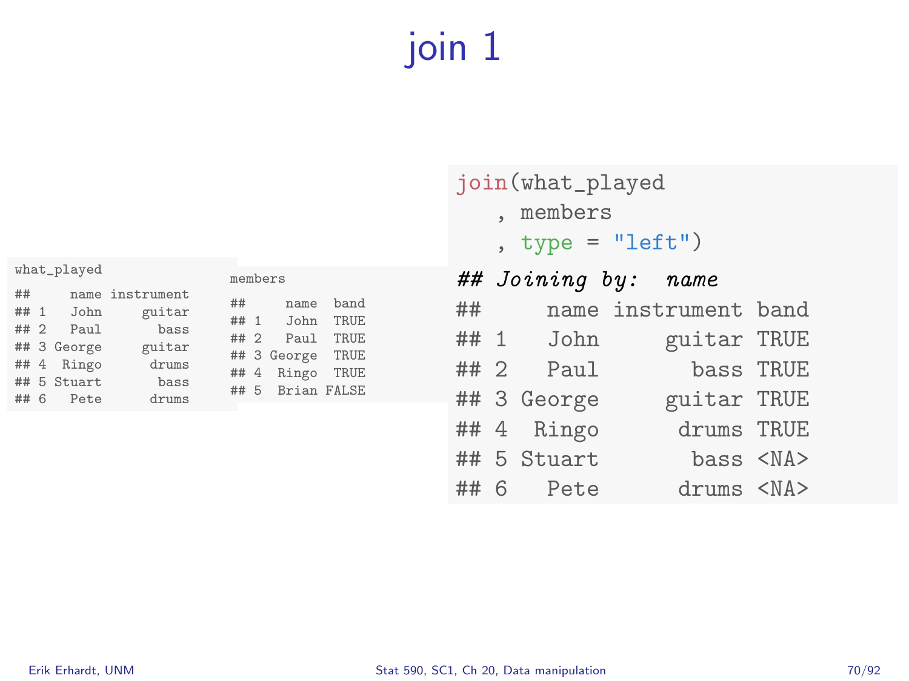# join 1

```
what_played
##     name instrument
## 1   John     guitar
## 2   Paul       bass
## 3 George     guitar
## 4  Ringo      drums
## 5 Stuart       bass
## 6   Pete      drums
```

```
members
##     name  band
## 1   John  TRUE
## 2   Paul  TRUE
## 3 George  TRUE
## 4  Ringo  TRUE
## 5  Brian FALSE
```

```
join(what_played
   , members
   , type = "left")
## Joining by:  name
##     name instrument band
## 1   John     guitar TRUE
## 2   Paul       bass TRUE
## 3 George     guitar TRUE
## 4  Ringo      drums TRUE
## 5 Stuart       bass <NA>
## 6   Pete      drums <NA>
```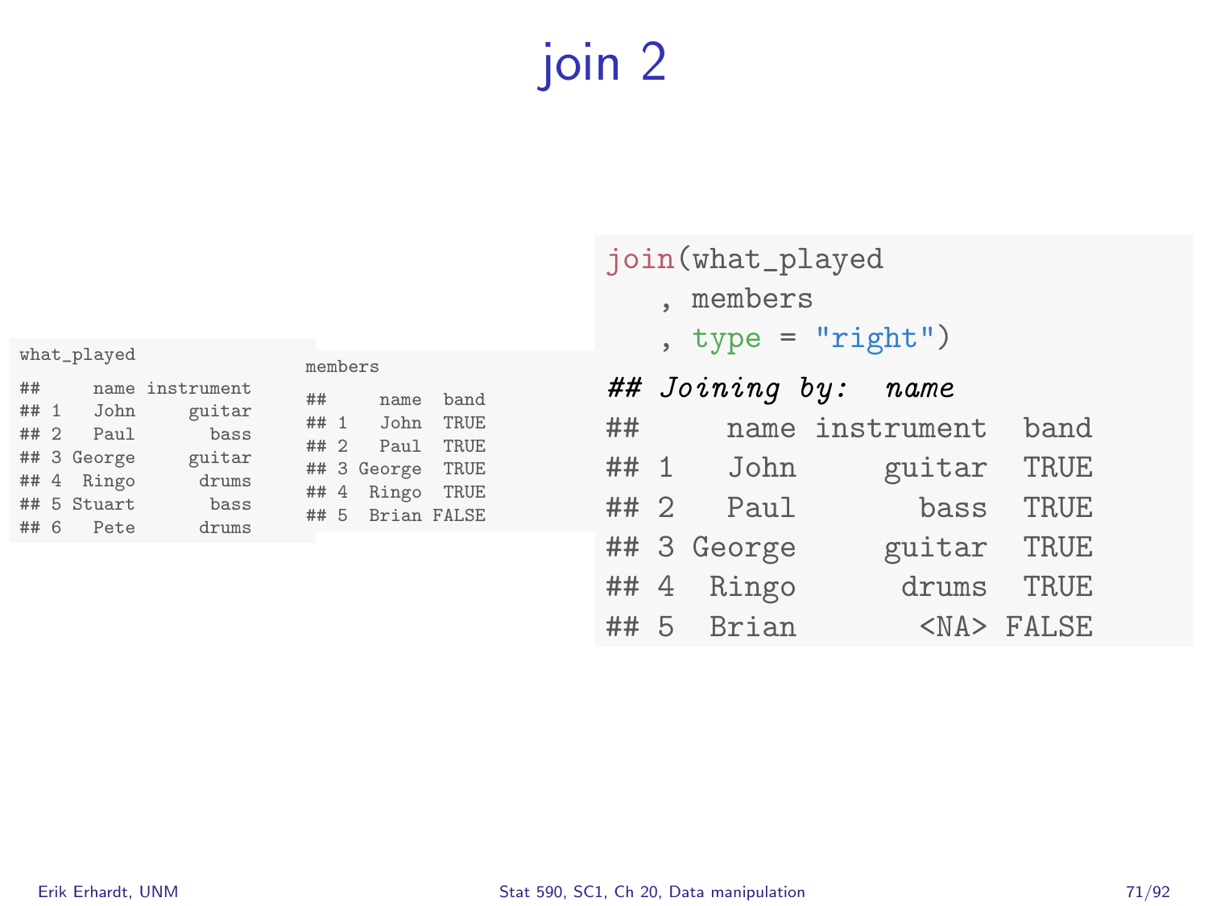# join 2

```
what_played

##     name instrument
## 1   John     guitar
## 2   Paul       bass
## 3 George     guitar
## 4  Ringo      drums
## 5 Stuart       bass
## 6   Pete      drums
```

```
members

##     name  band
## 1   John  TRUE
## 2   Paul  TRUE
## 3 George  TRUE
## 4  Ringo  TRUE
## 5  Brian FALSE
```

```
join(what_played
   , members
   , type = "right")

## Joining by:  name
##     name instrument  band
## 1   John     guitar  TRUE
## 2   Paul       bass  TRUE
## 3 George     guitar  TRUE
## 4  Ringo      drums  TRUE
## 5  Brian       <NA> FALSE
```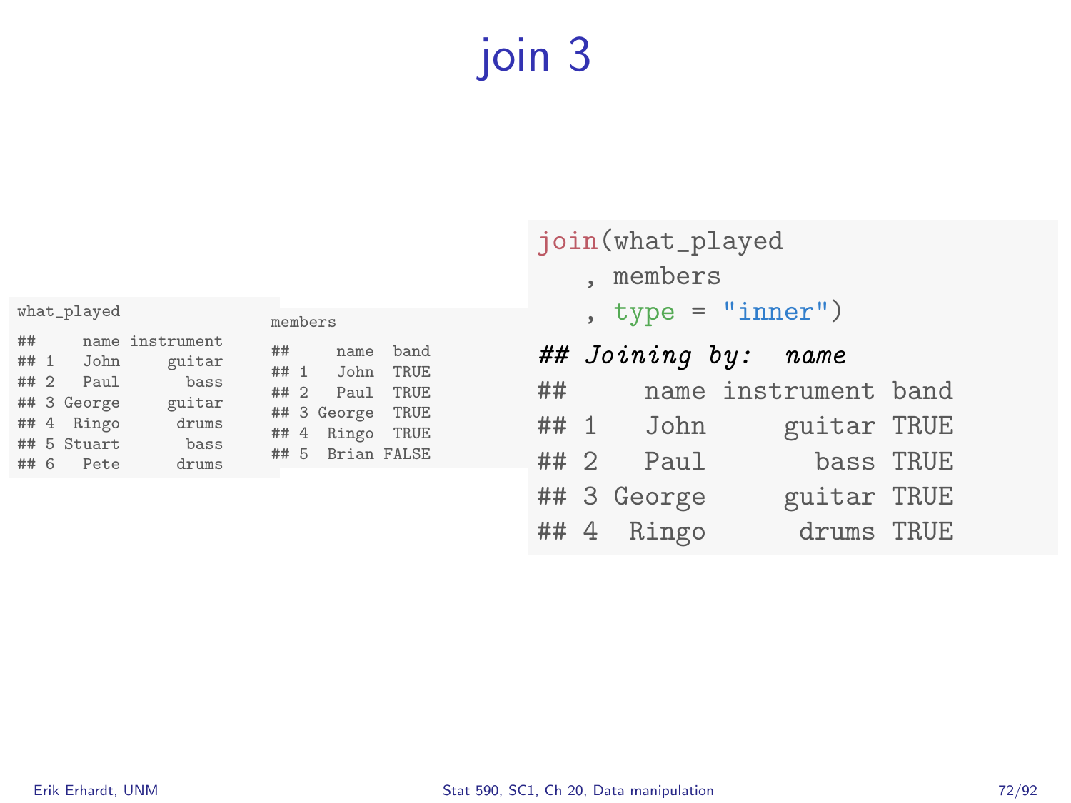# join 3

```
what_played
```

```
##     name instrument
## 1   John     guitar
## 2   Paul       bass
## 3 George     guitar
## 4  Ringo      drums
## 5 Stuart       bass
## 6   Pete      drums
```

```
members
```

```
##     name  band
## 1   John  TRUE
## 2   Paul  TRUE
## 3 George  TRUE
## 4  Ringo  TRUE
## 5  Brian FALSE
```

```
join(what_played
   , members
   , type = "inner")
## Joining by:  name
##     name instrument band
## 1   John     guitar TRUE
## 2   Paul       bass TRUE
## 3 George     guitar TRUE
## 4  Ringo      drums TRUE
```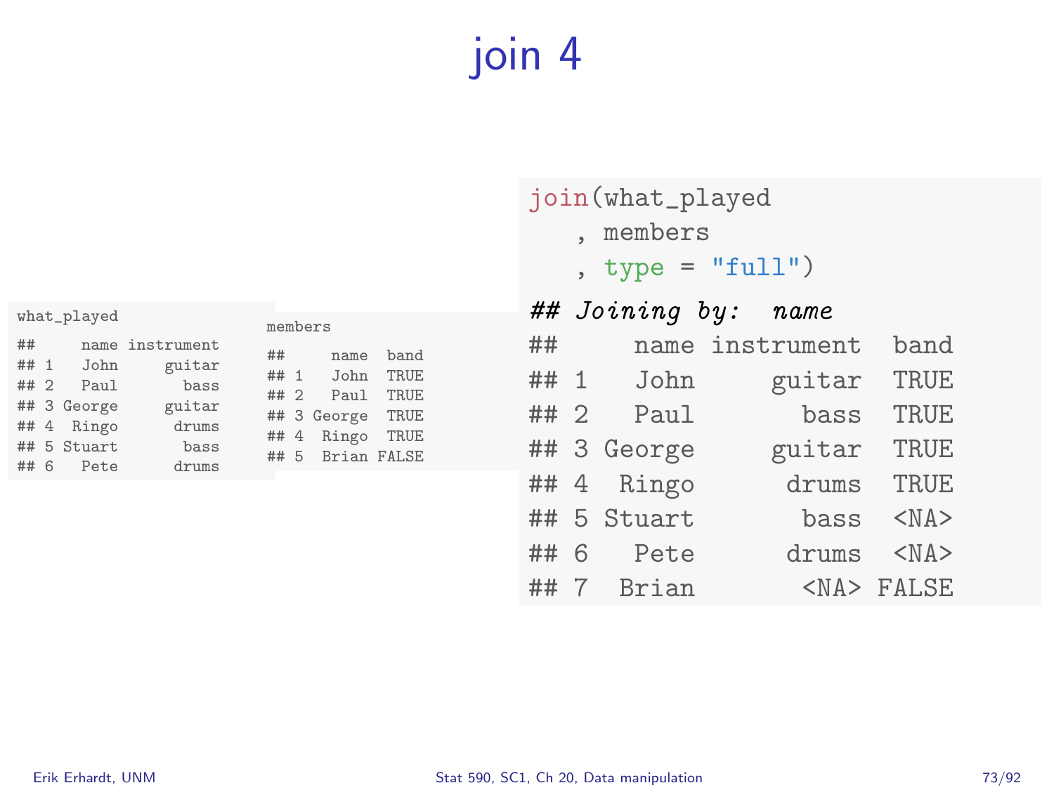# join 4

```
what_played
##     name instrument
## 1   John     guitar
## 2   Paul       bass
## 3 George     guitar
## 4  Ringo      drums
## 5 Stuart       bass
## 6   Pete      drums
```

```
members
##     name  band
## 1   John  TRUE
## 2   Paul  TRUE
## 3 George  TRUE
## 4  Ringo  TRUE
## 5  Brian FALSE
```

```
join(what_played
   , members
   , type = "full")
## Joining by:  name
##     name instrument  band
## 1   John     guitar  TRUE
## 2   Paul       bass  TRUE
## 3 George     guitar  TRUE
## 4  Ringo      drums  TRUE
## 5 Stuart       bass  <NA>
## 6   Pete      drums  <NA>
## 7  Brian       <NA> FALSE
```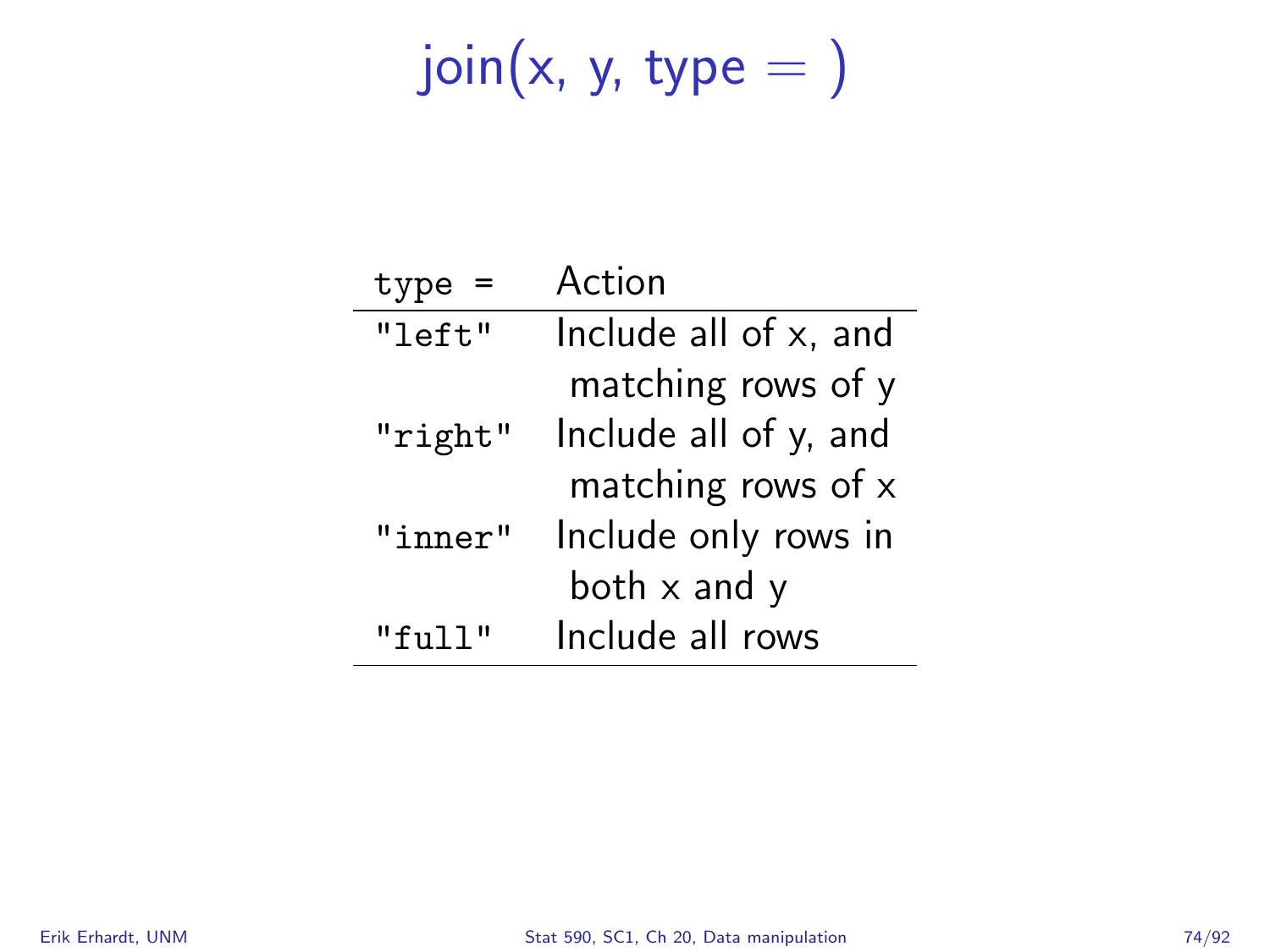# join(x, y, type = )

| `type =` | Action |
|---|---|
| `"left"` | Include all of x, and matching rows of y |
| `"right"` | Include all of y, and matching rows of x |
| `"inner"` | Include only rows in both x and y |
| `"full"` | Include all rows |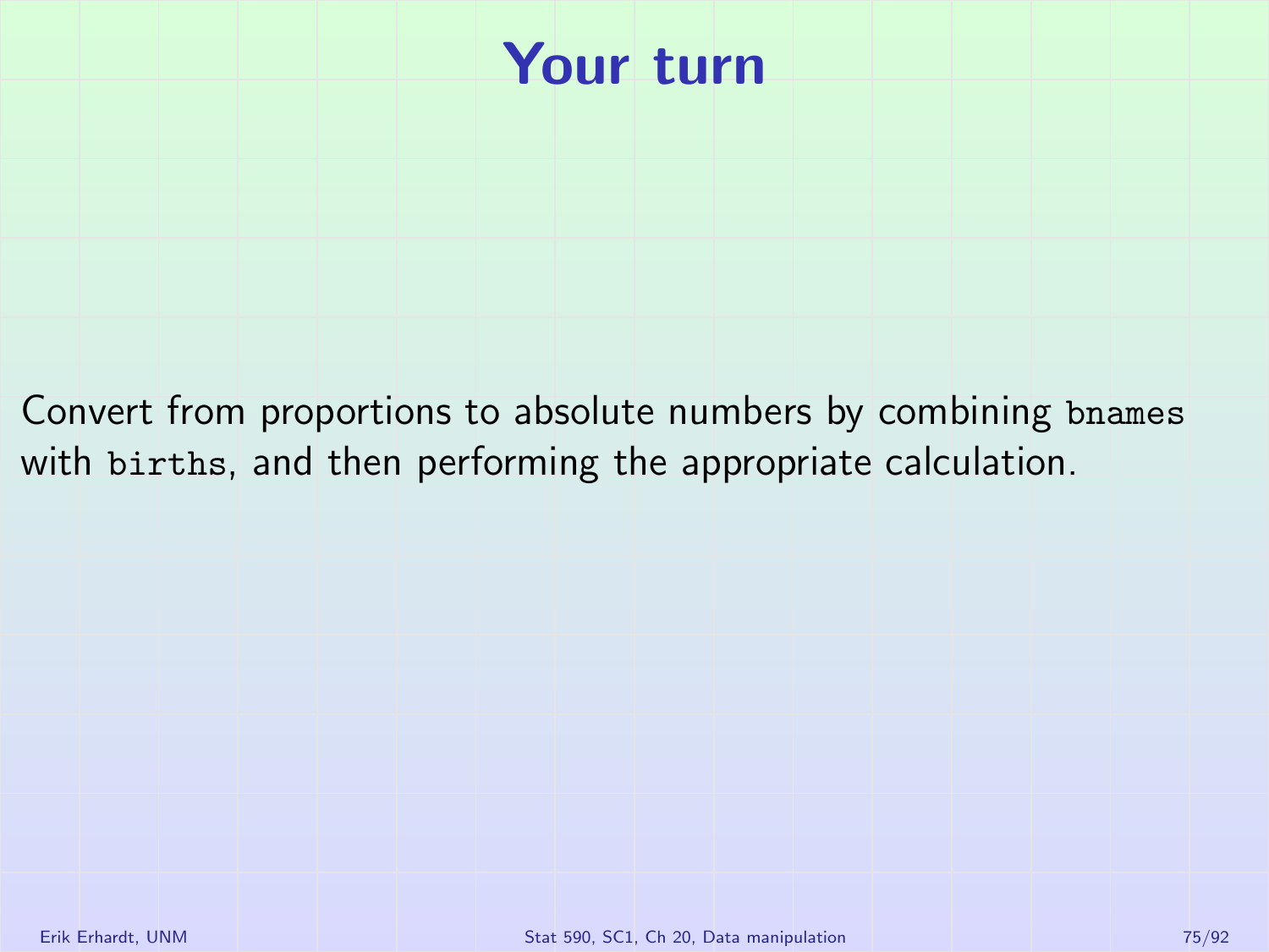# Your turn

Convert from proportions to absolute numbers by combining `bnames` with `births`, and then performing the appropriate calculation.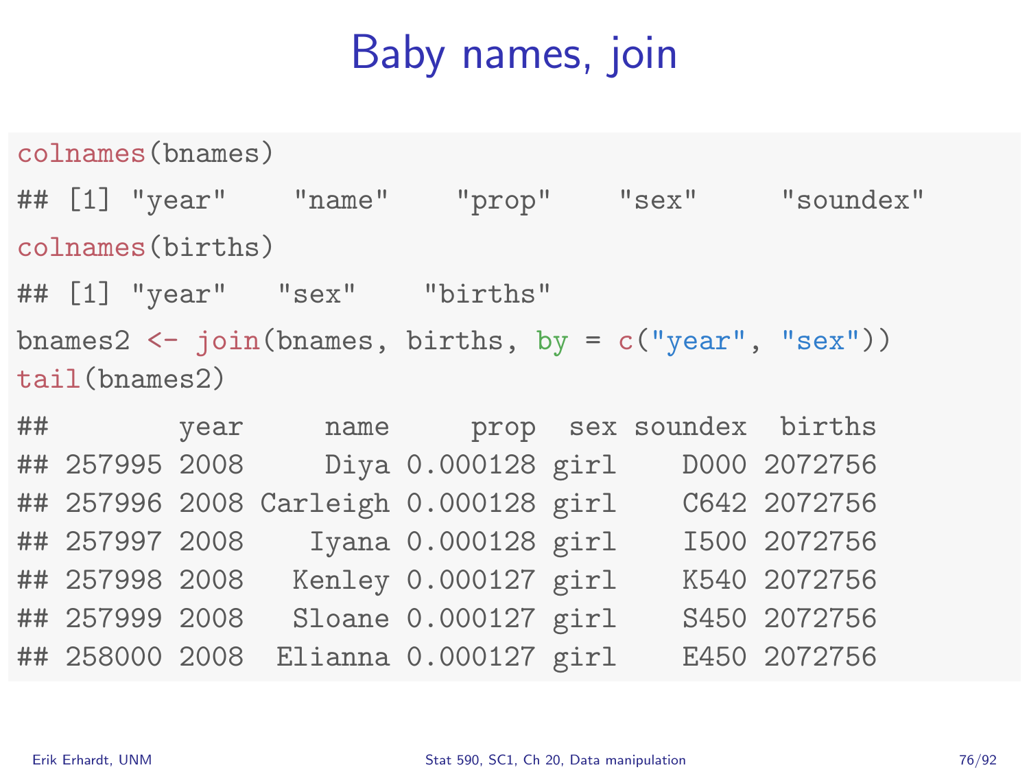# Baby names, join

```
colnames(bnames)
## [1] "year"    "name"    "prop"    "sex"     "soundex"
colnames(births)
## [1] "year"   "sex"    "births"
bnames2 <- join(bnames, births, by = c("year", "sex"))
tail(bnames2)
##        year     name     prop  sex soundex  births
## 257995 2008     Diya 0.000128 girl    D000 2072756
## 257996 2008 Carleigh 0.000128 girl    C642 2072756
## 257997 2008    Iyana 0.000128 girl    I500 2072756
## 257998 2008   Kenley 0.000127 girl    K540 2072756
## 257999 2008   Sloane 0.000127 girl    S450 2072756
## 258000 2008  Elianna 0.000127 girl    E450 2072756
```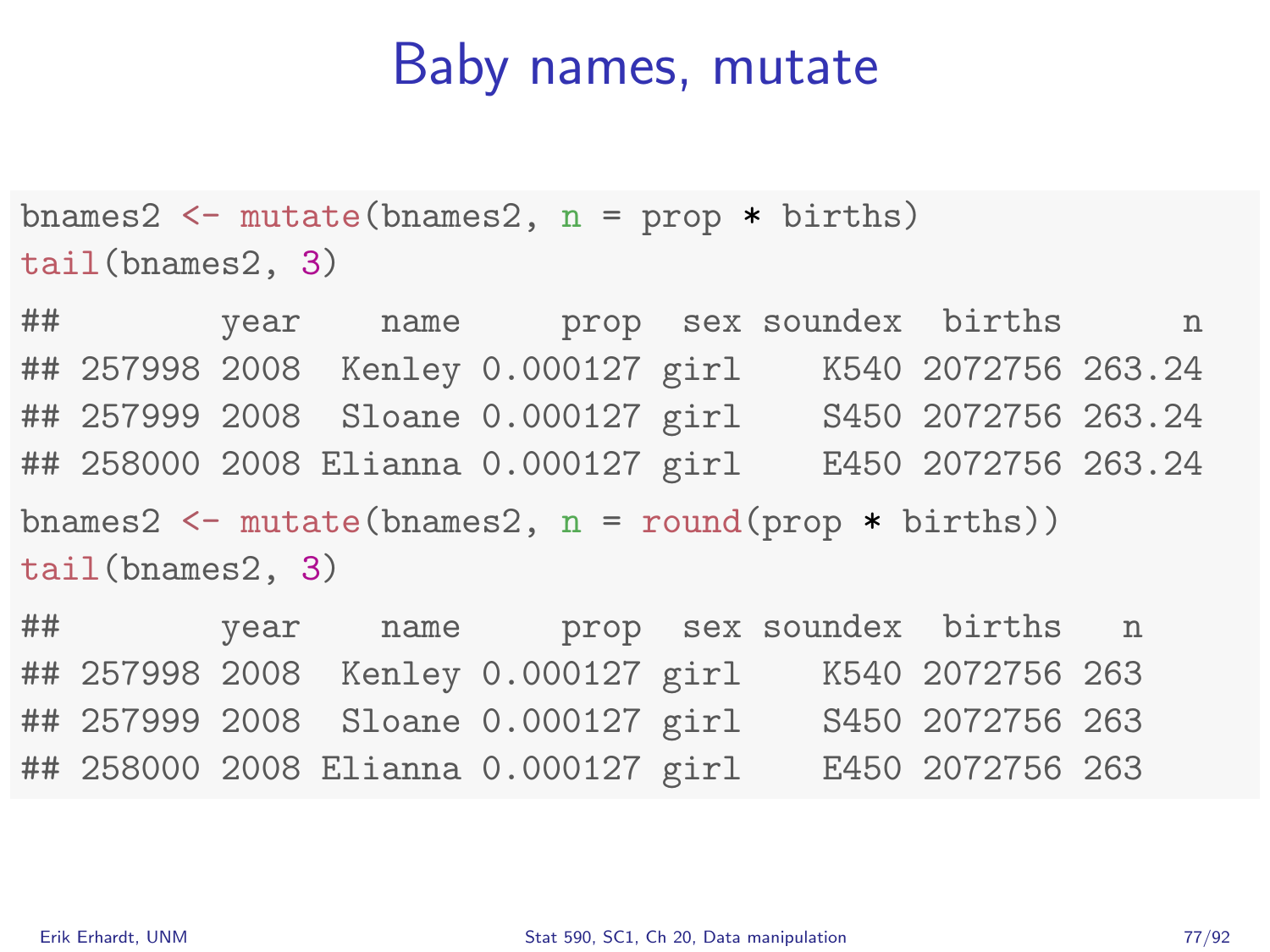# Baby names, mutate

```
bnames2 <- mutate(bnames2, n = prop * births)
tail(bnames2, 3)
##          year    name     prop  sex soundex  births      n
## 257998 2008  Kenley 0.000127 girl    K540 2072756 263.24
## 257999 2008  Sloane 0.000127 girl    S450 2072756 263.24
## 258000 2008 Elianna 0.000127 girl    E450 2072756 263.24
bnames2 <- mutate(bnames2, n = round(prop * births))
tail(bnames2, 3)
##          year    name     prop  sex soundex  births   n
## 257998 2008  Kenley 0.000127 girl    K540 2072756 263
## 257999 2008  Sloane 0.000127 girl    S450 2072756 263
## 258000 2008 Elianna 0.000127 girl    E450 2072756 263
```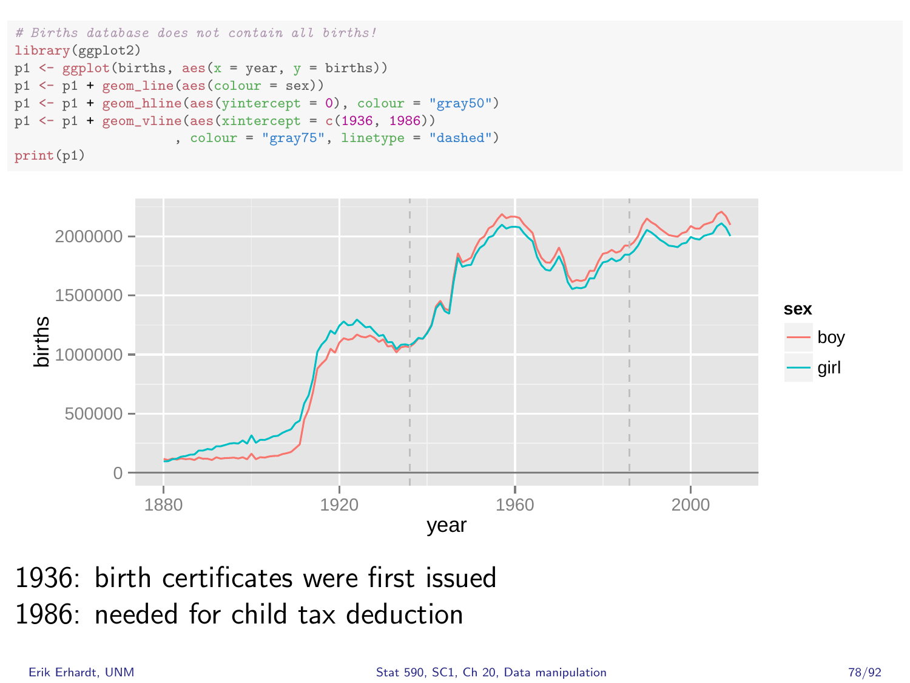```r
# Births database does not contain all births!
library(ggplot2)
p1 <- ggplot(births, aes(x = year, y = births))
p1 <- p1 + geom_line(aes(colour = sex))
p1 <- p1 + geom_hline(aes(yintercept = 0), colour = "gray50")
p1 <- p1 + geom_vline(aes(xintercept = c(1936, 1986))
                    , colour = "gray75", linetype = "dashed")
print(p1)
```

1936: birth certificates were first issued
1986: needed for child tax deduction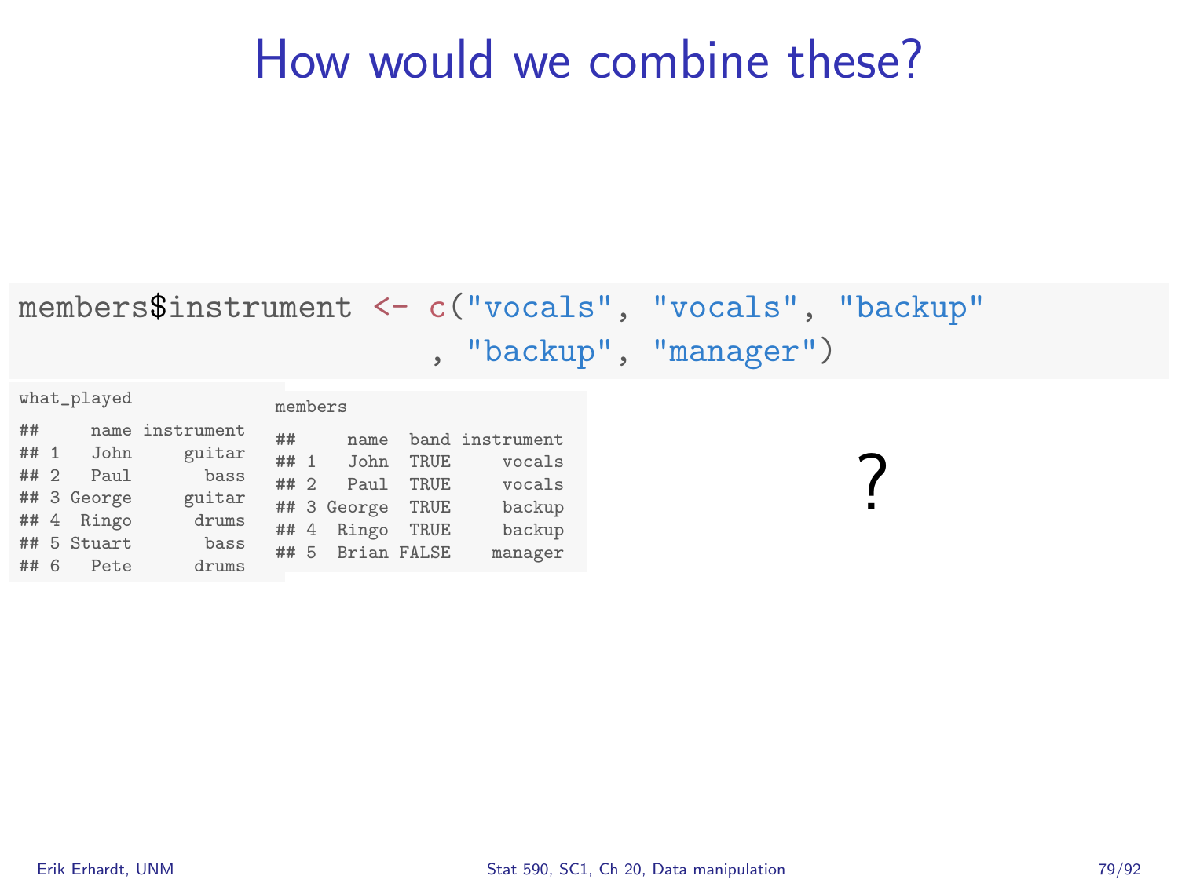# How would we combine these?

```
members$instrument <- c("vocals", "vocals", "backup"
                        , "backup", "manager")
```

what_played

```
##     name instrument
## 1   John     guitar
## 2   Paul       bass
## 3 George     guitar
## 4  Ringo      drums
## 5 Stuart       bass
## 6   Pete      drums
```

members

```
##     name  band instrument
## 1   John  TRUE     vocals
## 2   Paul  TRUE     vocals
## 3 George  TRUE     backup
## 4  Ringo  TRUE     backup
## 5  Brian FALSE    manager
```

?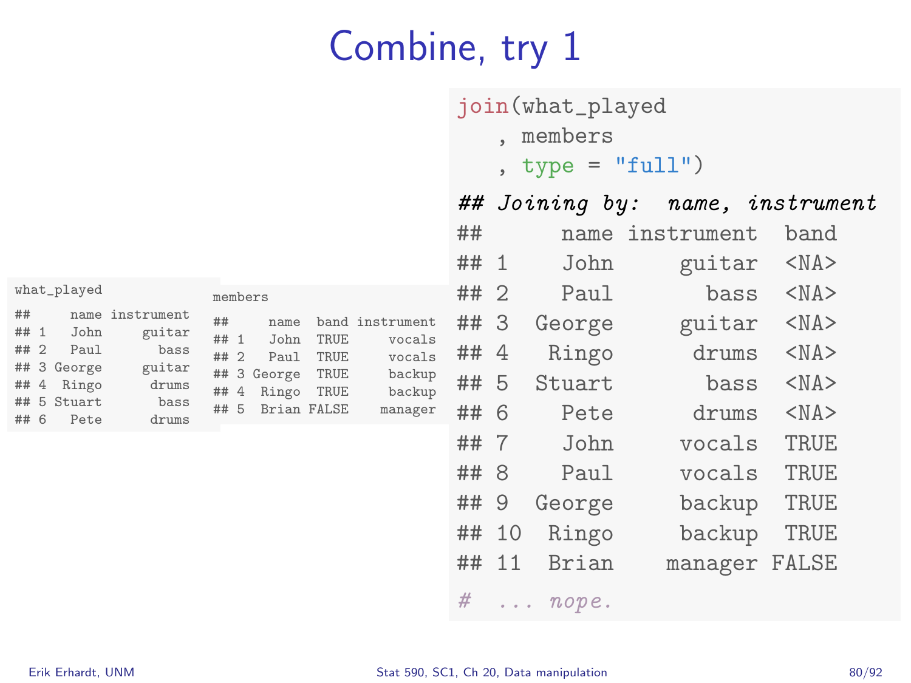# Combine, try 1

```
what_played
##     name instrument
## 1   John     guitar
## 2   Paul       bass
## 3 George     guitar
## 4  Ringo      drums
## 5 Stuart       bass
## 6   Pete      drums
```

```
members
##     name  band instrument
## 1   John  TRUE     vocals
## 2   Paul  TRUE     vocals
## 3 George  TRUE     backup
## 4  Ringo  TRUE     backup
## 5  Brian FALSE    manager
```

```
join(what_played
   , members
   , type = "full")
## Joining by:  name, instrument
##      name instrument  band
## 1    John     guitar  <NA>
## 2    Paul       bass  <NA>
## 3  George     guitar  <NA>
## 4   Ringo      drums  <NA>
## 5  Stuart       bass  <NA>
## 6    Pete      drums  <NA>
## 7    John     vocals  TRUE
## 8    Paul     vocals  TRUE
## 9  George     backup  TRUE
## 10  Ringo     backup  TRUE
## 11  Brian    manager FALSE
#  ... nope.
```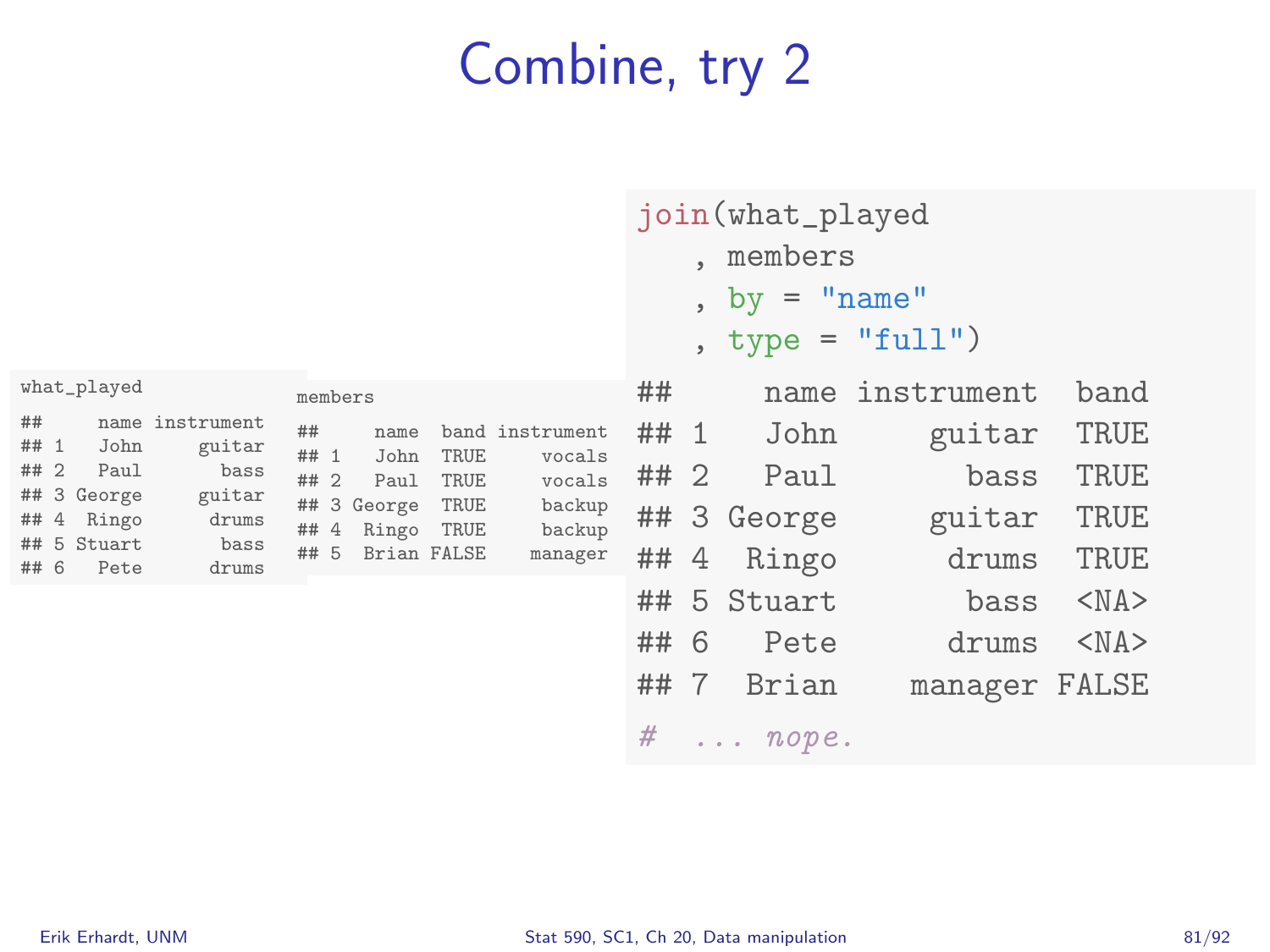# Combine, try 2

what_played

```
##     name instrument
## 1   John     guitar
## 2   Paul       bass
## 3 George     guitar
## 4  Ringo      drums
## 5 Stuart       bass
## 6   Pete      drums
```

members

```
##     name  band instrument
## 1   John  TRUE     vocals
## 2   Paul  TRUE     vocals
## 3 George  TRUE     backup
## 4  Ringo  TRUE     backup
## 5  Brian FALSE    manager
```

```
join(what_played
   , members
   , by = "name"
   , type = "full")
##     name instrument  band
## 1   John     guitar  TRUE
## 2   Paul       bass  TRUE
## 3 George     guitar  TRUE
## 4  Ringo      drums  TRUE
## 5 Stuart       bass  <NA>
## 6   Pete      drums  <NA>
## 7  Brian    manager FALSE
#  ... nope.
```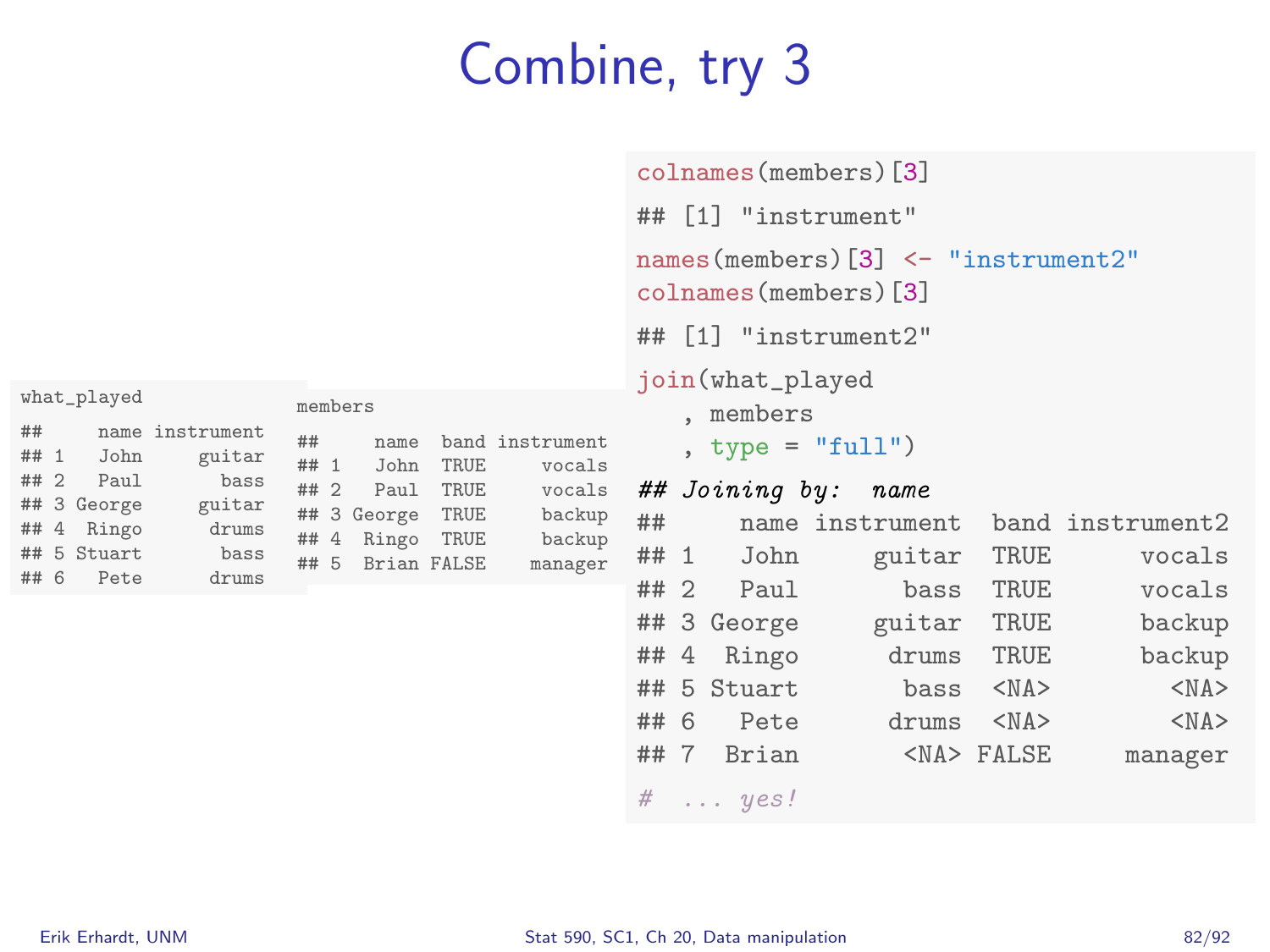# Combine, try 3

```
what_played

##     name instrument
## 1   John     guitar
## 2   Paul       bass
## 3 George     guitar
## 4  Ringo      drums
## 5 Stuart       bass
## 6   Pete      drums
```

```
members

##     name  band instrument
## 1   John  TRUE     vocals
## 2   Paul  TRUE     vocals
## 3 George  TRUE     backup
## 4  Ringo  TRUE     backup
## 5  Brian FALSE    manager
```

```
colnames(members)[3]

## [1] "instrument"

names(members)[3] <- "instrument2"
colnames(members)[3]

## [1] "instrument2"

join(what_played
   , members
   , type = "full")

## Joining by:  name
##     name instrument  band instrument2
## 1   John     guitar  TRUE      vocals
## 2   Paul       bass  TRUE      vocals
## 3 George     guitar  TRUE      backup
## 4  Ringo      drums  TRUE      backup
## 5 Stuart       bass  <NA>        <NA>
## 6   Pete      drums  <NA>        <NA>
## 7  Brian       <NA> FALSE     manager

#  ... yes!
```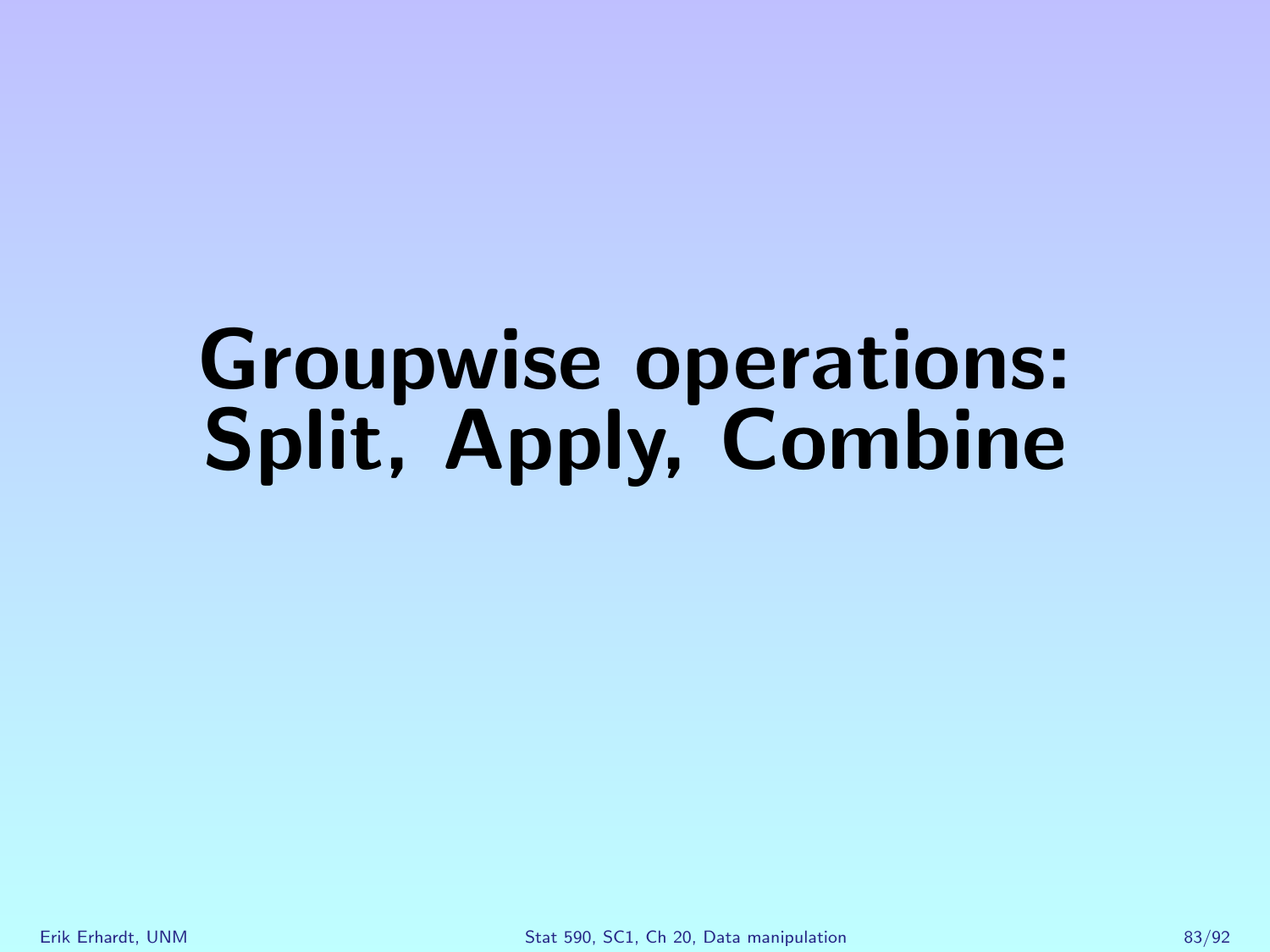# Groupwise operations: Split, Apply, Combine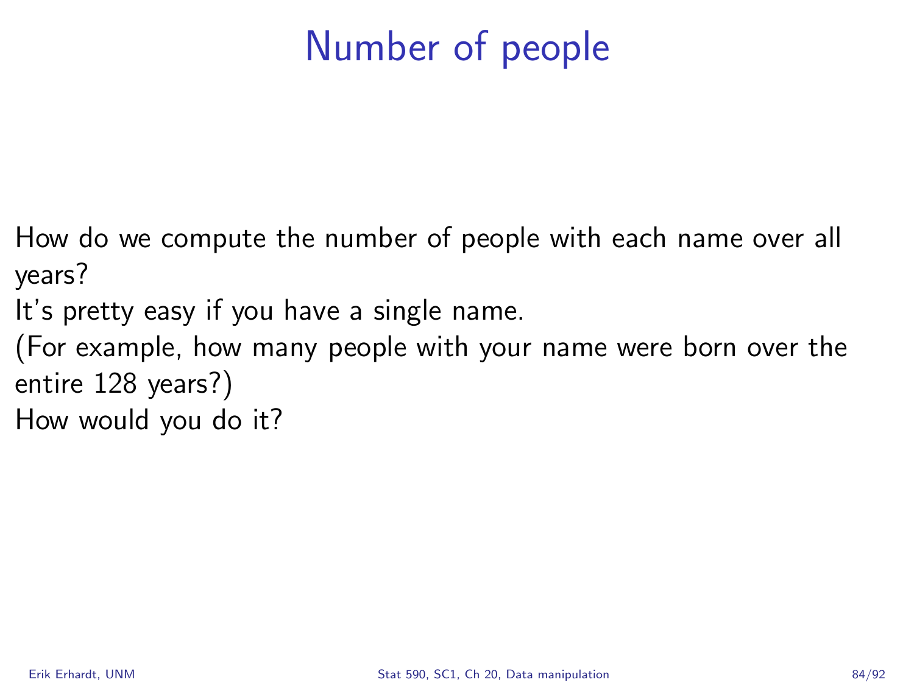# Number of people

How do we compute the number of people with each name over all years?
It's pretty easy if you have a single name.
(For example, how many people with your name were born over the entire 128 years?)
How would you do it?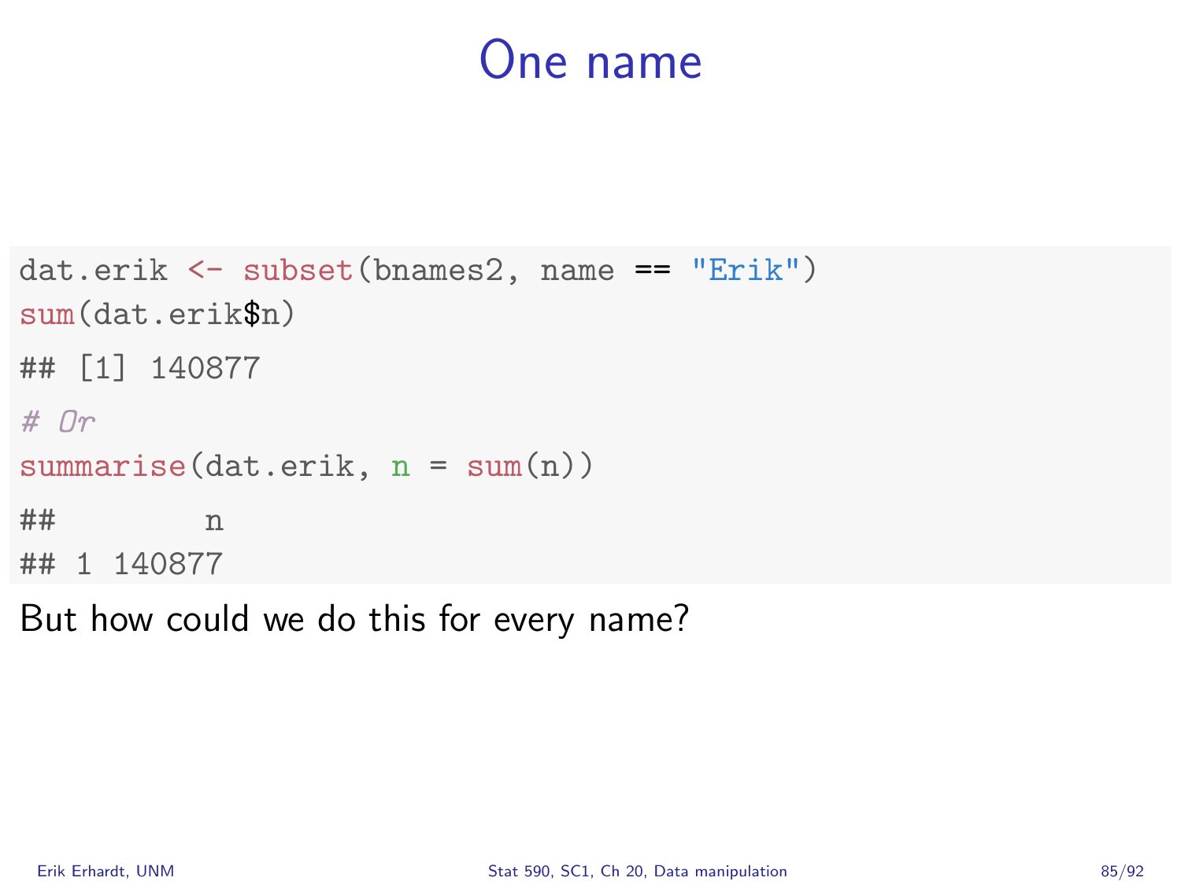# One name

```
dat.erik <- subset(bnames2, name == "Erik")
sum(dat.erik$n)
## [1] 140877
# Or
summarise(dat.erik, n = sum(n))
##        n
## 1 140877
```

But how could we do this for every name?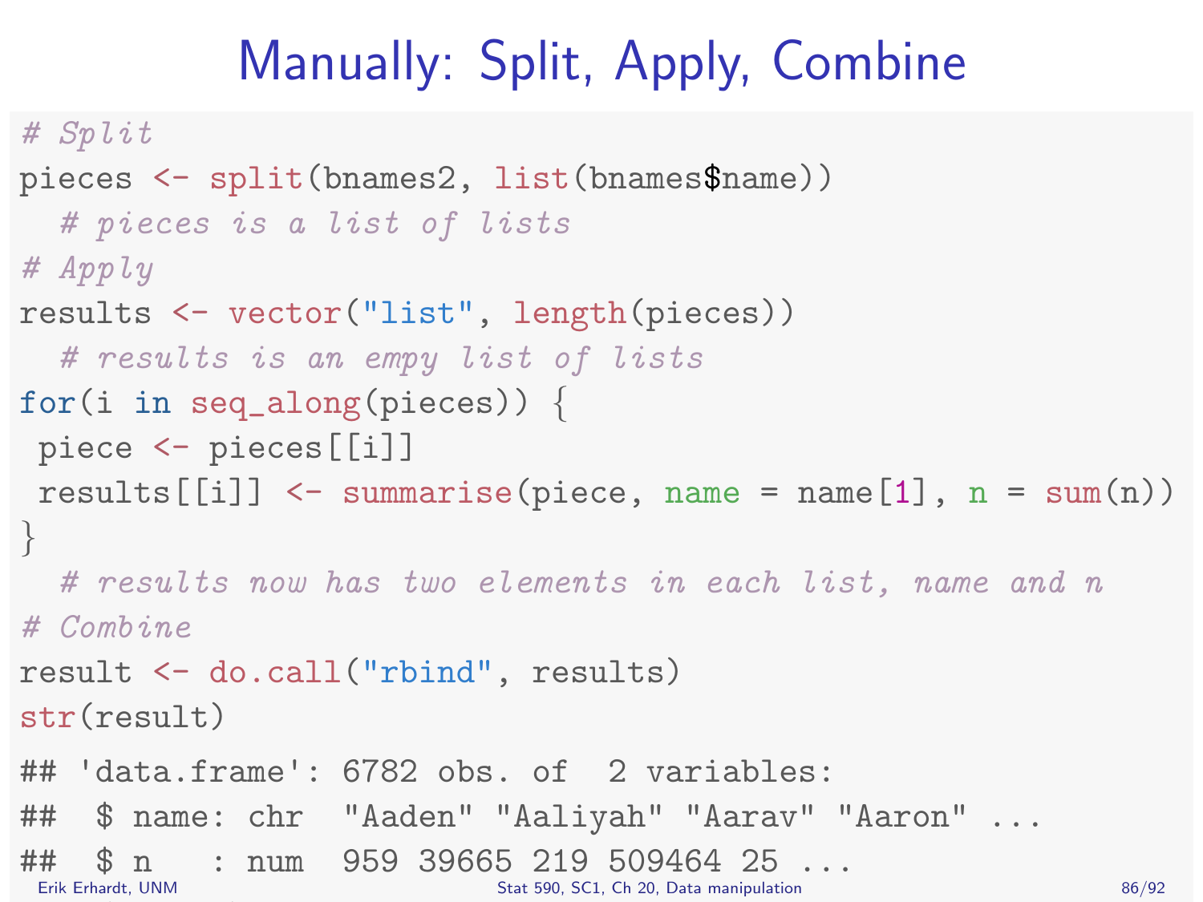# Manually: Split, Apply, Combine

```
# Split
pieces <- split(bnames2, list(bnames$name))
  # pieces is a list of lists
# Apply
results <- vector("list", length(pieces))
  # results is an empy list of lists
for(i in seq_along(pieces)) {
 piece <- pieces[[i]]
 results[[i]] <- summarise(piece, name = name[1], n = sum(n))
}
  # results now has two elements in each list, name and n
# Combine
result <- do.call("rbind", results)
str(result)

## 'data.frame': 6782 obs. of  2 variables:
##  $ name: chr  "Aaden" "Aaliyah" "Aarav" "Aaron" ...
##  $ n   : num  959 39665 219 509464 25 ...
```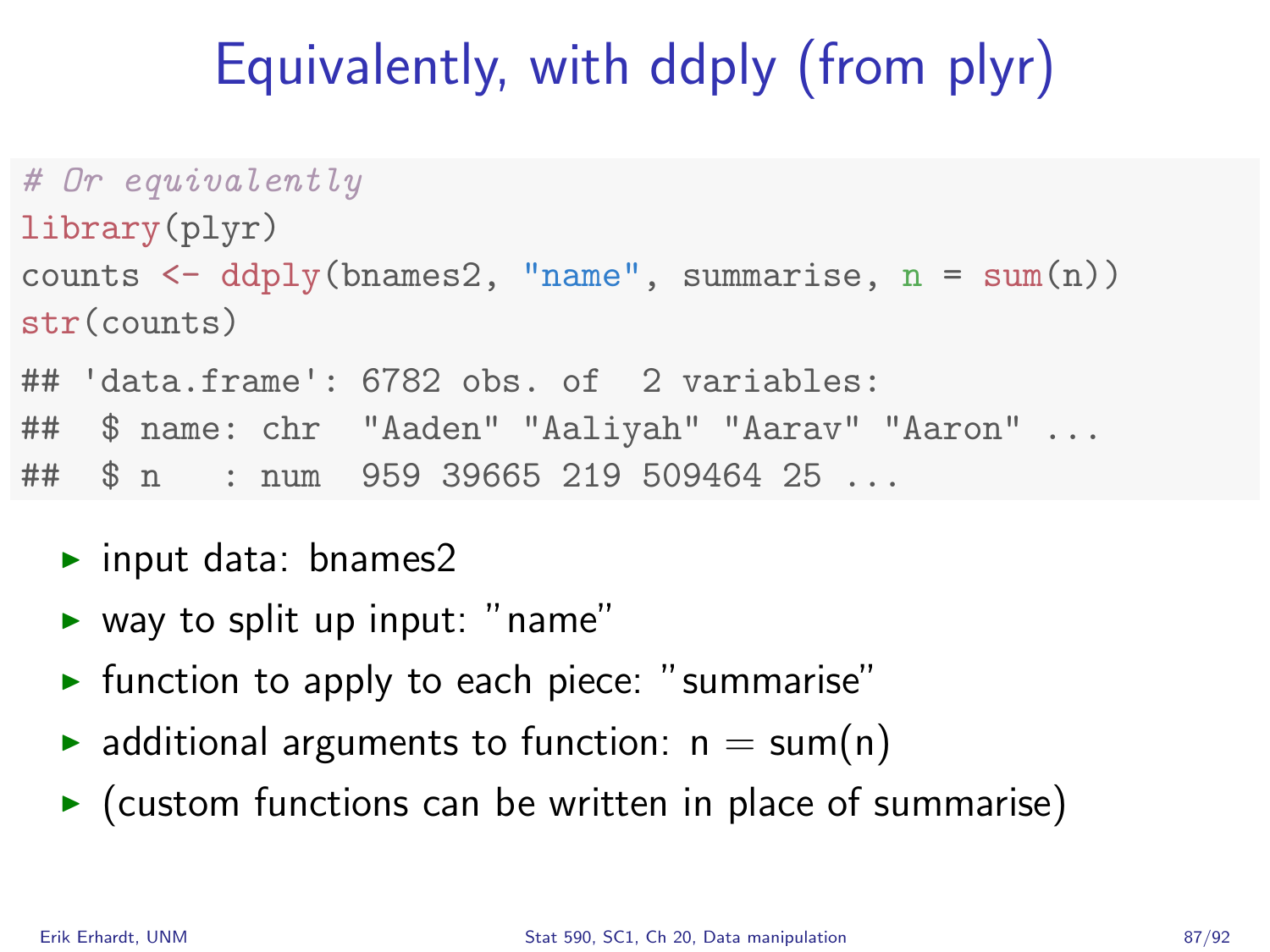# Equivalently, with ddply (from plyr)

```
# Or equivalently
library(plyr)
counts <- ddply(bnames2, "name", summarise, n = sum(n))
str(counts)
## 'data.frame': 6782 obs. of  2 variables:
##  $ name: chr  "Aaden" "Aaliyah" "Aarav" "Aaron" ...
##  $ n   : num  959 39665 219 509464 25 ...
```

- input data: bnames2
- way to split up input: "name"
- function to apply to each piece: "summarise"
- additional arguments to function: n = sum(n)
- (custom functions can be written in place of summarise)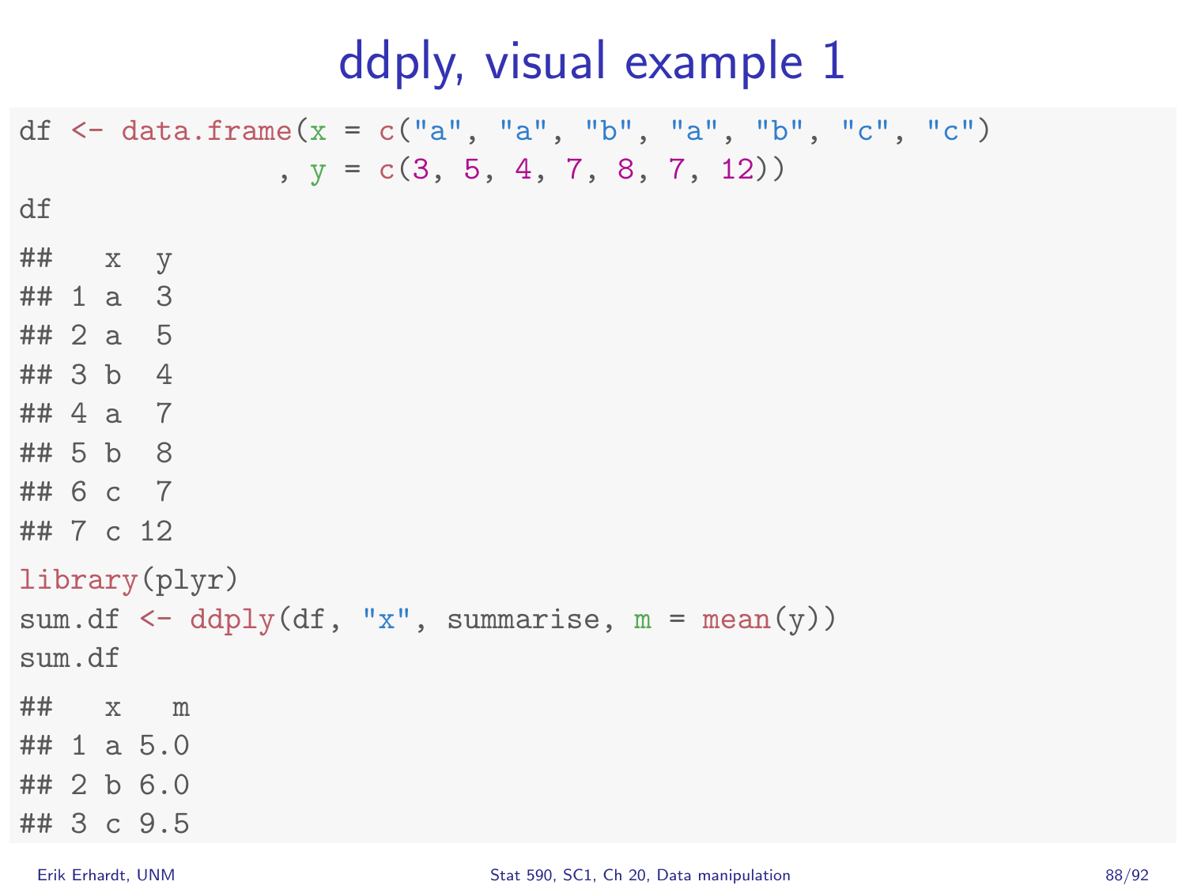# ddply, visual example 1

```
df <- data.frame(x = c("a", "a", "b", "a", "b", "c", "c")
               , y = c(3, 5, 4, 7, 8, 7, 12))
df
```

```
##   x  y
## 1 a  3
## 2 a  5
## 3 b  4
## 4 a  7
## 5 b  8
## 6 c  7
## 7 c 12
```

```
library(plyr)
sum.df <- ddply(df, "x", summarise, m = mean(y))
sum.df
```

```
##   x   m
## 1 a 5.0
## 2 b 6.0
## 3 c 9.5
```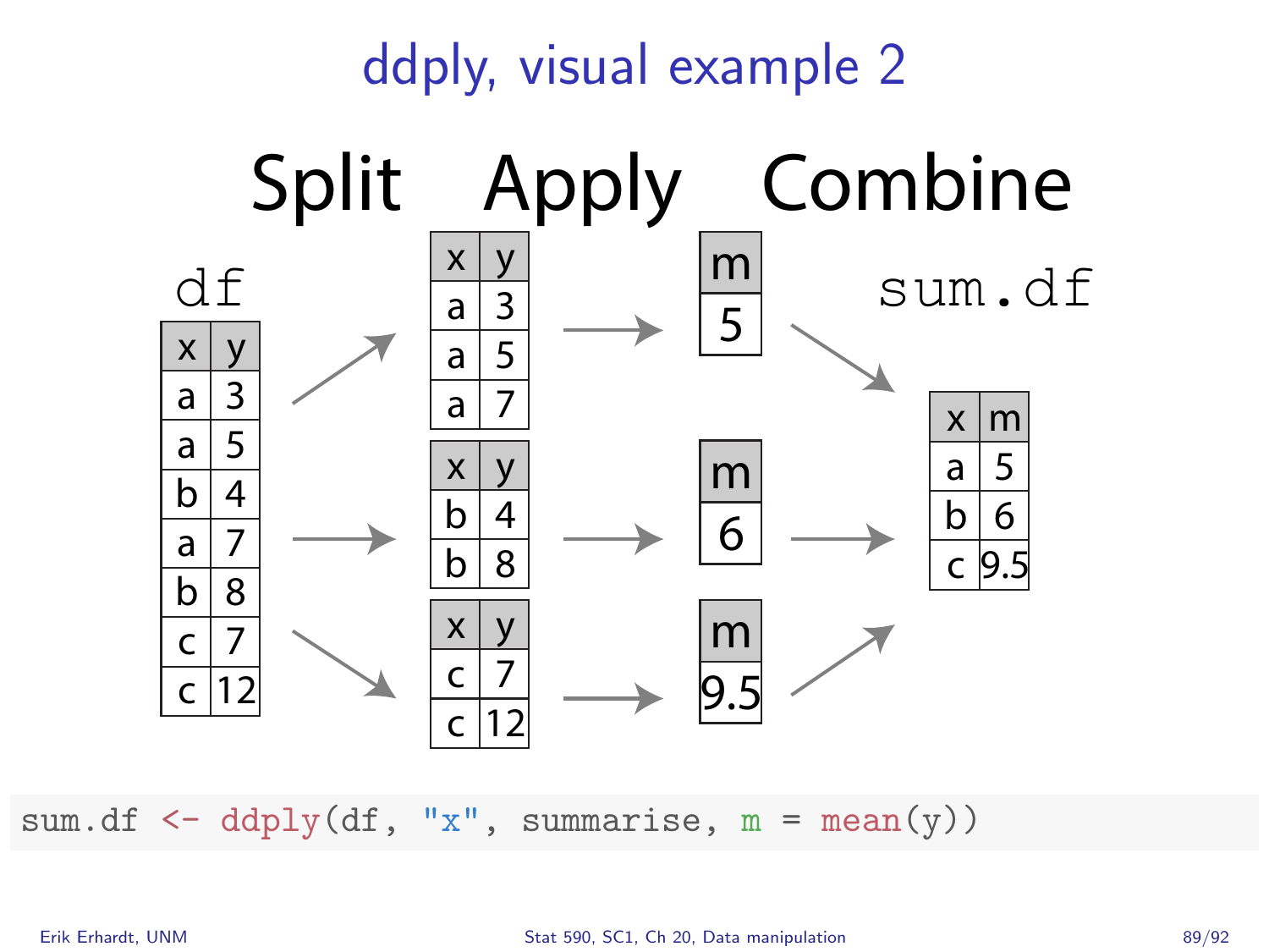# ddply, visual example 2

**Split** | **Apply** | **Combine**

df

| x | y |
|---|---|
| a | 3 |
| a | 5 |
| b | 4 |
| a | 7 |
| b | 8 |
| c | 7 |
| c | 12 |

| x | y |
|---|---|
| a | 3 |
| a | 5 |
| a | 7 |

| m |
|---|
| 5 |

| x | y |
|---|---|
| b | 4 |
| b | 8 |

| m |
|---|
| 6 |

| x | y |
|---|---|
| c | 7 |
| c | 12 |

| m |
|---|
| 9.5 |

sum.df

| x | m |
|---|---|
| a | 5 |
| b | 6 |
| c | 9.5 |

```
sum.df <- ddply(df, "x", summarise, m = mean(y))
```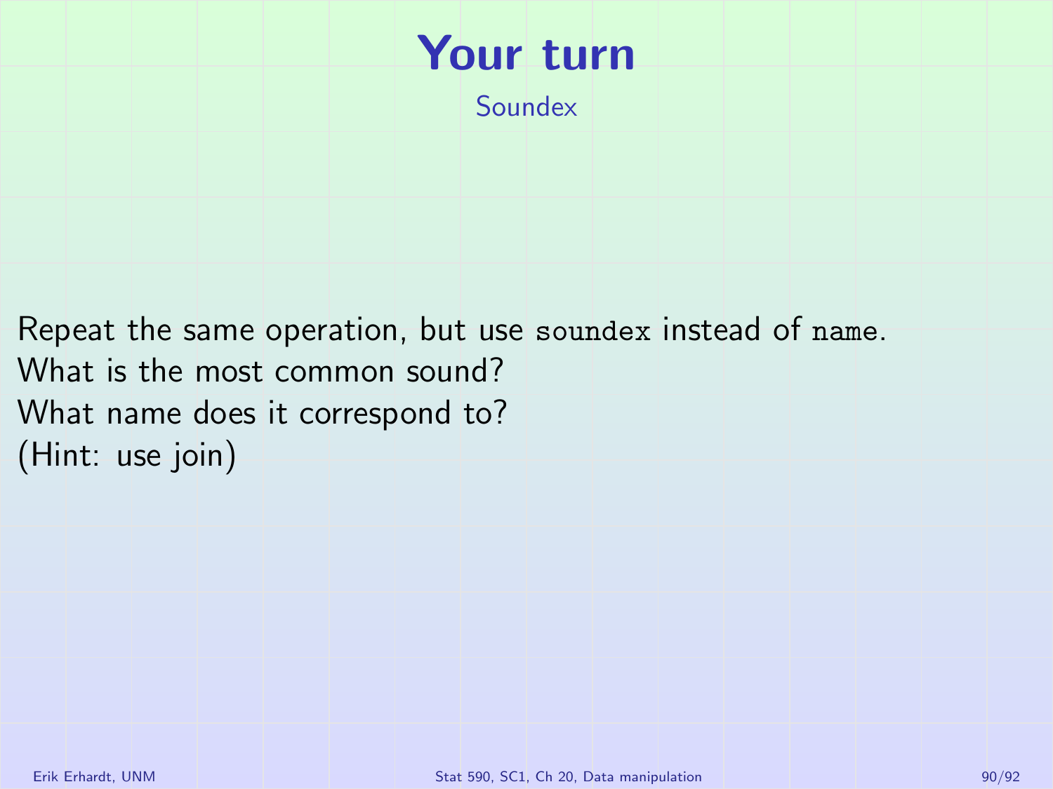# Your turn

## Soundex

Repeat the same operation, but use `soundex` instead of `name`.
What is the most common sound?
What name does it correspond to?
(Hint: use join)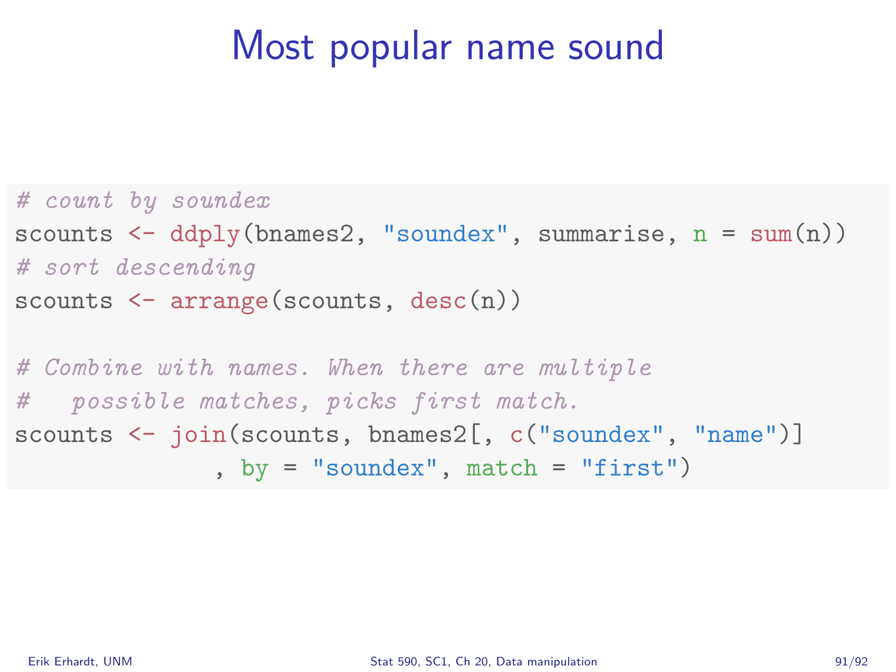# Most popular name sound

```
# count by soundex
scounts <- ddply(bnames2, "soundex", summarise, n = sum(n))
# sort descending
scounts <- arrange(scounts, desc(n))

# Combine with names. When there are multiple
#   possible matches, picks first match.
scounts <- join(scounts, bnames2[, c("soundex", "name")]
              , by = "soundex", match = "first")
```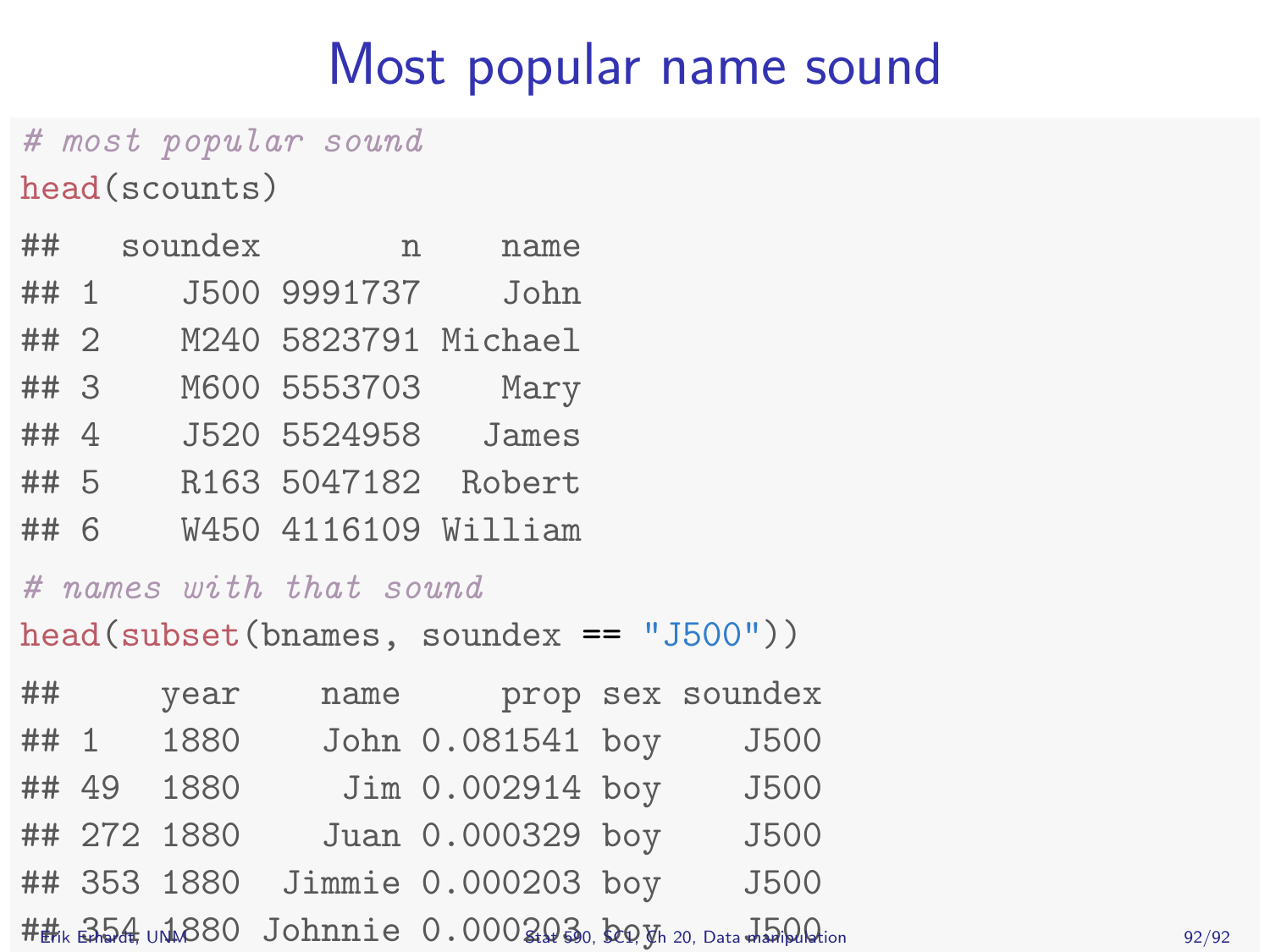# Most popular name sound

```
# most popular sound
head(scounts)

##   soundex       n    name
## 1    J500 9991737    John
## 2    M240 5823791 Michael
## 3    M600 5553703    Mary
## 4    J520 5524958   James
## 5    R163 5047182  Robert
## 6    W450 4116109 William

# names with that sound
head(subset(bnames, soundex == "J500"))

##     year    name     prop sex soundex
## 1   1880    John 0.081541 boy    J500
## 49  1880     Jim 0.002914 boy    J500
## 272 1880    Juan 0.000329 boy    J500
## 353 1880  Jimmie 0.000203 boy    J500
## 354 1880 Johnnie 0.000203 boy    J500
```